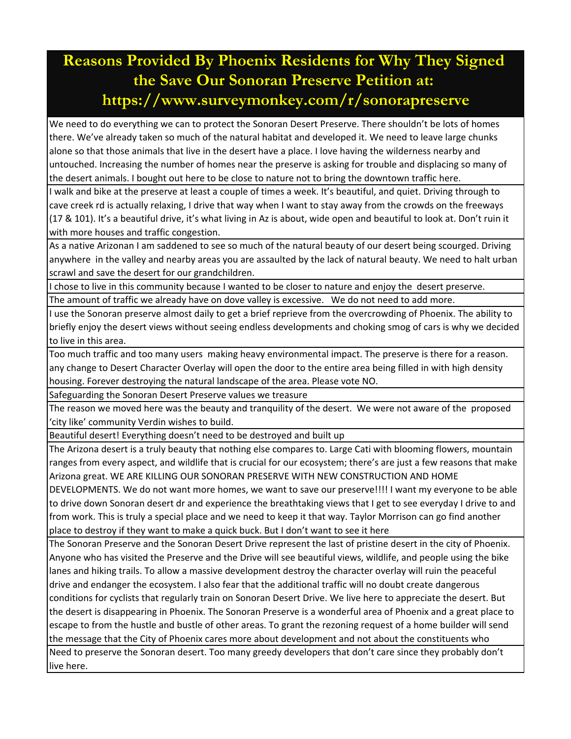# Reasons Provided By Phoenix Residents for Why They Signed the Save Our Sonoran Preserve Petition at: https://www.surveymonkey.com/r/sonorapreserve

| |
|---|
| We need to do everything we can to protect the Sonoran Desert Preserve. There shouldn't be lots of homes there. We've already taken so much of the natural habitat and developed it. We need to leave large chunks alone so that those animals that live in the desert have a place. I love having the wilderness nearby and untouched. Increasing the number of homes near the preserve is asking for trouble and displacing so many of the desert animals. I bought out here to be close to nature not to bring the downtown traffic here. |
| I walk and bike at the preserve at least a couple of times a week. It's beautiful, and quiet. Driving through to cave creek rd is actually relaxing, I drive that way when I want to stay away from the crowds on the freeways (17 & 101). It's a beautiful drive, it's what living in Az is about, wide open and beautiful to look at. Don't ruin it with more houses and traffic congestion. |
| As a native Arizonan I am saddened to see so much of the natural beauty of our desert being scourged. Driving anywhere in the valley and nearby areas you are assaulted by the lack of natural beauty. We need to halt urban scrawl and save the desert for our grandchildren. |
| I chose to live in this community because I wanted to be closer to nature and enjoy the desert preserve. |
| The amount of traffic we already have on dove valley is excessive. We do not need to add more. |
| I use the Sonoran preserve almost daily to get a brief reprieve from the overcrowding of Phoenix. The ability to briefly enjoy the desert views without seeing endless developments and choking smog of cars is why we decided to live in this area. |
| Too much traffic and too many users making heavy environmental impact. The preserve is there for a reason. any change to Desert Character Overlay will open the door to the entire area being filled in with high density housing. Forever destroying the natural landscape of the area. Please vote NO. |
| Safeguarding the Sonoran Desert Preserve values we treasure |
| The reason we moved here was the beauty and tranquility of the desert. We were not aware of the proposed 'city like' community Verdin wishes to build. |
| Beautiful desert! Everything doesn't need to be destroyed and built up |
| The Arizona desert is a truly beauty that nothing else compares to. Large Cati with blooming flowers, mountain ranges from every aspect, and wildlife that is crucial for our ecosystem; there's are just a few reasons that make Arizona great. WE ARE KILLING OUR SONORAN PRESERVE WITH NEW CONSTRUCTION AND HOME DEVELOPMENTS. We do not want more homes, we want to save our preserve!!!! I want my everyone to be able to drive down Sonoran desert dr and experience the breathtaking views that I get to see everyday I drive to and from work. This is truly a special place and we need to keep it that way. Taylor Morrison can go find another place to destroy if they want to make a quick buck. But I don't want to see it here |
| The Sonoran Preserve and the Sonoran Desert Drive represent the last of pristine desert in the city of Phoenix. Anyone who has visited the Preserve and the Drive will see beautiful views, wildlife, and people using the bike lanes and hiking trails. To allow a massive development destroy the character overlay will ruin the peaceful drive and endanger the ecosystem. I also fear that the additional traffic will no doubt create dangerous conditions for cyclists that regularly train on Sonoran Desert Drive. We live here to appreciate the desert. But the desert is disappearing in Phoenix. The Sonoran Preserve is a wonderful area of Phoenix and a great place to escape to from the hustle and bustle of other areas. To grant the rezoning request of a home builder will send the message that the City of Phoenix cares more about development and not about the constituents who |
| Need to preserve the Sonoran desert. Too many greedy developers that don't care since they probably don't live here. |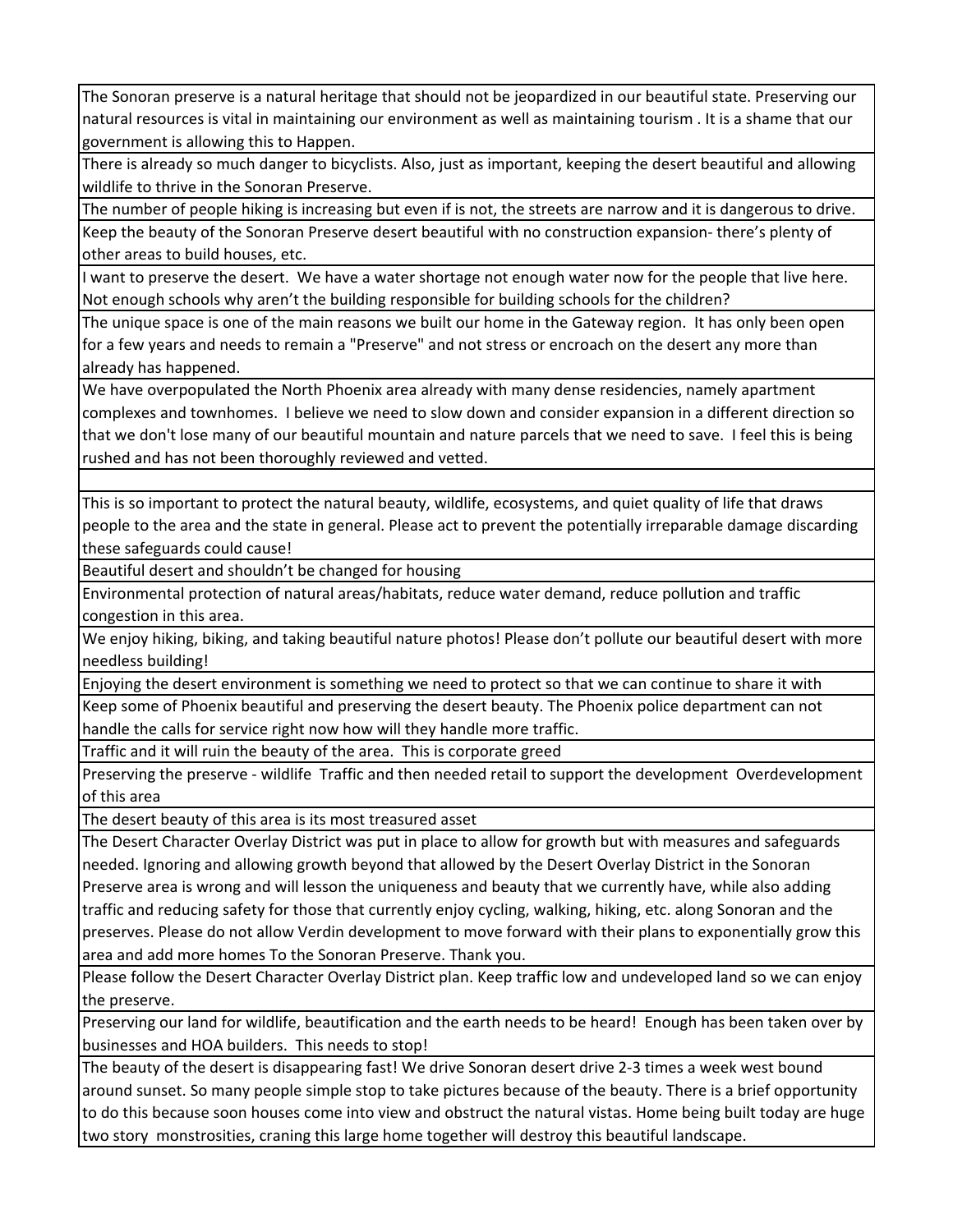| |
|---|
| The Sonoran preserve is a natural heritage that should not be jeopardized in our beautiful state. Preserving our natural resources is vital in maintaining our environment as well as maintaining tourism . It is a shame that our government is allowing this to Happen. |
| There is already so much danger to bicyclists. Also, just as important, keeping the desert beautiful and allowing wildlife to thrive in the Sonoran Preserve. |
| The number of people hiking is increasing but even if is not, the streets are narrow and it is dangerous to drive. |
| Keep the beauty of the Sonoran Preserve desert beautiful with no construction expansion- there's plenty of other areas to build houses, etc. |
| I want to preserve the desert. We have a water shortage not enough water now for the people that live here. Not enough schools why aren't the building responsible for building schools for the children? |
| The unique space is one of the main reasons we built our home in the Gateway region. It has only been open for a few years and needs to remain a "Preserve" and not stress or encroach on the desert any more than already has happened. |
| We have overpopulated the North Phoenix area already with many dense residencies, namely apartment complexes and townhomes. I believe we need to slow down and consider expansion in a different direction so that we don't lose many of our beautiful mountain and nature parcels that we need to save. I feel this is being rushed and has not been thoroughly reviewed and vetted. |
| |
| This is so important to protect the natural beauty, wildlife, ecosystems, and quiet quality of life that draws people to the area and the state in general. Please act to prevent the potentially irreparable damage discarding these safeguards could cause! |
| Beautiful desert and shouldn't be changed for housing |
| Environmental protection of natural areas/habitats, reduce water demand, reduce pollution and traffic congestion in this area. |
| We enjoy hiking, biking, and taking beautiful nature photos! Please don't pollute our beautiful desert with more needless building! |
| Enjoying the desert environment is something we need to protect so that we can continue to share it with |
| Keep some of Phoenix beautiful and preserving the desert beauty. The Phoenix police department can not handle the calls for service right now how will they handle more traffic. |
| Traffic and it will ruin the beauty of the area. This is corporate greed |
| Preserving the preserve - wildlife Traffic and then needed retail to support the development Overdevelopment of this area |
| The desert beauty of this area is its most treasured asset |
| The Desert Character Overlay District was put in place to allow for growth but with measures and safeguards needed. Ignoring and allowing growth beyond that allowed by the Desert Overlay District in the Sonoran Preserve area is wrong and will lesson the uniqueness and beauty that we currently have, while also adding traffic and reducing safety for those that currently enjoy cycling, walking, hiking, etc. along Sonoran and the preserves. Please do not allow Verdin development to move forward with their plans to exponentially grow this area and add more homes To the Sonoran Preserve. Thank you. |
| Please follow the Desert Character Overlay District plan. Keep traffic low and undeveloped land so we can enjoy the preserve. |
| Preserving our land for wildlife, beautification and the earth needs to be heard! Enough has been taken over by businesses and HOA builders. This needs to stop! |
| The beauty of the desert is disappearing fast! We drive Sonoran desert drive 2-3 times a week west bound around sunset. So many people simple stop to take pictures because of the beauty. There is a brief opportunity to do this because soon houses come into view and obstruct the natural vistas. Home being built today are huge two story monstrosities, craning this large home together will destroy this beautiful landscape. |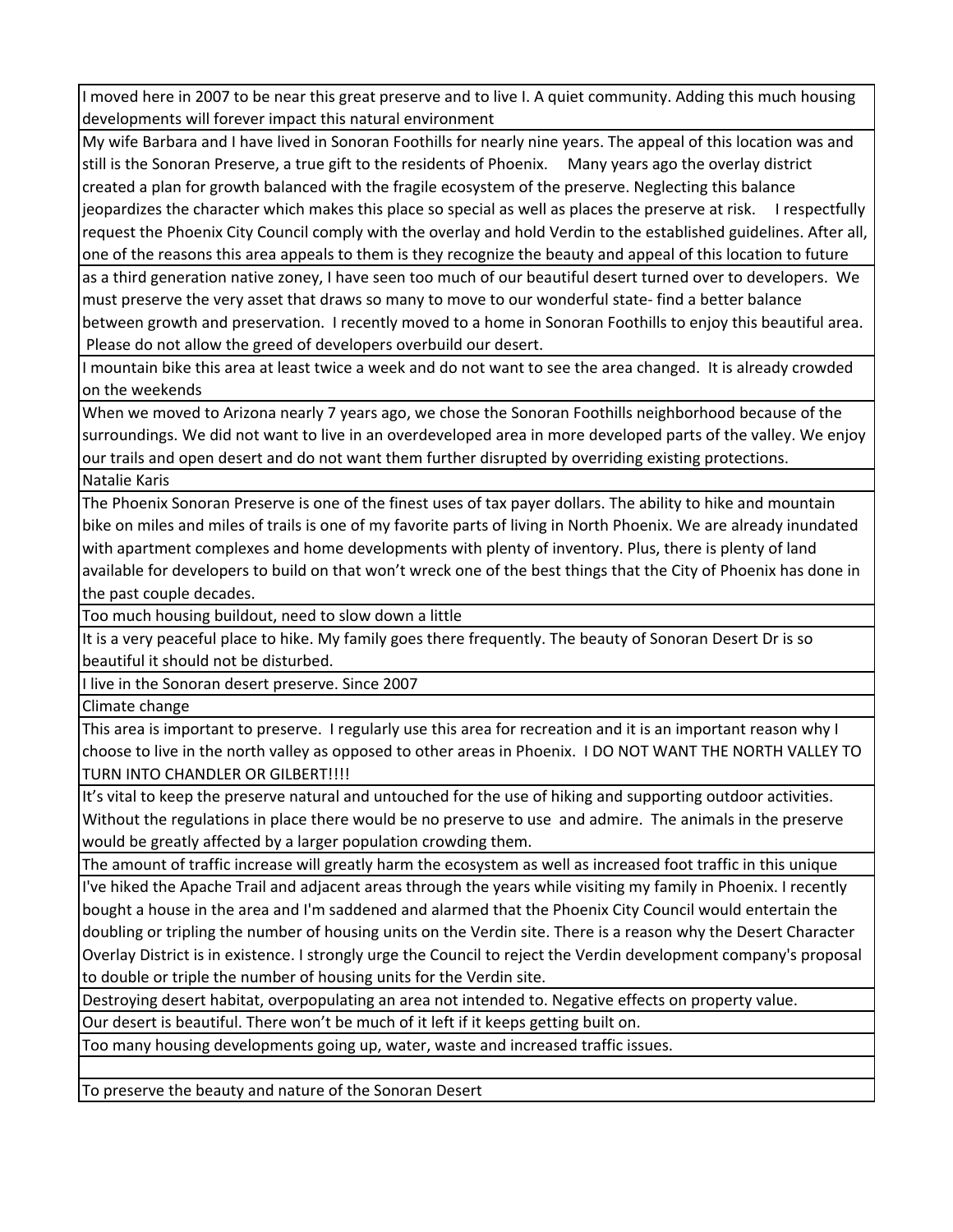| |
|---|
| I moved here in 2007 to be near this great preserve and to live I. A quiet community. Adding this much housing developments will forever impact this natural environment |
| My wife Barbara and I have lived in Sonoran Foothills for nearly nine years. The appeal of this location was and still is the Sonoran Preserve, a true gift to the residents of Phoenix. Many years ago the overlay district created a plan for growth balanced with the fragile ecosystem of the preserve. Neglecting this balance jeopardizes the character which makes this place so special as well as places the preserve at risk. I respectfully request the Phoenix City Council comply with the overlay and hold Verdin to the established guidelines. After all, one of the reasons this area appeals to them is they recognize the beauty and appeal of this location to future |
| as a third generation native zoney, I have seen too much of our beautiful desert turned over to developers. We must preserve the very asset that draws so many to move to our wonderful state- find a better balance between growth and preservation. I recently moved to a home in Sonoran Foothills to enjoy this beautiful area. Please do not allow the greed of developers overbuild our desert. |
| I mountain bike this area at least twice a week and do not want to see the area changed. It is already crowded on the weekends |
| When we moved to Arizona nearly 7 years ago, we chose the Sonoran Foothills neighborhood because of the surroundings. We did not want to live in an overdeveloped area in more developed parts of the valley. We enjoy our trails and open desert and do not want them further disrupted by overriding existing protections. |
| Natalie Karis |
| The Phoenix Sonoran Preserve is one of the finest uses of tax payer dollars. The ability to hike and mountain bike on miles and miles of trails is one of my favorite parts of living in North Phoenix. We are already inundated with apartment complexes and home developments with plenty of inventory. Plus, there is plenty of land available for developers to build on that won't wreck one of the best things that the City of Phoenix has done in the past couple decades. |
| Too much housing buildout, need to slow down a little |
| It is a very peaceful place to hike. My family goes there frequently. The beauty of Sonoran Desert Dr is so beautiful it should not be disturbed. |
| I live in the Sonoran desert preserve. Since 2007 |
| Climate change |
| This area is important to preserve. I regularly use this area for recreation and it is an important reason why I choose to live in the north valley as opposed to other areas in Phoenix. I DO NOT WANT THE NORTH VALLEY TO TURN INTO CHANDLER OR GILBERT!!!! |
| It's vital to keep the preserve natural and untouched for the use of hiking and supporting outdoor activities. Without the regulations in place there would be no preserve to use and admire. The animals in the preserve would be greatly affected by a larger population crowding them. |
| The amount of traffic increase will greatly harm the ecosystem as well as increased foot traffic in this unique |
| I've hiked the Apache Trail and adjacent areas through the years while visiting my family in Phoenix. I recently bought a house in the area and I'm saddened and alarmed that the Phoenix City Council would entertain the doubling or tripling the number of housing units on the Verdin site. There is a reason why the Desert Character Overlay District is in existence. I strongly urge the Council to reject the Verdin development company's proposal to double or triple the number of housing units for the Verdin site. |
| Destroying desert habitat, overpopulating an area not intended to. Negative effects on property value. |
| Our desert is beautiful. There won't be much of it left if it keeps getting built on. |
| Too many housing developments going up, water, waste and increased traffic issues. |
| |
| To preserve the beauty and nature of the Sonoran Desert |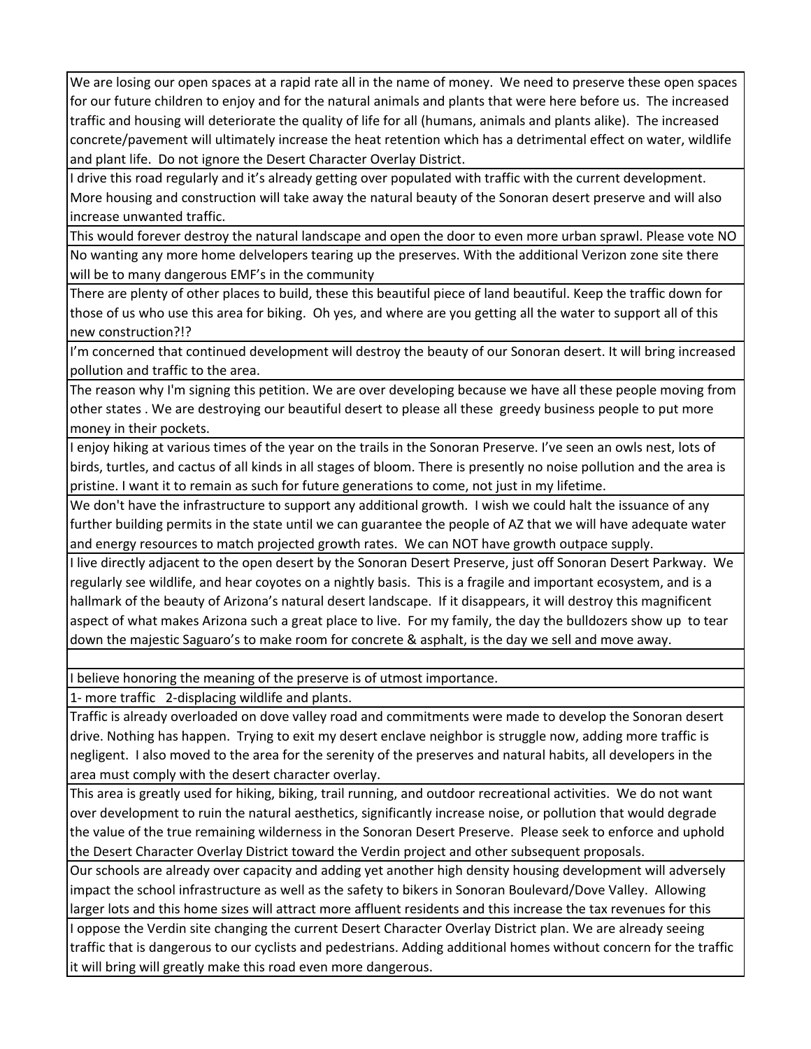| |
|---|
| We are losing our open spaces at a rapid rate all in the name of money. We need to preserve these open spaces for our future children to enjoy and for the natural animals and plants that were here before us. The increased traffic and housing will deteriorate the quality of life for all (humans, animals and plants alike). The increased concrete/pavement will ultimately increase the heat retention which has a detrimental effect on water, wildlife and plant life. Do not ignore the Desert Character Overlay District. |
| I drive this road regularly and it's already getting over populated with traffic with the current development. More housing and construction will take away the natural beauty of the Sonoran desert preserve and will also increase unwanted traffic. |
| This would forever destroy the natural landscape and open the door to even more urban sprawl. Please vote NO |
| No wanting any more home delvelopers tearing up the preserves. With the additional Verizon zone site there will be to many dangerous EMF's in the community |
| There are plenty of other places to build, these this beautiful piece of land beautiful. Keep the traffic down for those of us who use this area for biking. Oh yes, and where are you getting all the water to support all of this new construction?!? |
| I'm concerned that continued development will destroy the beauty of our Sonoran desert. It will bring increased pollution and traffic to the area. |
| The reason why I'm signing this petition. We are over developing because we have all these people moving from other states . We are destroying our beautiful desert to please all these greedy business people to put more money in their pockets. |
| I enjoy hiking at various times of the year on the trails in the Sonoran Preserve. I've seen an owls nest, lots of birds, turtles, and cactus of all kinds in all stages of bloom. There is presently no noise pollution and the area is pristine. I want it to remain as such for future generations to come, not just in my lifetime. |
| We don't have the infrastructure to support any additional growth. I wish we could halt the issuance of any further building permits in the state until we can guarantee the people of AZ that we will have adequate water and energy resources to match projected growth rates. We can NOT have growth outpace supply. |
| I live directly adjacent to the open desert by the Sonoran Desert Preserve, just off Sonoran Desert Parkway. We regularly see wildlife, and hear coyotes on a nightly basis. This is a fragile and important ecosystem, and is a hallmark of the beauty of Arizona's natural desert landscape. If it disappears, it will destroy this magnificent aspect of what makes Arizona such a great place to live. For my family, the day the bulldozers show up to tear down the majestic Saguaro's to make room for concrete & asphalt, is the day we sell and move away. |
| |
| I believe honoring the meaning of the preserve is of utmost importance. |
| 1- more traffic 2-displacing wildlife and plants. |
| Traffic is already overloaded on dove valley road and commitments were made to develop the Sonoran desert drive. Nothing has happen. Trying to exit my desert enclave neighbor is struggle now, adding more traffic is negligent. I also moved to the area for the serenity of the preserves and natural habits, all developers in the area must comply with the desert character overlay. |
| This area is greatly used for hiking, biking, trail running, and outdoor recreational activities. We do not want over development to ruin the natural aesthetics, significantly increase noise, or pollution that would degrade the value of the true remaining wilderness in the Sonoran Desert Preserve. Please seek to enforce and uphold the Desert Character Overlay District toward the Verdin project and other subsequent proposals. |
| Our schools are already over capacity and adding yet another high density housing development will adversely impact the school infrastructure as well as the safety to bikers in Sonoran Boulevard/Dove Valley. Allowing larger lots and this home sizes will attract more affluent residents and this increase the tax revenues for this |
| I oppose the Verdin site changing the current Desert Character Overlay District plan. We are already seeing traffic that is dangerous to our cyclists and pedestrians. Adding additional homes without concern for the traffic it will bring will greatly make this road even more dangerous. |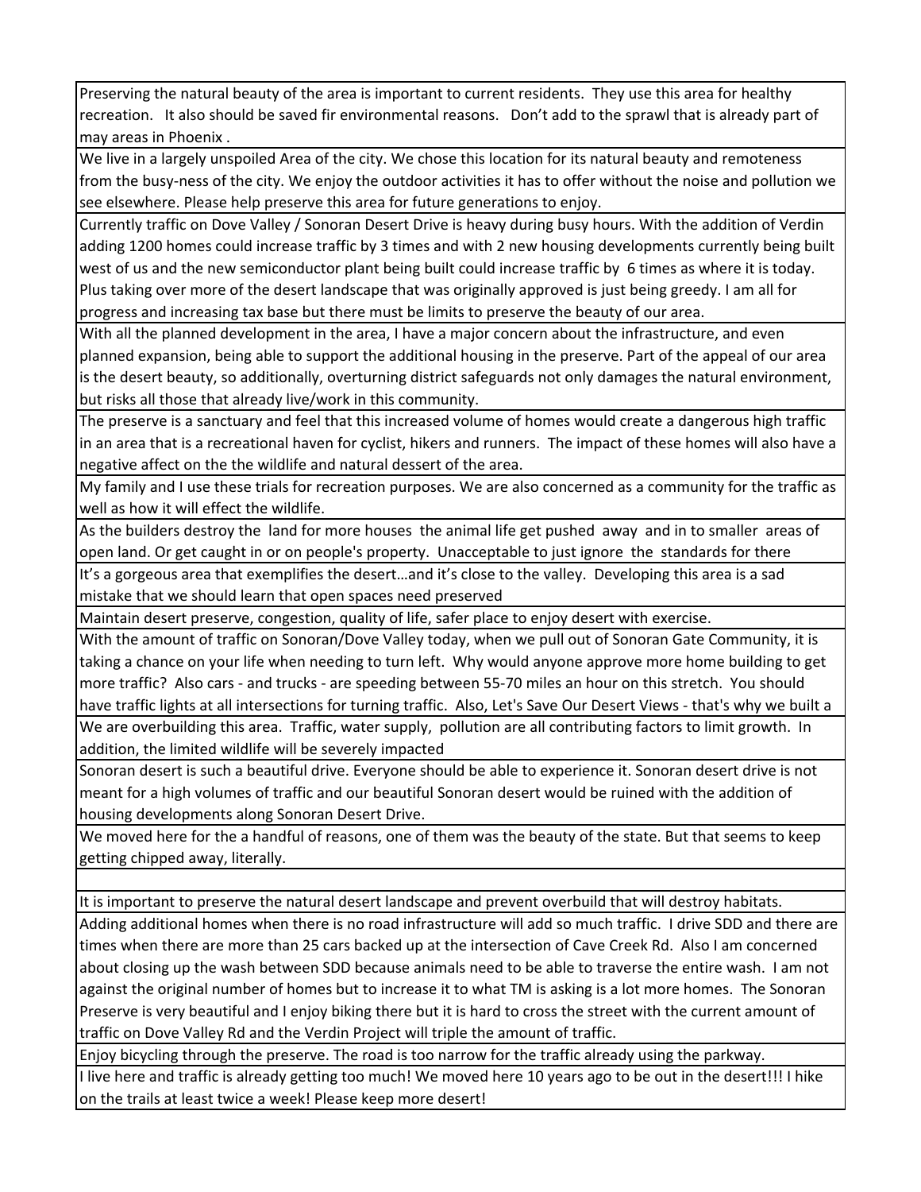| |
|---|
| Preserving the natural beauty of the area is important to current residents. They use this area for healthy recreation. It also should be saved fir environmental reasons. Don't add to the sprawl that is already part of may areas in Phoenix . |
| We live in a largely unspoiled Area of the city. We chose this location for its natural beauty and remoteness from the busy-ness of the city. We enjoy the outdoor activities it has to offer without the noise and pollution we see elsewhere. Please help preserve this area for future generations to enjoy. |
| Currently traffic on Dove Valley / Sonoran Desert Drive is heavy during busy hours. With the addition of Verdin adding 1200 homes could increase traffic by 3 times and with 2 new housing developments currently being built west of us and the new semiconductor plant being built could increase traffic by 6 times as where it is today. Plus taking over more of the desert landscape that was originally approved is just being greedy. I am all for progress and increasing tax base but there must be limits to preserve the beauty of our area. |
| With all the planned development in the area, I have a major concern about the infrastructure, and even planned expansion, being able to support the additional housing in the preserve. Part of the appeal of our area is the desert beauty, so additionally, overturning district safeguards not only damages the natural environment, but risks all those that already live/work in this community. |
| The preserve is a sanctuary and feel that this increased volume of homes would create a dangerous high traffic in an area that is a recreational haven for cyclist, hikers and runners. The impact of these homes will also have a negative affect on the the wildlife and natural dessert of the area. |
| My family and I use these trials for recreation purposes. We are also concerned as a community for the traffic as well as how it will effect the wildlife. |
| As the builders destroy the land for more houses the animal life get pushed away and in to smaller areas of open land. Or get caught in or on people's property. Unacceptable to just ignore the standards for there |
| It's a gorgeous area that exemplifies the desert…and it's close to the valley. Developing this area is a sad mistake that we should learn that open spaces need preserved |
| Maintain desert preserve, congestion, quality of life, safer place to enjoy desert with exercise. |
| With the amount of traffic on Sonoran/Dove Valley today, when we pull out of Sonoran Gate Community, it is taking a chance on your life when needing to turn left. Why would anyone approve more home building to get more traffic? Also cars - and trucks - are speeding between 55-70 miles an hour on this stretch. You should have traffic lights at all intersections for turning traffic. Also, Let's Save Our Desert Views - that's why we built a |
| We are overbuilding this area. Traffic, water supply, pollution are all contributing factors to limit growth. In addition, the limited wildlife will be severely impacted |
| Sonoran desert is such a beautiful drive. Everyone should be able to experience it. Sonoran desert drive is not meant for a high volumes of traffic and our beautiful Sonoran desert would be ruined with the addition of housing developments along Sonoran Desert Drive. |
| We moved here for the a handful of reasons, one of them was the beauty of the state. But that seems to keep getting chipped away, literally. |
| |
| It is important to preserve the natural desert landscape and prevent overbuild that will destroy habitats. |
| Adding additional homes when there is no road infrastructure will add so much traffic. I drive SDD and there are times when there are more than 25 cars backed up at the intersection of Cave Creek Rd. Also I am concerned about closing up the wash between SDD because animals need to be able to traverse the entire wash. I am not against the original number of homes but to increase it to what TM is asking is a lot more homes. The Sonoran Preserve is very beautiful and I enjoy biking there but it is hard to cross the street with the current amount of traffic on Dove Valley Rd and the Verdin Project will triple the amount of traffic. |
| Enjoy bicycling through the preserve. The road is too narrow for the traffic already using the parkway. |
| I live here and traffic is already getting too much! We moved here 10 years ago to be out in the desert!!! I hike on the trails at least twice a week! Please keep more desert! |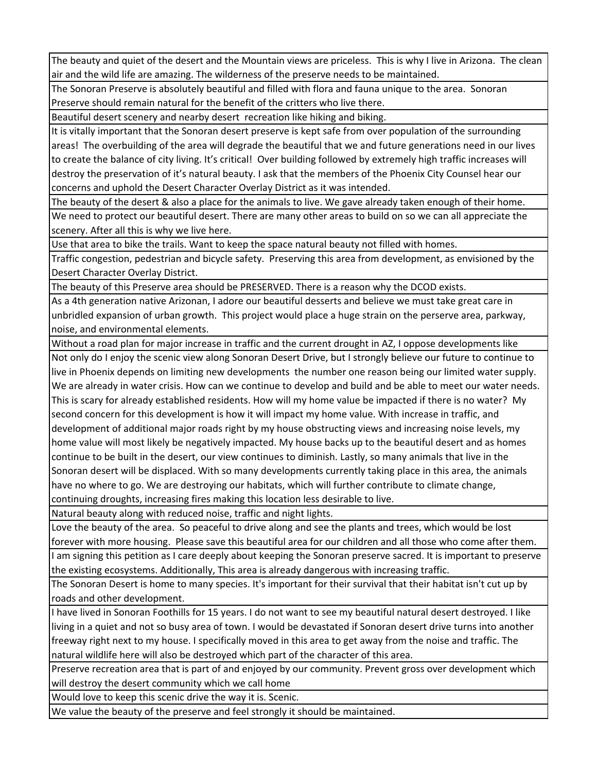| |
|---|
| The beauty and quiet of the desert and the Mountain views are priceless. This is why I live in Arizona. The clean air and the wild life are amazing. The wilderness of the preserve needs to be maintained. |
| The Sonoran Preserve is absolutely beautiful and filled with flora and fauna unique to the area. Sonoran Preserve should remain natural for the benefit of the critters who live there. |
| Beautiful desert scenery and nearby desert recreation like hiking and biking. |
| It is vitally important that the Sonoran desert preserve is kept safe from over population of the surrounding areas! The overbuilding of the area will degrade the beautiful that we and future generations need in our lives to create the balance of city living. It's critical! Over building followed by extremely high traffic increases will destroy the preservation of it's natural beauty. I ask that the members of the Phoenix City Counsel hear our concerns and uphold the Desert Character Overlay District as it was intended. |
| The beauty of the desert & also a place for the animals to live. We gave already taken enough of their home. |
| We need to protect our beautiful desert. There are many other areas to build on so we can all appreciate the scenery. After all this is why we live here. |
| Use that area to bike the trails. Want to keep the space natural beauty not filled with homes. |
| Traffic congestion, pedestrian and bicycle safety. Preserving this area from development, as envisioned by the Desert Character Overlay District. |
| The beauty of this Preserve area should be PRESERVED. There is a reason why the DCOD exists. |
| As a 4th generation native Arizonan, I adore our beautiful desserts and believe we must take great care in unbridled expansion of urban growth. This project would place a huge strain on the perserve area, parkway, noise, and environmental elements. |
| Without a road plan for major increase in traffic and the current drought in AZ, I oppose developments like |
| Not only do I enjoy the scenic view along Sonoran Desert Drive, but I strongly believe our future to continue to live in Phoenix depends on limiting new developments the number one reason being our limited water supply. We are already in water crisis. How can we continue to develop and build and be able to meet our water needs. This is scary for already established residents. How will my home value be impacted if there is no water? My second concern for this development is how it will impact my home value. With increase in traffic, and development of additional major roads right by my house obstructing views and increasing noise levels, my home value will most likely be negatively impacted. My house backs up to the beautiful desert and as homes continue to be built in the desert, our view continues to diminish. Lastly, so many animals that live in the Sonoran desert will be displaced. With so many developments currently taking place in this area, the animals have no where to go. We are destroying our habitats, which will further contribute to climate change, continuing droughts, increasing fires making this location less desirable to live. |
| Natural beauty along with reduced noise, traffic and night lights. |
| Love the beauty of the area. So peaceful to drive along and see the plants and trees, which would be lost forever with more housing. Please save this beautiful area for our children and all those who come after them. |
| I am signing this petition as I care deeply about keeping the Sonoran preserve sacred. It is important to preserve the existing ecosystems. Additionally, This area is already dangerous with increasing traffic. |
| The Sonoran Desert is home to many species. It's important for their survival that their habitat isn't cut up by roads and other development. |
| I have lived in Sonoran Foothills for 15 years. I do not want to see my beautiful natural desert destroyed. I like living in a quiet and not so busy area of town. I would be devastated if Sonoran desert drive turns into another freeway right next to my house. I specifically moved in this area to get away from the noise and traffic. The natural wildlife here will also be destroyed which part of the character of this area. |
| Preserve recreation area that is part of and enjoyed by our community. Prevent gross over development which will destroy the desert community which we call home |
| Would love to keep this scenic drive the way it is. Scenic. |
| We value the beauty of the preserve and feel strongly it should be maintained. |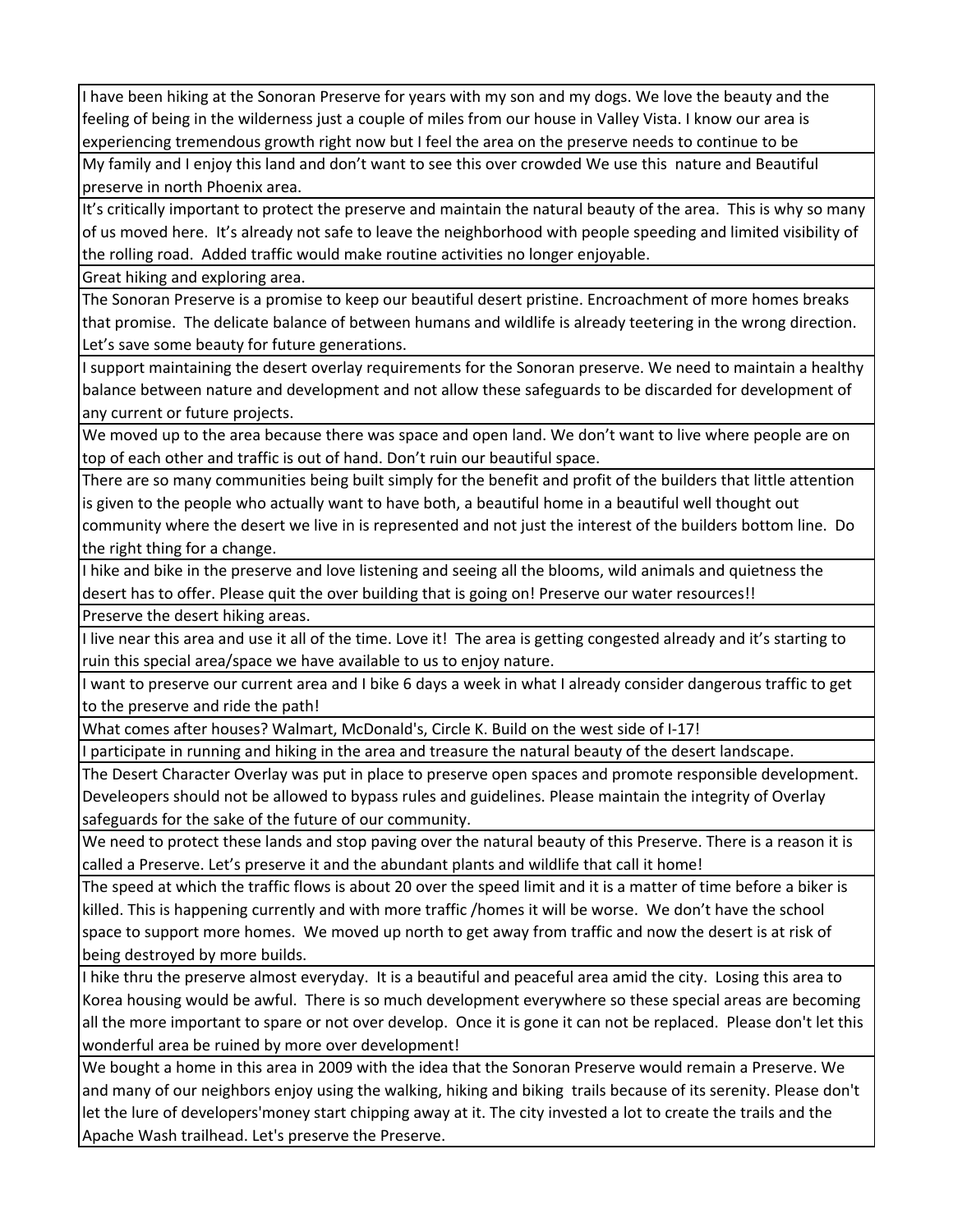| |
|---|
| I have been hiking at the Sonoran Preserve for years with my son and my dogs. We love the beauty and the feeling of being in the wilderness just a couple of miles from our house in Valley Vista. I know our area is experiencing tremendous growth right now but I feel the area on the preserve needs to continue to be |
| My family and I enjoy this land and don't want to see this over crowded We use this nature and Beautiful preserve in north Phoenix area. |
| It's critically important to protect the preserve and maintain the natural beauty of the area. This is why so many of us moved here. It's already not safe to leave the neighborhood with people speeding and limited visibility of the rolling road. Added traffic would make routine activities no longer enjoyable. |
| Great hiking and exploring area. |
| The Sonoran Preserve is a promise to keep our beautiful desert pristine. Encroachment of more homes breaks that promise. The delicate balance of between humans and wildlife is already teetering in the wrong direction. Let's save some beauty for future generations. |
| I support maintaining the desert overlay requirements for the Sonoran preserve. We need to maintain a healthy balance between nature and development and not allow these safeguards to be discarded for development of any current or future projects. |
| We moved up to the area because there was space and open land. We don't want to live where people are on top of each other and traffic is out of hand. Don't ruin our beautiful space. |
| There are so many communities being built simply for the benefit and profit of the builders that little attention is given to the people who actually want to have both, a beautiful home in a beautiful well thought out community where the desert we live in is represented and not just the interest of the builders bottom line. Do the right thing for a change. |
| I hike and bike in the preserve and love listening and seeing all the blooms, wild animals and quietness the desert has to offer. Please quit the over building that is going on! Preserve our water resources!! |
| Preserve the desert hiking areas. |
| I live near this area and use it all of the time. Love it! The area is getting congested already and it's starting to ruin this special area/space we have available to us to enjoy nature. |
| I want to preserve our current area and I bike 6 days a week in what I already consider dangerous traffic to get to the preserve and ride the path! |
| What comes after houses? Walmart, McDonald's, Circle K. Build on the west side of I-17! |
| I participate in running and hiking in the area and treasure the natural beauty of the desert landscape. |
| The Desert Character Overlay was put in place to preserve open spaces and promote responsible development. Develeopers should not be allowed to bypass rules and guidelines. Please maintain the integrity of Overlay safeguards for the sake of the future of our community. |
| We need to protect these lands and stop paving over the natural beauty of this Preserve. There is a reason it is called a Preserve. Let's preserve it and the abundant plants and wildlife that call it home! |
| The speed at which the traffic flows is about 20 over the speed limit and it is a matter of time before a biker is killed. This is happening currently and with more traffic /homes it will be worse. We don't have the school space to support more homes. We moved up north to get away from traffic and now the desert is at risk of being destroyed by more builds. |
| I hike thru the preserve almost everyday. It is a beautiful and peaceful area amid the city. Losing this area to Korea housing would be awful. There is so much development everywhere so these special areas are becoming all the more important to spare or not over develop. Once it is gone it can not be replaced. Please don't let this wonderful area be ruined by more over development! |
| We bought a home in this area in 2009 with the idea that the Sonoran Preserve would remain a Preserve. We and many of our neighbors enjoy using the walking, hiking and biking trails because of its serenity. Please don't let the lure of developers'money start chipping away at it. The city invested a lot to create the trails and the Apache Wash trailhead. Let's preserve the Preserve. |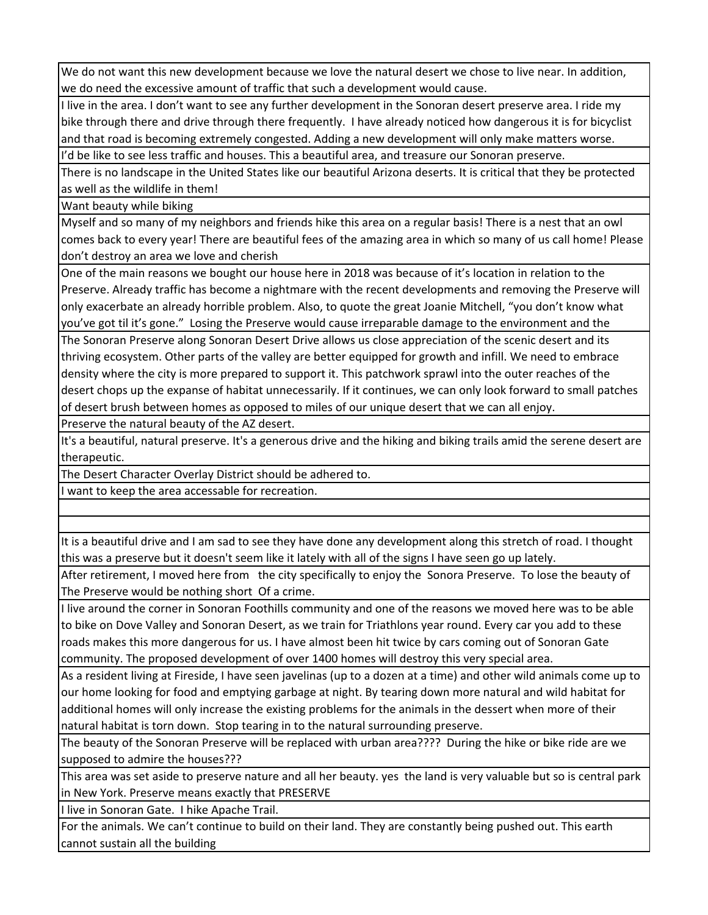| |
|---|
| We do not want this new development because we love the natural desert we chose to live near. In addition, we do need the excessive amount of traffic that such a development would cause. |
| I live in the area. I don't want to see any further development in the Sonoran desert preserve area. I ride my bike through there and drive through there frequently. I have already noticed how dangerous it is for bicyclist and that road is becoming extremely congested. Adding a new development will only make matters worse. |
| I'd be like to see less traffic and houses. This a beautiful area, and treasure our Sonoran preserve. |
| There is no landscape in the United States like our beautiful Arizona deserts. It is critical that they be protected as well as the wildlife in them! |
| Want beauty while biking |
| Myself and so many of my neighbors and friends hike this area on a regular basis! There is a nest that an owl comes back to every year! There are beautiful fees of the amazing area in which so many of us call home! Please don't destroy an area we love and cherish |
| One of the main reasons we bought our house here in 2018 was because of it's location in relation to the Preserve. Already traffic has become a nightmare with the recent developments and removing the Preserve will only exacerbate an already horrible problem. Also, to quote the great Joanie Mitchell, "you don't know what you've got til it's gone." Losing the Preserve would cause irreparable damage to the environment and the |
| The Sonoran Preserve along Sonoran Desert Drive allows us close appreciation of the scenic desert and its thriving ecosystem. Other parts of the valley are better equipped for growth and infill. We need to embrace density where the city is more prepared to support it. This patchwork sprawl into the outer reaches of the desert chops up the expanse of habitat unnecessarily. If it continues, we can only look forward to small patches of desert brush between homes as opposed to miles of our unique desert that we can all enjoy. |
| Preserve the natural beauty of the AZ desert. |
| It's a beautiful, natural preserve. It's a generous drive and the hiking and biking trails amid the serene desert are therapeutic. |
| The Desert Character Overlay District should be adhered to. |
| I want to keep the area accessable for recreation. |
| |
| |
| It is a beautiful drive and I am sad to see they have done any development along this stretch of road. I thought this was a preserve but it doesn't seem like it lately with all of the signs I have seen go up lately. |
| After retirement, I moved here from the city specifically to enjoy the Sonora Preserve. To lose the beauty of The Preserve would be nothing short Of a crime. |
| I live around the corner in Sonoran Foothills community and one of the reasons we moved here was to be able to bike on Dove Valley and Sonoran Desert, as we train for Triathlons year round. Every car you add to these roads makes this more dangerous for us. I have almost been hit twice by cars coming out of Sonoran Gate community. The proposed development of over 1400 homes will destroy this very special area. |
| As a resident living at Fireside, I have seen javelinas (up to a dozen at a time) and other wild animals come up to our home looking for food and emptying garbage at night. By tearing down more natural and wild habitat for additional homes will only increase the existing problems for the animals in the dessert when more of their natural habitat is torn down. Stop tearing in to the natural surrounding preserve. |
| The beauty of the Sonoran Preserve will be replaced with urban area???? During the hike or bike ride are we supposed to admire the houses??? |
| This area was set aside to preserve nature and all her beauty. yes the land is very valuable but so is central park in New York. Preserve means exactly that PRESERVE |
| I live in Sonoran Gate. I hike Apache Trail. |
| For the animals. We can't continue to build on their land. They are constantly being pushed out. This earth cannot sustain all the building |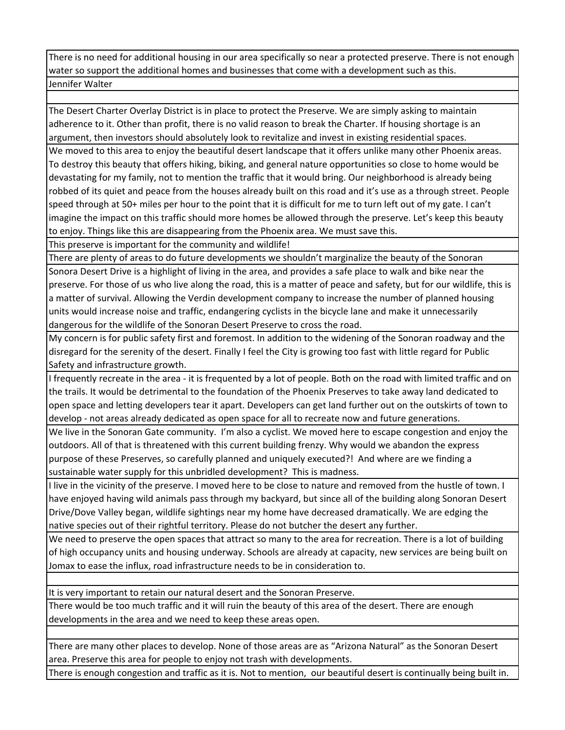| |
|---|
| There is no need for additional housing in our area specifically so near a protected preserve. There is not enough water so support the additional homes and businesses that come with a development such as this. |
| Jennifer Walter |
| |
| The Desert Charter Overlay District is in place to protect the Preserve. We are simply asking to maintain adherence to it. Other than profit, there is no valid reason to break the Charter. If housing shortage is an argument, then investors should absolutely look to revitalize and invest in existing residential spaces. |
| We moved to this area to enjoy the beautiful desert landscape that it offers unlike many other Phoenix areas. To destroy this beauty that offers hiking, biking, and general nature opportunities so close to home would be devastating for my family, not to mention the traffic that it would bring. Our neighborhood is already being robbed of its quiet and peace from the houses already built on this road and it's use as a through street. People speed through at 50+ miles per hour to the point that it is difficult for me to turn left out of my gate. I can't imagine the impact on this traffic should more homes be allowed through the preserve. Let's keep this beauty to enjoy. Things like this are disappearing from the Phoenix area. We must save this. |
| This preserve is important for the community and wildlife! |
| There are plenty of areas to do future developments we shouldn't marginalize the beauty of the Sonoran |
| Sonora Desert Drive is a highlight of living in the area, and provides a safe place to walk and bike near the preserve. For those of us who live along the road, this is a matter of peace and safety, but for our wildlife, this is a matter of survival. Allowing the Verdin development company to increase the number of planned housing units would increase noise and traffic, endangering cyclists in the bicycle lane and make it unnecessarily dangerous for the wildlife of the Sonoran Desert Preserve to cross the road. |
| My concern is for public safety first and foremost. In addition to the widening of the Sonoran roadway and the disregard for the serenity of the desert. Finally I feel the City is growing too fast with little regard for Public Safety and infrastructure growth. |
| I frequently recreate in the area - it is frequented by a lot of people. Both on the road with limited traffic and on the trails. It would be detrimental to the foundation of the Phoenix Preserves to take away land dedicated to open space and letting developers tear it apart. Developers can get land further out on the outskirts of town to develop - not areas already dedicated as open space for all to recreate now and future generations. |
| We live in the Sonoran Gate community. I'm also a cyclist. We moved here to escape congestion and enjoy the outdoors. All of that is threatened with this current building frenzy. Why would we abandon the express purpose of these Preserves, so carefully planned and uniquely executed?! And where are we finding a sustainable water supply for this unbridled development? This is madness. |
| I live in the vicinity of the preserve. I moved here to be close to nature and removed from the hustle of town. I have enjoyed having wild animals pass through my backyard, but since all of the building along Sonoran Desert Drive/Dove Valley began, wildlife sightings near my home have decreased dramatically. We are edging the native species out of their rightful territory. Please do not butcher the desert any further. |
| We need to preserve the open spaces that attract so many to the area for recreation. There is a lot of building of high occupancy units and housing underway. Schools are already at capacity, new services are being built on Jomax to ease the influx, road infrastructure needs to be in consideration to. |
| |
| It is very important to retain our natural desert and the Sonoran Preserve. |
| There would be too much traffic and it will ruin the beauty of this area of the desert. There are enough developments in the area and we need to keep these areas open. |
| |
| There are many other places to develop. None of those areas are as "Arizona Natural" as the Sonoran Desert area. Preserve this area for people to enjoy not trash with developments. |
| There is enough congestion and traffic as it is. Not to mention, our beautiful desert is continually being built in. |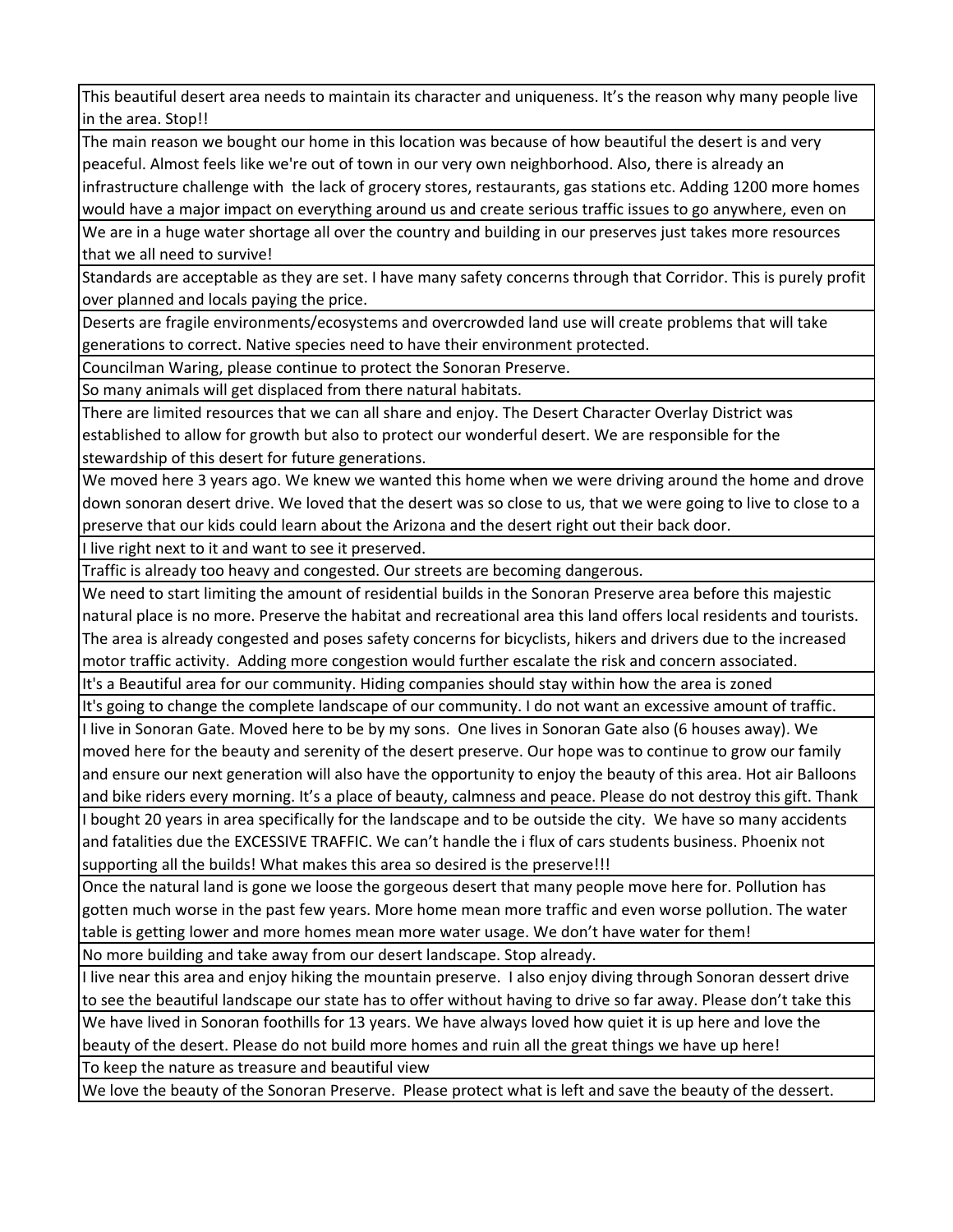| |
|---|
| This beautiful desert area needs to maintain its character and uniqueness. It's the reason why many people live in the area. Stop!! |
| The main reason we bought our home in this location was because of how beautiful the desert is and very peaceful. Almost feels like we're out of town in our very own neighborhood. Also, there is already an infrastructure challenge with the lack of grocery stores, restaurants, gas stations etc. Adding 1200 more homes would have a major impact on everything around us and create serious traffic issues to go anywhere, even on |
| We are in a huge water shortage all over the country and building in our preserves just takes more resources that we all need to survive! |
| Standards are acceptable as they are set. I have many safety concerns through that Corridor. This is purely profit over planned and locals paying the price. |
| Deserts are fragile environments/ecosystems and overcrowded land use will create problems that will take generations to correct. Native species need to have their environment protected. |
| Councilman Waring, please continue to protect the Sonoran Preserve. |
| So many animals will get displaced from there natural habitats. |
| There are limited resources that we can all share and enjoy. The Desert Character Overlay District was established to allow for growth but also to protect our wonderful desert. We are responsible for the stewardship of this desert for future generations. |
| We moved here 3 years ago. We knew we wanted this home when we were driving around the home and drove down sonoran desert drive. We loved that the desert was so close to us, that we were going to live to close to a preserve that our kids could learn about the Arizona and the desert right out their back door. |
| I live right next to it and want to see it preserved. |
| Traffic is already too heavy and congested. Our streets are becoming dangerous. |
| We need to start limiting the amount of residential builds in the Sonoran Preserve area before this majestic natural place is no more. Preserve the habitat and recreational area this land offers local residents and tourists. The area is already congested and poses safety concerns for bicyclists, hikers and drivers due to the increased motor traffic activity. Adding more congestion would further escalate the risk and concern associated. |
| It's a Beautiful area for our community. Hiding companies should stay within how the area is zoned |
| It's going to change the complete landscape of our community. I do not want an excessive amount of traffic. |
| I live in Sonoran Gate. Moved here to be by my sons. One lives in Sonoran Gate also (6 houses away). We moved here for the beauty and serenity of the desert preserve. Our hope was to continue to grow our family and ensure our next generation will also have the opportunity to enjoy the beauty of this area. Hot air Balloons and bike riders every morning. It's a place of beauty, calmness and peace. Please do not destroy this gift. Thank |
| I bought 20 years in area specifically for the landscape and to be outside the city. We have so many accidents and fatalities due the EXCESSIVE TRAFFIC. We can't handle the i flux of cars students business. Phoenix not supporting all the builds! What makes this area so desired is the preserve!!! |
| Once the natural land is gone we loose the gorgeous desert that many people move here for. Pollution has gotten much worse in the past few years. More home mean more traffic and even worse pollution. The water table is getting lower and more homes mean more water usage. We don't have water for them! |
| No more building and take away from our desert landscape. Stop already. |
| I live near this area and enjoy hiking the mountain preserve. I also enjoy diving through Sonoran dessert drive to see the beautiful landscape our state has to offer without having to drive so far away. Please don't take this |
| We have lived in Sonoran foothills for 13 years. We have always loved how quiet it is up here and love the beauty of the desert. Please do not build more homes and ruin all the great things we have up here! |
| To keep the nature as treasure and beautiful view |
| We love the beauty of the Sonoran Preserve. Please protect what is left and save the beauty of the dessert. |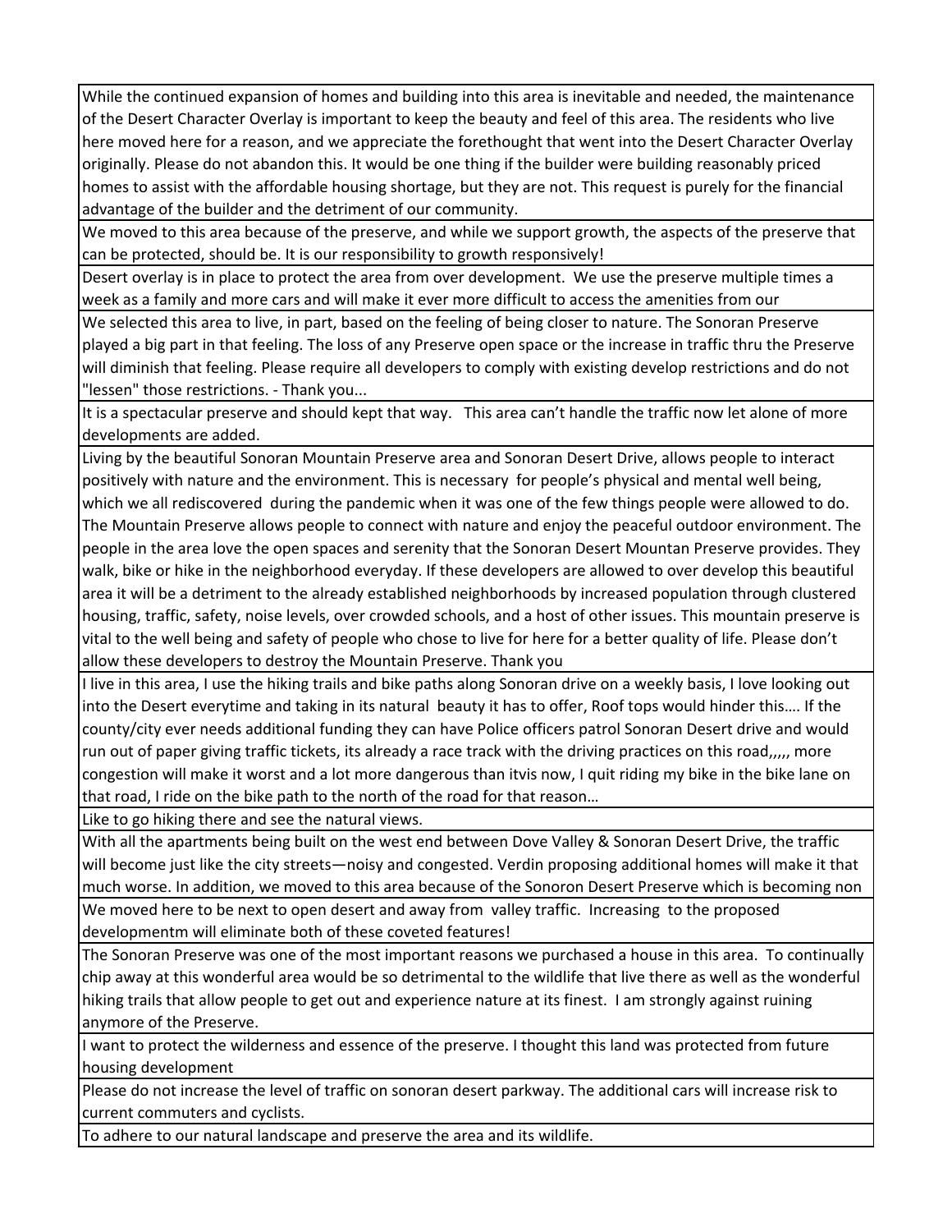| |
|---|
| While the continued expansion of homes and building into this area is inevitable and needed, the maintenance of the Desert Character Overlay is important to keep the beauty and feel of this area. The residents who live here moved here for a reason, and we appreciate the forethought that went into the Desert Character Overlay originally. Please do not abandon this. It would be one thing if the builder were building reasonably priced homes to assist with the affordable housing shortage, but they are not. This request is purely for the financial advantage of the builder and the detriment of our community. |
| We moved to this area because of the preserve, and while we support growth, the aspects of the preserve that can be protected, should be. It is our responsibility to growth responsively! |
| Desert overlay is in place to protect the area from over development. We use the preserve multiple times a week as a family and more cars and will make it ever more difficult to access the amenities from our |
| We selected this area to live, in part, based on the feeling of being closer to nature. The Sonoran Preserve played a big part in that feeling. The loss of any Preserve open space or the increase in traffic thru the Preserve will diminish that feeling. Please require all developers to comply with existing develop restrictions and do not "lessen" those restrictions. - Thank you... |
| It is a spectacular preserve and should kept that way. This area can't handle the traffic now let alone of more developments are added. |
| Living by the beautiful Sonoran Mountain Preserve area and Sonoran Desert Drive, allows people to interact positively with nature and the environment. This is necessary for people's physical and mental well being, which we all rediscovered during the pandemic when it was one of the few things people were allowed to do. The Mountain Preserve allows people to connect with nature and enjoy the peaceful outdoor environment. The people in the area love the open spaces and serenity that the Sonoran Desert Mountan Preserve provides. They walk, bike or hike in the neighborhood everyday. If these developers are allowed to over develop this beautiful area it will be a detriment to the already established neighborhoods by increased population through clustered housing, traffic, safety, noise levels, over crowded schools, and a host of other issues. This mountain preserve is vital to the well being and safety of people who chose to live for here for a better quality of life. Please don't allow these developers to destroy the Mountain Preserve. Thank you |
| I live in this area, I use the hiking trails and bike paths along Sonoran drive on a weekly basis, I love looking out into the Desert everytime and taking in its natural beauty it has to offer, Roof tops would hinder this…. If the county/city ever needs additional funding they can have Police officers patrol Sonoran Desert drive and would run out of paper giving traffic tickets, its already a race track with the driving practices on this road,,,,, more congestion will make it worst and a lot more dangerous than itvis now, I quit riding my bike in the bike lane on that road, I ride on the bike path to the north of the road for that reason… |
| Like to go hiking there and see the natural views. |
| With all the apartments being built on the west end between Dove Valley & Sonoran Desert Drive, the traffic will become just like the city streets—noisy and congested. Verdin proposing additional homes will make it that much worse. In addition, we moved to this area because of the Sonoron Desert Preserve which is becoming non |
| We moved here to be next to open desert and away from valley traffic. Increasing to the proposed developmentm will eliminate both of these coveted features! |
| The Sonoran Preserve was one of the most important reasons we purchased a house in this area. To continually chip away at this wonderful area would be so detrimental to the wildlife that live there as well as the wonderful hiking trails that allow people to get out and experience nature at its finest. I am strongly against ruining anymore of the Preserve. |
| I want to protect the wilderness and essence of the preserve. I thought this land was protected from future housing development |
| Please do not increase the level of traffic on sonoran desert parkway. The additional cars will increase risk to current commuters and cyclists. |
| To adhere to our natural landscape and preserve the area and its wildlife. |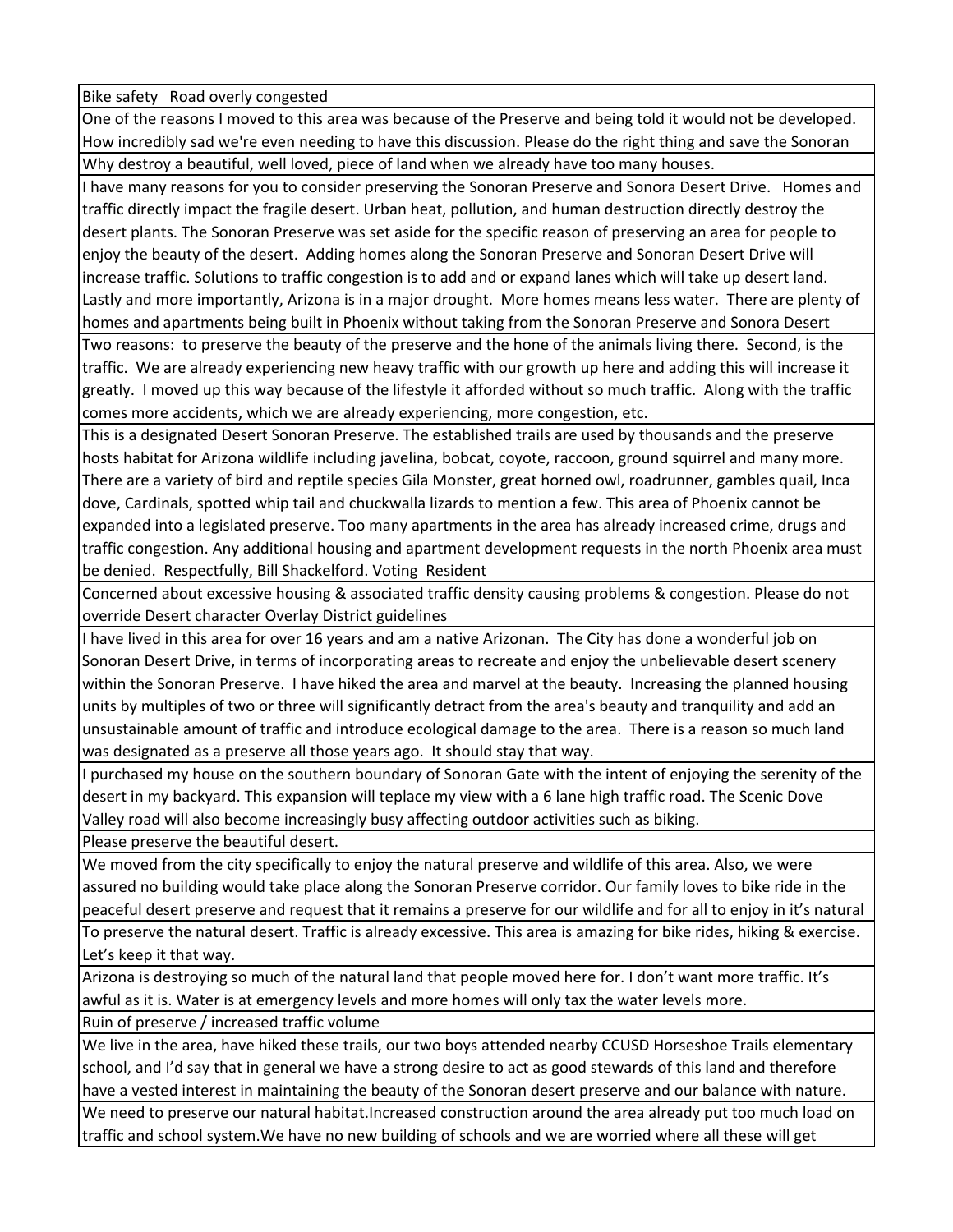| Bike safety   Road overly congested |
|---|
| One of the reasons I moved to this area was because of the Preserve and being told it would not be developed. How incredibly sad we're even needing to have this discussion. Please do the right thing and save the Sonoran |
| Why destroy a beautiful, well loved, piece of land when we already have too many houses. |
| I have many reasons for you to consider preserving the Sonoran Preserve and Sonora Desert Drive.   Homes and traffic directly impact the fragile desert. Urban heat, pollution, and human destruction directly destroy the desert plants. The Sonoran Preserve was set aside for the specific reason of preserving an area for people to enjoy the beauty of the desert.  Adding homes along the Sonoran Preserve and Sonoran Desert Drive will increase traffic. Solutions to traffic congestion is to add and or expand lanes which will take up desert land. Lastly and more importantly, Arizona is in a major drought.  More homes means less water.  There are plenty of homes and apartments being built in Phoenix without taking from the Sonoran Preserve and Sonora Desert |
| Two reasons:  to preserve the beauty of the preserve and the hone of the animals living there.  Second, is the traffic.  We are already experiencing new heavy traffic with our growth up here and adding this will increase it greatly.  I moved up this way because of the lifestyle it afforded without so much traffic.  Along with the traffic comes more accidents, which we are already experiencing, more congestion, etc. |
| This is a designated Desert Sonoran Preserve. The established trails are used by thousands and the preserve hosts habitat for Arizona wildlife including javelina, bobcat, coyote, raccoon, ground squirrel and many more. There are a variety of bird and reptile species Gila Monster, great horned owl, roadrunner, gambles quail, Inca dove, Cardinals, spotted whip tail and chuckwalla lizards to mention a few. This area of Phoenix cannot be expanded into a legislated preserve. Too many apartments in the area has already increased crime, drugs and traffic congestion. Any additional housing and apartment development requests in the north Phoenix area must be denied.  Respectfully, Bill Shackelford. Voting  Resident |
| Concerned about excessive housing & associated traffic density causing problems & congestion. Please do not override Desert character Overlay District guidelines |
| I have lived in this area for over 16 years and am a native Arizonan.  The City has done a wonderful job on Sonoran Desert Drive, in terms of incorporating areas to recreate and enjoy the unbelievable desert scenery within the Sonoran Preserve.  I have hiked the area and marvel at the beauty.  Increasing the planned housing units by multiples of two or three will significantly detract from the area's beauty and tranquility and add an unsustainable amount of traffic and introduce ecological damage to the area.  There is a reason so much land was designated as a preserve all those years ago.  It should stay that way. |
| I purchased my house on the southern boundary of Sonoran Gate with the intent of enjoying the serenity of the desert in my backyard. This expansion will teplace my view with a 6 lane high traffic road. The Scenic Dove Valley road will also become increasingly busy affecting outdoor activities such as biking. |
| Please preserve the beautiful desert. |
| We moved from the city specifically to enjoy the natural preserve and wildlife of this area. Also, we were assured no building would take place along the Sonoran Preserve corridor. Our family loves to bike ride in the peaceful desert preserve and request that it remains a preserve for our wildlife and for all to enjoy in it's natural |
| To preserve the natural desert. Traffic is already excessive. This area is amazing for bike rides, hiking & exercise. Let's keep it that way. |
| Arizona is destroying so much of the natural land that people moved here for. I don't want more traffic. It's awful as it is. Water is at emergency levels and more homes will only tax the water levels more. |
| Ruin of preserve / increased traffic volume |
| We live in the area, have hiked these trails, our two boys attended nearby CCUSD Horseshoe Trails elementary school, and I'd say that in general we have a strong desire to act as good stewards of this land and therefore have a vested interest in maintaining the beauty of the Sonoran desert preserve and our balance with nature. |
| We need to preserve our natural habitat.Increased construction around the area already put too much load on traffic and school system.We have no new building of schools and we are worried where all these will get |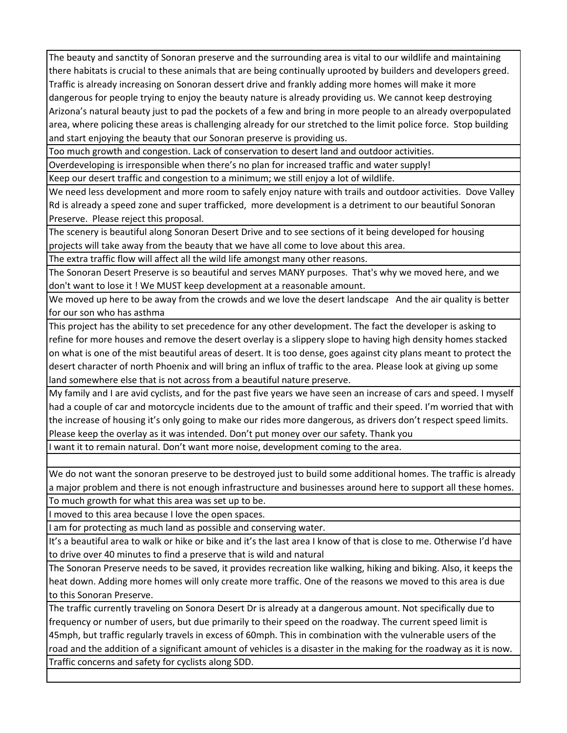| |
|---|
| The beauty and sanctity of Sonoran preserve and the surrounding area is vital to our wildlife and maintaining there habitats is crucial to these animals that are being continually uprooted by builders and developers greed. Traffic is already increasing on Sonoran dessert drive and frankly adding more homes will make it more dangerous for people trying to enjoy the beauty nature is already providing us. We cannot keep destroying Arizona's natural beauty just to pad the pockets of a few and bring in more people to an already overpopulated area, where policing these areas is challenging already for our stretched to the limit police force. Stop building and start enjoying the beauty that our Sonoran preserve is providing us. |
| Too much growth and congestion. Lack of conservation to desert land and outdoor activities. |
| Overdeveloping is irresponsible when there's no plan for increased traffic and water supply! |
| Keep our desert traffic and congestion to a minimum; we still enjoy a lot of wildlife. |
| We need less development and more room to safely enjoy nature with trails and outdoor activities. Dove Valley Rd is already a speed zone and super trafficked, more development is a detriment to our beautiful Sonoran Preserve. Please reject this proposal. |
| The scenery is beautiful along Sonoran Desert Drive and to see sections of it being developed for housing projects will take away from the beauty that we have all come to love about this area. |
| The extra traffic flow will affect all the wild life amongst many other reasons. |
| The Sonoran Desert Preserve is so beautiful and serves MANY purposes. That's why we moved here, and we don't want to lose it ! We MUST keep development at a reasonable amount. |
| We moved up here to be away from the crowds and we love the desert landscape And the air quality is better for our son who has asthma |
| This project has the ability to set precedence for any other development. The fact the developer is asking to refine for more houses and remove the desert overlay is a slippery slope to having high density homes stacked on what is one of the mist beautiful areas of desert. It is too dense, goes against city plans meant to protect the desert character of north Phoenix and will bring an influx of traffic to the area. Please look at giving up some land somewhere else that is not across from a beautiful nature preserve. |
| My family and I are avid cyclists, and for the past five years we have seen an increase of cars and speed. I myself had a couple of car and motorcycle incidents due to the amount of traffic and their speed. I'm worried that with the increase of housing it's only going to make our rides more dangerous, as drivers don't respect speed limits. Please keep the overlay as it was intended. Don't put money over our safety. Thank you |
| I want it to remain natural. Don't want more noise, development coming to the area. |
| |
| We do not want the sonoran preserve to be destroyed just to build some additional homes. The traffic is already a major problem and there is not enough infrastructure and businesses around here to support all these homes. |
| To much growth for what this area was set up to be. |
| I moved to this area because I love the open spaces. |
| I am for protecting as much land as possible and conserving water. |
| It's a beautiful area to walk or hike or bike and it's the last area I know of that is close to me. Otherwise I'd have to drive over 40 minutes to find a preserve that is wild and natural |
| The Sonoran Preserve needs to be saved, it provides recreation like walking, hiking and biking. Also, it keeps the heat down. Adding more homes will only create more traffic. One of the reasons we moved to this area is due to this Sonoran Preserve. |
| The traffic currently traveling on Sonora Desert Dr is already at a dangerous amount. Not specifically due to frequency or number of users, but due primarily to their speed on the roadway. The current speed limit is 45mph, but traffic regularly travels in excess of 60mph. This in combination with the vulnerable users of the road and the addition of a significant amount of vehicles is a disaster in the making for the roadway as it is now. |
| Traffic concerns and safety for cyclists along SDD. |
| |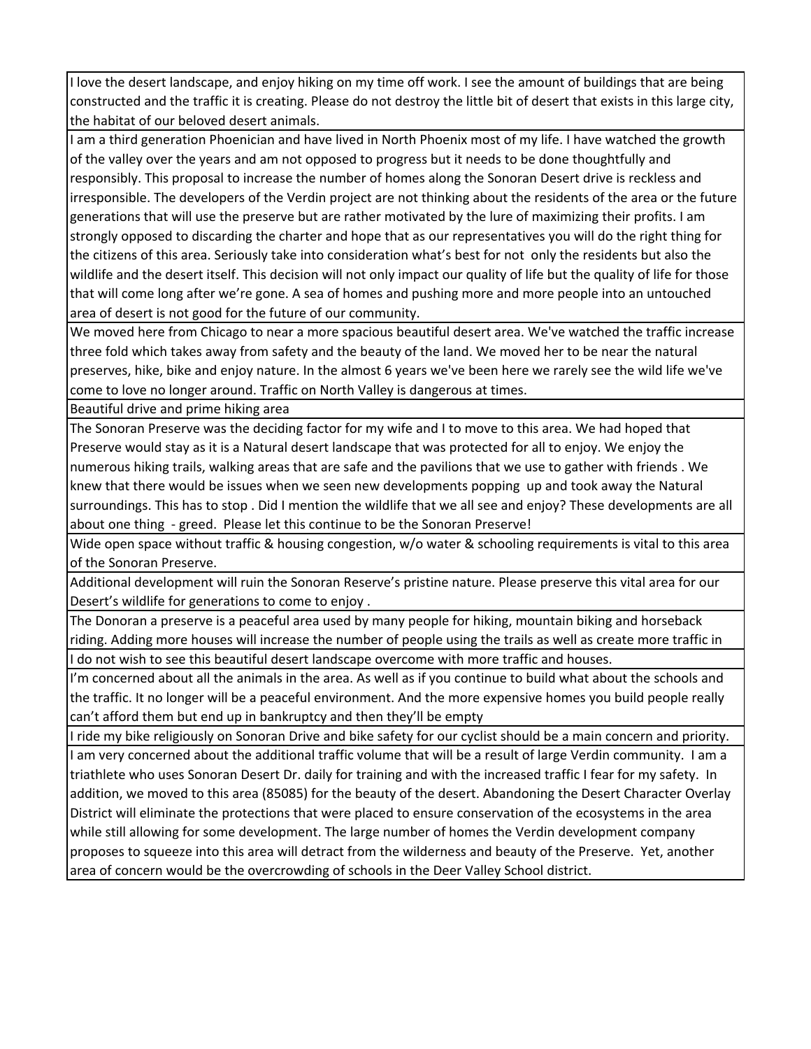| |
|---|
| I love the desert landscape, and enjoy hiking on my time off work. I see the amount of buildings that are being constructed and the traffic it is creating. Please do not destroy the little bit of desert that exists in this large city, the habitat of our beloved desert animals. |
| I am a third generation Phoenician and have lived in North Phoenix most of my life. I have watched the growth of the valley over the years and am not opposed to progress but it needs to be done thoughtfully and responsibly. This proposal to increase the number of homes along the Sonoran Desert drive is reckless and irresponsible. The developers of the Verdin project are not thinking about the residents of the area or the future generations that will use the preserve but are rather motivated by the lure of maximizing their profits. I am strongly opposed to discarding the charter and hope that as our representatives you will do the right thing for the citizens of this area. Seriously take into consideration what's best for not only the residents but also the wildlife and the desert itself. This decision will not only impact our quality of life but the quality of life for those that will come long after we're gone. A sea of homes and pushing more and more people into an untouched area of desert is not good for the future of our community. |
| We moved here from Chicago to near a more spacious beautiful desert area. We've watched the traffic increase three fold which takes away from safety and the beauty of the land. We moved her to be near the natural preserves, hike, bike and enjoy nature. In the almost 6 years we've been here we rarely see the wild life we've come to love no longer around. Traffic on North Valley is dangerous at times. |
| Beautiful drive and prime hiking area |
| The Sonoran Preserve was the deciding factor for my wife and I to move to this area. We had hoped that Preserve would stay as it is a Natural desert landscape that was protected for all to enjoy. We enjoy the numerous hiking trails, walking areas that are safe and the pavilions that we use to gather with friends . We knew that there would be issues when we seen new developments popping up and took away the Natural surroundings. This has to stop . Did I mention the wildlife that we all see and enjoy? These developments are all about one thing - greed. Please let this continue to be the Sonoran Preserve! |
| Wide open space without traffic & housing congestion, w/o water & schooling requirements is vital to this area of the Sonoran Preserve. |
| Additional development will ruin the Sonoran Reserve's pristine nature. Please preserve this vital area for our Desert's wildlife for generations to come to enjoy . |
| The Donoran a preserve is a peaceful area used by many people for hiking, mountain biking and horseback riding. Adding more houses will increase the number of people using the trails as well as create more traffic in |
| I do not wish to see this beautiful desert landscape overcome with more traffic and houses. |
| I'm concerned about all the animals in the area. As well as if you continue to build what about the schools and the traffic. It no longer will be a peaceful environment. And the more expensive homes you build people really can't afford them but end up in bankruptcy and then they'll be empty |
| I ride my bike religiously on Sonoran Drive and bike safety for our cyclist should be a main concern and priority. |
| I am very concerned about the additional traffic volume that will be a result of large Verdin community. I am a triathlete who uses Sonoran Desert Dr. daily for training and with the increased traffic I fear for my safety. In addition, we moved to this area (85085) for the beauty of the desert. Abandoning the Desert Character Overlay District will eliminate the protections that were placed to ensure conservation of the ecosystems in the area while still allowing for some development. The large number of homes the Verdin development company proposes to squeeze into this area will detract from the wilderness and beauty of the Preserve. Yet, another area of concern would be the overcrowding of schools in the Deer Valley School district. |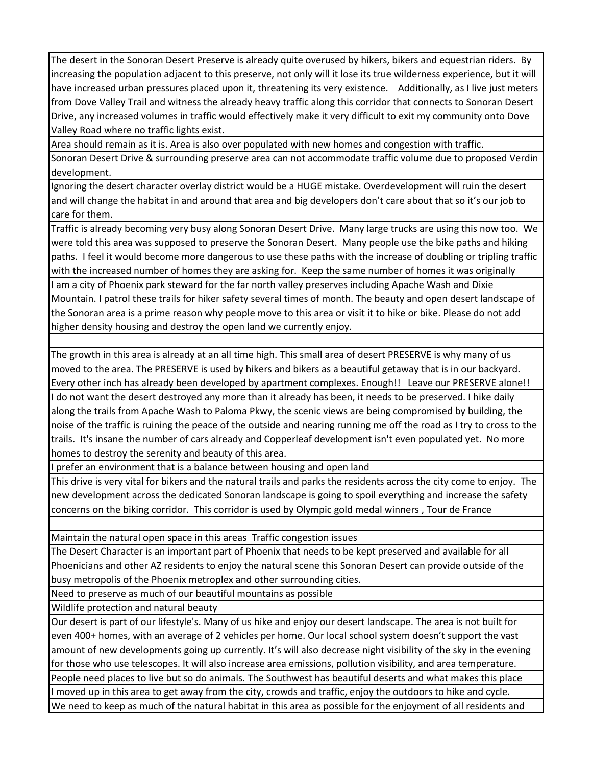| |
|---|
| The desert in the Sonoran Desert Preserve is already quite overused by hikers, bikers and equestrian riders. By increasing the population adjacent to this preserve, not only will it lose its true wilderness experience, but it will have increased urban pressures placed upon it, threatening its very existence. Additionally, as I live just meters from Dove Valley Trail and witness the already heavy traffic along this corridor that connects to Sonoran Desert Drive, any increased volumes in traffic would effectively make it very difficult to exit my community onto Dove Valley Road where no traffic lights exist. |
| Area should remain as it is. Area is also over populated with new homes and congestion with traffic. |
| Sonoran Desert Drive & surrounding preserve area can not accommodate traffic volume due to proposed Verdin development. |
| Ignoring the desert character overlay district would be a HUGE mistake. Overdevelopment will ruin the desert and will change the habitat in and around that area and big developers don't care about that so it's our job to care for them. |
| Traffic is already becoming very busy along Sonoran Desert Drive. Many large trucks are using this now too. We were told this area was supposed to preserve the Sonoran Desert. Many people use the bike paths and hiking paths. I feel it would become more dangerous to use these paths with the increase of doubling or tripling traffic with the increased number of homes they are asking for. Keep the same number of homes it was originally |
| I am a city of Phoenix park steward for the far north valley preserves including Apache Wash and Dixie Mountain. I patrol these trails for hiker safety several times of month. The beauty and open desert landscape of the Sonoran area is a prime reason why people move to this area or visit it to hike or bike. Please do not add higher density housing and destroy the open land we currently enjoy. |
| |
| The growth in this area is already at an all time high. This small area of desert PRESERVE is why many of us moved to the area. The PRESERVE is used by hikers and bikers as a beautiful getaway that is in our backyard. Every other inch has already been developed by apartment complexes. Enough!! Leave our PRESERVE alone!! |
| I do not want the desert destroyed any more than it already has been, it needs to be preserved. I hike daily along the trails from Apache Wash to Paloma Pkwy, the scenic views are being compromised by building, the noise of the traffic is ruining the peace of the outside and nearing running me off the road as I try to cross to the trails. It's insane the number of cars already and Copperleaf development isn't even populated yet. No more homes to destroy the serenity and beauty of this area. |
| I prefer an environment that is a balance between housing and open land |
| This drive is very vital for bikers and the natural trails and parks the residents across the city come to enjoy. The new development across the dedicated Sonoran landscape is going to spoil everything and increase the safety concerns on the biking corridor. This corridor is used by Olympic gold medal winners , Tour de France |
| |
| Maintain the natural open space in this areas Traffic congestion issues |
| The Desert Character is an important part of Phoenix that needs to be kept preserved and available for all Phoenicians and other AZ residents to enjoy the natural scene this Sonoran Desert can provide outside of the busy metropolis of the Phoenix metroplex and other surrounding cities. |
| Need to preserve as much of our beautiful mountains as possible |
| Wildlife protection and natural beauty |
| Our desert is part of our lifestyle's. Many of us hike and enjoy our desert landscape. The area is not built for even 400+ homes, with an average of 2 vehicles per home. Our local school system doesn't support the vast amount of new developments going up currently. It's will also decrease night visibility of the sky in the evening for those who use telescopes. It will also increase area emissions, pollution visibility, and area temperature. |
| People need places to live but so do animals. The Southwest has beautiful deserts and what makes this place |
| I moved up in this area to get away from the city, crowds and traffic, enjoy the outdoors to hike and cycle. |
| We need to keep as much of the natural habitat in this area as possible for the enjoyment of all residents and |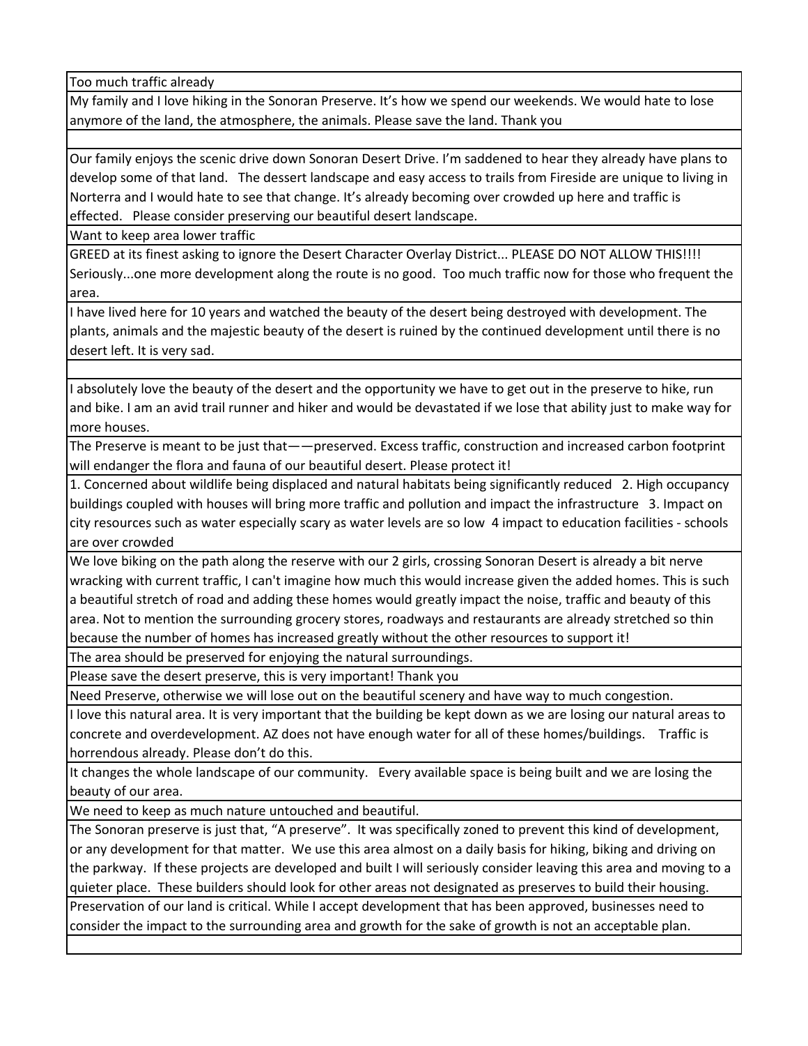| |
|---|
| Too much traffic already |
| My family and I love hiking in the Sonoran Preserve. It's how we spend our weekends. We would hate to lose anymore of the land, the atmosphere, the animals. Please save the land. Thank you |
| |
| Our family enjoys the scenic drive down Sonoran Desert Drive. I'm saddened to hear they already have plans to develop some of that land. The dessert landscape and easy access to trails from Fireside are unique to living in Norterra and I would hate to see that change. It's already becoming over crowded up here and traffic is effected. Please consider preserving our beautiful desert landscape. |
| Want to keep area lower traffic |
| GREED at its finest asking to ignore the Desert Character Overlay District... PLEASE DO NOT ALLOW THIS!!!! Seriously...one more development along the route is no good. Too much traffic now for those who frequent the area. |
| I have lived here for 10 years and watched the beauty of the desert being destroyed with development. The plants, animals and the majestic beauty of the desert is ruined by the continued development until there is no desert left. It is very sad. |
| |
| I absolutely love the beauty of the desert and the opportunity we have to get out in the preserve to hike, run and bike. I am an avid trail runner and hiker and would be devastated if we lose that ability just to make way for more houses. |
| The Preserve is meant to be just that——preserved. Excess traffic, construction and increased carbon footprint will endanger the flora and fauna of our beautiful desert. Please protect it! |
| 1. Concerned about wildlife being displaced and natural habitats being significantly reduced 2. High occupancy buildings coupled with houses will bring more traffic and pollution and impact the infrastructure 3. Impact on city resources such as water especially scary as water levels are so low 4 impact to education facilities - schools are over crowded |
| We love biking on the path along the reserve with our 2 girls, crossing Sonoran Desert is already a bit nerve wracking with current traffic, I can't imagine how much this would increase given the added homes. This is such a beautiful stretch of road and adding these homes would greatly impact the noise, traffic and beauty of this area. Not to mention the surrounding grocery stores, roadways and restaurants are already stretched so thin because the number of homes has increased greatly without the other resources to support it! |
| The area should be preserved for enjoying the natural surroundings. |
| Please save the desert preserve, this is very important! Thank you |
| Need Preserve, otherwise we will lose out on the beautiful scenery and have way to much congestion. |
| I love this natural area. It is very important that the building be kept down as we are losing our natural areas to concrete and overdevelopment. AZ does not have enough water for all of these homes/buildings. Traffic is horrendous already. Please don't do this. |
| It changes the whole landscape of our community. Every available space is being built and we are losing the beauty of our area. |
| We need to keep as much nature untouched and beautiful. |
| The Sonoran preserve is just that, "A preserve". It was specifically zoned to prevent this kind of development, or any development for that matter. We use this area almost on a daily basis for hiking, biking and driving on the parkway. If these projects are developed and built I will seriously consider leaving this area and moving to a quieter place. These builders should look for other areas not designated as preserves to build their housing. |
| Preservation of our land is critical. While I accept development that has been approved, businesses need to consider the impact to the surrounding area and growth for the sake of growth is not an acceptable plan. |
| |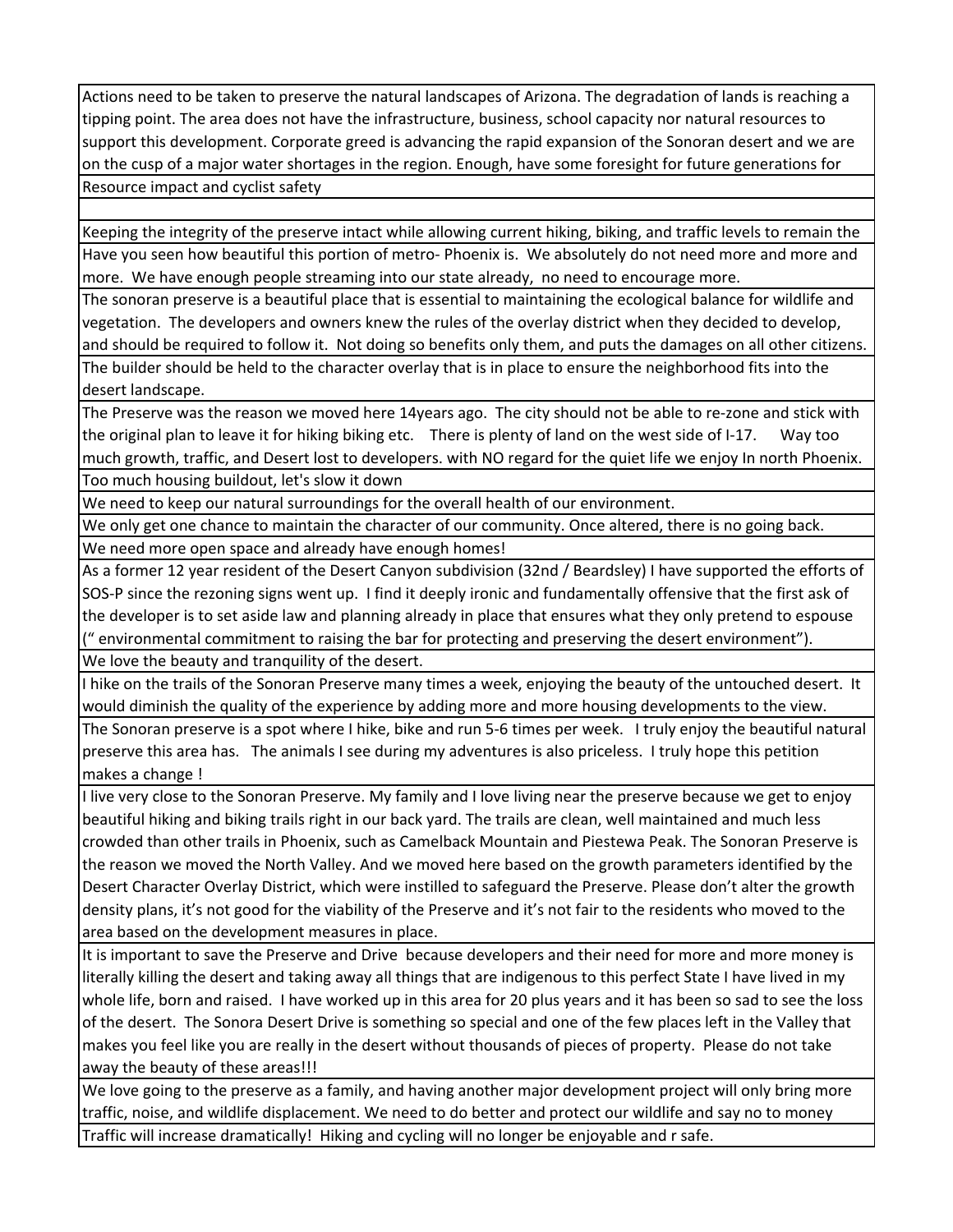| |
|---|
| Actions need to be taken to preserve the natural landscapes of Arizona. The degradation of lands is reaching a tipping point. The area does not have the infrastructure, business, school capacity nor natural resources to support this development. Corporate greed is advancing the rapid expansion of the Sonoran desert and we are on the cusp of a major water shortages in the region. Enough, have some foresight for future generations for |
| Resource impact and cyclist safety |
| |
| Keeping the integrity of the preserve intact while allowing current hiking, biking, and traffic levels to remain the |
| Have you seen how beautiful this portion of metro- Phoenix is. We absolutely do not need more and more and more. We have enough people streaming into our state already, no need to encourage more. |
| The sonoran preserve is a beautiful place that is essential to maintaining the ecological balance for wildlife and vegetation. The developers and owners knew the rules of the overlay district when they decided to develop, and should be required to follow it. Not doing so benefits only them, and puts the damages on all other citizens. |
| The builder should be held to the character overlay that is in place to ensure the neighborhood fits into the desert landscape. |
| The Preserve was the reason we moved here 14years ago. The city should not be able to re-zone and stick with the original plan to leave it for hiking biking etc. There is plenty of land on the west side of I-17. Way too much growth, traffic, and Desert lost to developers. with NO regard for the quiet life we enjoy In north Phoenix. |
| Too much housing buildout, let's slow it down |
| We need to keep our natural surroundings for the overall health of our environment. |
| We only get one chance to maintain the character of our community. Once altered, there is no going back. |
| We need more open space and already have enough homes! |
| As a former 12 year resident of the Desert Canyon subdivision (32nd / Beardsley) I have supported the efforts of SOS-P since the rezoning signs went up. I find it deeply ironic and fundamentally offensive that the first ask of the developer is to set aside law and planning already in place that ensures what they only pretend to espouse (" environmental commitment to raising the bar for protecting and preserving the desert environment"). |
| We love the beauty and tranquility of the desert. |
| I hike on the trails of the Sonoran Preserve many times a week, enjoying the beauty of the untouched desert. It would diminish the quality of the experience by adding more and more housing developments to the view. |
| The Sonoran preserve is a spot where I hike, bike and run 5-6 times per week. I truly enjoy the beautiful natural preserve this area has. The animals I see during my adventures is also priceless. I truly hope this petition makes a change ! |
| I live very close to the Sonoran Preserve. My family and I love living near the preserve because we get to enjoy beautiful hiking and biking trails right in our back yard. The trails are clean, well maintained and much less crowded than other trails in Phoenix, such as Camelback Mountain and Piestewa Peak. The Sonoran Preserve is the reason we moved the North Valley. And we moved here based on the growth parameters identified by the Desert Character Overlay District, which were instilled to safeguard the Preserve. Please don't alter the growth density plans, it's not good for the viability of the Preserve and it's not fair to the residents who moved to the area based on the development measures in place. |
| It is important to save the Preserve and Drive because developers and their need for more and more money is literally killing the desert and taking away all things that are indigenous to this perfect State I have lived in my whole life, born and raised. I have worked up in this area for 20 plus years and it has been so sad to see the loss of the desert. The Sonora Desert Drive is something so special and one of the few places left in the Valley that makes you feel like you are really in the desert without thousands of pieces of property. Please do not take away the beauty of these areas!!! |
| We love going to the preserve as a family, and having another major development project will only bring more traffic, noise, and wildlife displacement. We need to do better and protect our wildlife and say no to money |
| Traffic will increase dramatically! Hiking and cycling will no longer be enjoyable and r safe. |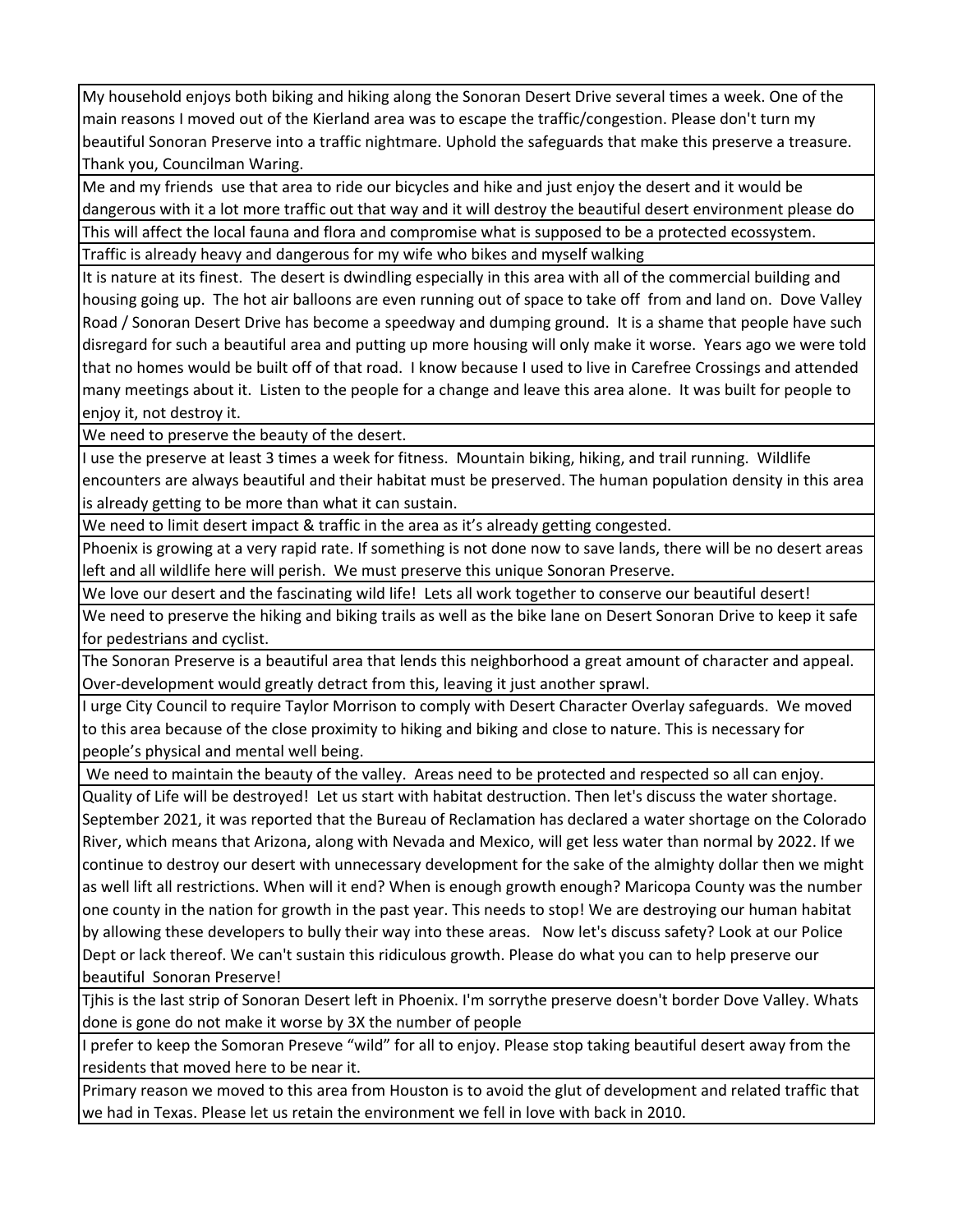| |
|---|
| My household enjoys both biking and hiking along the Sonoran Desert Drive several times a week. One of the main reasons I moved out of the Kierland area was to escape the traffic/congestion. Please don't turn my beautiful Sonoran Preserve into a traffic nightmare. Uphold the safeguards that make this preserve a treasure. Thank you, Councilman Waring. |
| Me and my friends  use that area to ride our bicycles and hike and just enjoy the desert and it would be dangerous with it a lot more traffic out that way and it will destroy the beautiful desert environment please do |
| This will affect the local fauna and flora and compromise what is supposed to be a protected ecossystem. |
| Traffic is already heavy and dangerous for my wife who bikes and myself walking |
| It is nature at its finest.  The desert is dwindling especially in this area with all of the commercial building and housing going up.  The hot air balloons are even running out of space to take off  from and land on.  Dove Valley Road / Sonoran Desert Drive has become a speedway and dumping ground.  It is a shame that people have such disregard for such a beautiful area and putting up more housing will only make it worse.  Years ago we were told that no homes would be built off of that road.  I know because I used to live in Carefree Crossings and attended many meetings about it.  Listen to the people for a change and leave this area alone.  It was built for people to enjoy it, not destroy it. |
| We need to preserve the beauty of the desert. |
| I use the preserve at least 3 times a week for fitness.  Mountain biking, hiking, and trail running.  Wildlife encounters are always beautiful and their habitat must be preserved. The human population density in this area is already getting to be more than what it can sustain. |
| We need to limit desert impact & traffic in the area as it's already getting congested. |
| Phoenix is growing at a very rapid rate. If something is not done now to save lands, there will be no desert areas left and all wildlife here will perish.  We must preserve this unique Sonoran Preserve. |
| We love our desert and the fascinating wild life!  Lets all work together to conserve our beautiful desert! |
| We need to preserve the hiking and biking trails as well as the bike lane on Desert Sonoran Drive to keep it safe for pedestrians and cyclist. |
| The Sonoran Preserve is a beautiful area that lends this neighborhood a great amount of character and appeal. Over-development would greatly detract from this, leaving it just another sprawl. |
| I urge City Council to require Taylor Morrison to comply with Desert Character Overlay safeguards.  We moved to this area because of the close proximity to hiking and biking and close to nature. This is necessary for people's physical and mental well being. |
| We need to maintain the beauty of the valley.  Areas need to be protected and respected so all can enjoy. |
| Quality of Life will be destroyed!  Let us start with habitat destruction. Then let's discuss the water shortage. September 2021, it was reported that the Bureau of Reclamation has declared a water shortage on the Colorado River, which means that Arizona, along with Nevada and Mexico, will get less water than normal by 2022. If we continue to destroy our desert with unnecessary development for the sake of the almighty dollar then we might as well lift all restrictions. When will it end? When is enough growth enough? Maricopa County was the number one county in the nation for growth in the past year. This needs to stop! We are destroying our human habitat by allowing these developers to bully their way into these areas.   Now let's discuss safety? Look at our Police Dept or lack thereof. We can't sustain this ridiculous growth. Please do what you can to help preserve our beautiful  Sonoran Preserve! |
| Tjhis is the last strip of Sonoran Desert left in Phoenix. I'm sorrythe preserve doesn't border Dove Valley. Whats done is gone do not make it worse by 3X the number of people |
| I prefer to keep the Somoran Preseve "wild" for all to enjoy. Please stop taking beautiful desert away from the residents that moved here to be near it. |
| Primary reason we moved to this area from Houston is to avoid the glut of development and related traffic that we had in Texas. Please let us retain the environment we fell in love with back in 2010. |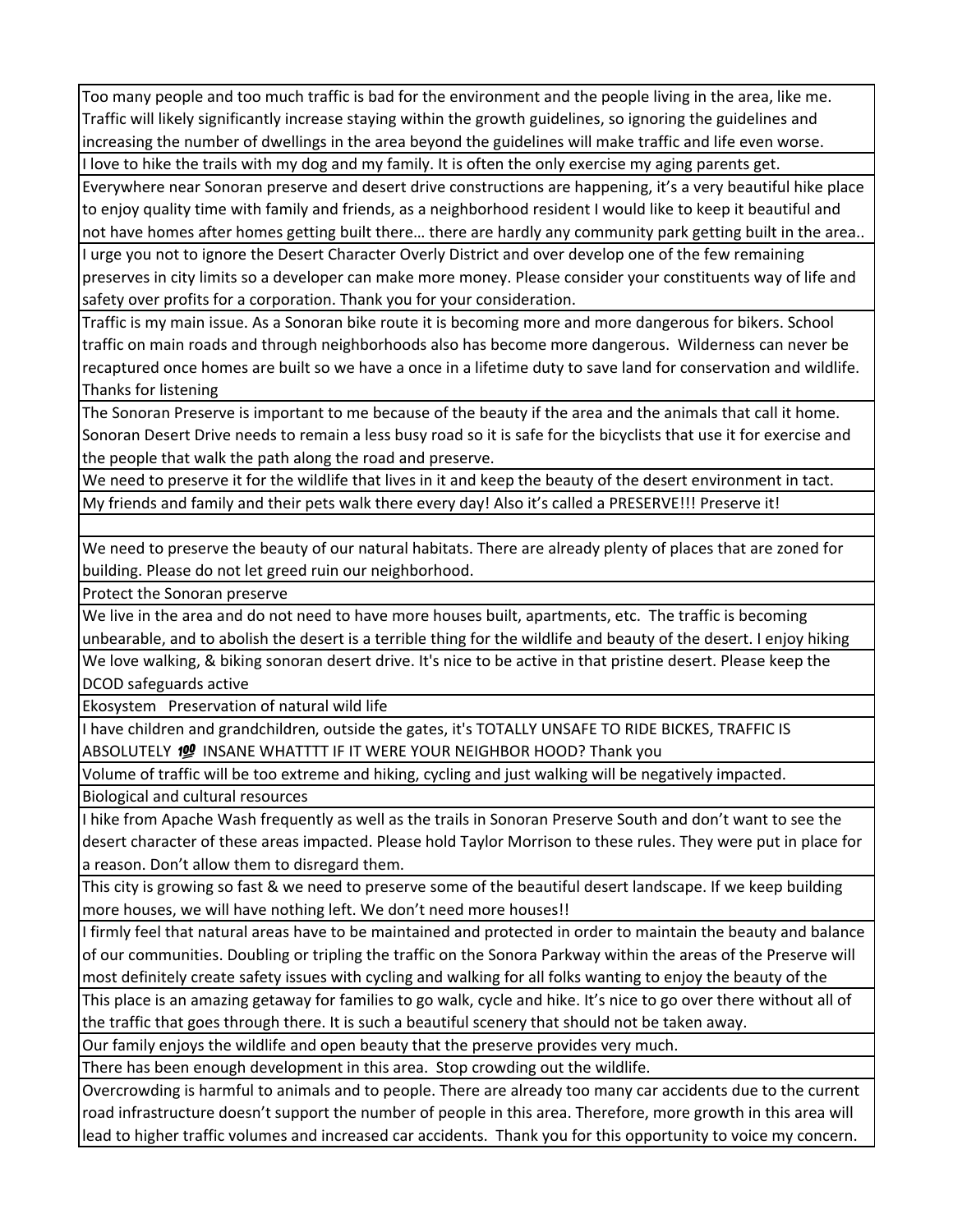| |
|---|
| Too many people and too much traffic is bad for the environment and the people living in the area, like me. Traffic will likely significantly increase staying within the growth guidelines, so ignoring the guidelines and increasing the number of dwellings in the area beyond the guidelines will make traffic and life even worse. |
| I love to hike the trails with my dog and my family. It is often the only exercise my aging parents get. |
| Everywhere near Sonoran preserve and desert drive constructions are happening, it's a very beautiful hike place to enjoy quality time with family and friends, as a neighborhood resident I would like to keep it beautiful and not have homes after homes getting built there… there are hardly any community park getting built in the area.. |
| I urge you not to ignore the Desert Character Overly District and over develop one of the few remaining preserves in city limits so a developer can make more money. Please consider your constituents way of life and safety over profits for a corporation. Thank you for your consideration. |
| Traffic is my main issue. As a Sonoran bike route it is becoming more and more dangerous for bikers. School traffic on main roads and through neighborhoods also has become more dangerous. Wilderness can never be recaptured once homes are built so we have a once in a lifetime duty to save land for conservation and wildlife. Thanks for listening |
| The Sonoran Preserve is important to me because of the beauty if the area and the animals that call it home. Sonoran Desert Drive needs to remain a less busy road so it is safe for the bicyclists that use it for exercise and the people that walk the path along the road and preserve. |
| We need to preserve it for the wildlife that lives in it and keep the beauty of the desert environment in tact. |
| My friends and family and their pets walk there every day! Also it's called a PRESERVE!!! Preserve it! |
| |
| We need to preserve the beauty of our natural habitats. There are already plenty of places that are zoned for building. Please do not let greed ruin our neighborhood. |
| Protect the Sonoran preserve |
| We live in the area and do not need to have more houses built, apartments, etc. The traffic is becoming unbearable, and to abolish the desert is a terrible thing for the wildlife and beauty of the desert. I enjoy hiking |
| We love walking, & biking sonoran desert drive. It's nice to be active in that pristine desert. Please keep the DCOD safeguards active |
| Ekosystem Preservation of natural wild life |
| I have children and grandchildren, outside the gates, it's TOTALLY UNSAFE TO RIDE BICKES, TRAFFIC IS ABSOLUTELY 💯 INSANE WHATTTT IF IT WERE YOUR NEIGHBOR HOOD? Thank you |
| Volume of traffic will be too extreme and hiking, cycling and just walking will be negatively impacted. |
| Biological and cultural resources |
| I hike from Apache Wash frequently as well as the trails in Sonoran Preserve South and don't want to see the desert character of these areas impacted. Please hold Taylor Morrison to these rules. They were put in place for a reason. Don't allow them to disregard them. |
| This city is growing so fast & we need to preserve some of the beautiful desert landscape. If we keep building more houses, we will have nothing left. We don't need more houses!! |
| I firmly feel that natural areas have to be maintained and protected in order to maintain the beauty and balance of our communities. Doubling or tripling the traffic on the Sonora Parkway within the areas of the Preserve will most definitely create safety issues with cycling and walking for all folks wanting to enjoy the beauty of the |
| This place is an amazing getaway for families to go walk, cycle and hike. It's nice to go over there without all of the traffic that goes through there. It is such a beautiful scenery that should not be taken away. |
| Our family enjoys the wildlife and open beauty that the preserve provides very much. |
| There has been enough development in this area. Stop crowding out the wildlife. |
| Overcrowding is harmful to animals and to people. There are already too many car accidents due to the current road infrastructure doesn't support the number of people in this area. Therefore, more growth in this area will lead to higher traffic volumes and increased car accidents. Thank you for this opportunity to voice my concern. |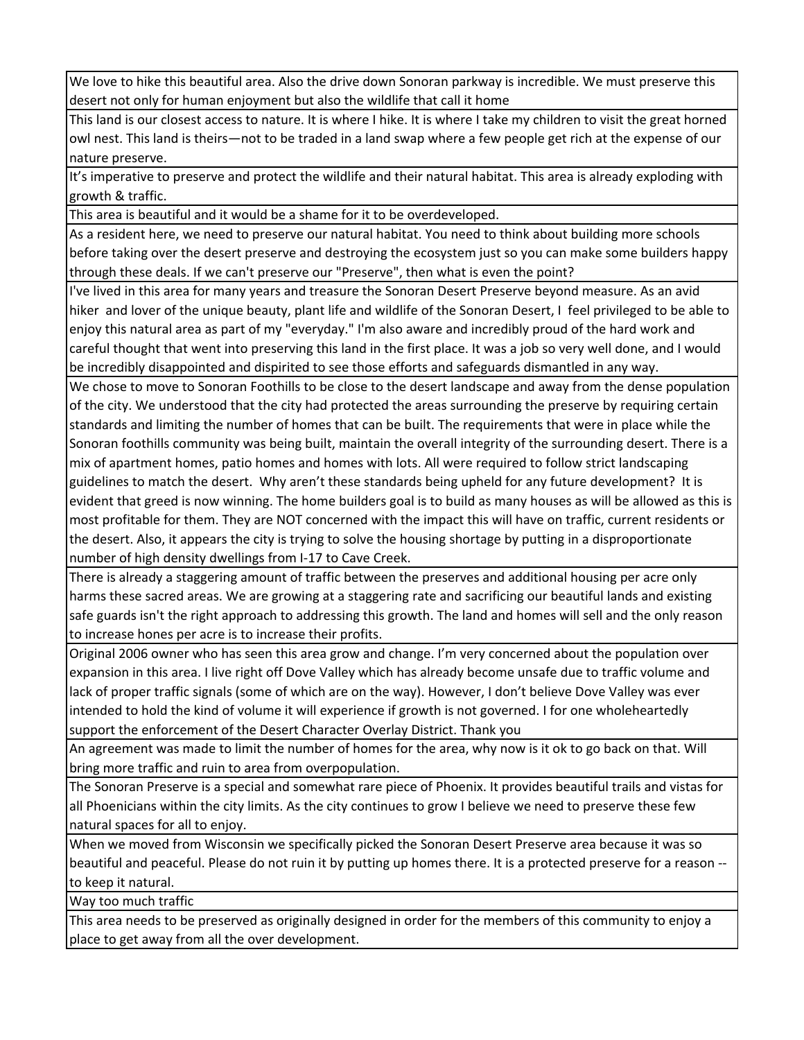| |
|---|
| We love to hike this beautiful area. Also the drive down Sonoran parkway is incredible. We must preserve this desert not only for human enjoyment but also the wildlife that call it home |
| This land is our closest access to nature. It is where I hike. It is where I take my children to visit the great horned owl nest. This land is theirs—not to be traded in a land swap where a few people get rich at the expense of our nature preserve. |
| It's imperative to preserve and protect the wildlife and their natural habitat. This area is already exploding with growth & traffic. |
| This area is beautiful and it would be a shame for it to be overdeveloped. |
| As a resident here, we need to preserve our natural habitat. You need to think about building more schools before taking over the desert preserve and destroying the ecosystem just so you can make some builders happy through these deals. If we can't preserve our "Preserve", then what is even the point? |
| I've lived in this area for many years and treasure the Sonoran Desert Preserve beyond measure. As an avid hiker and lover of the unique beauty, plant life and wildlife of the Sonoran Desert, I feel privileged to be able to enjoy this natural area as part of my "everyday." I'm also aware and incredibly proud of the hard work and careful thought that went into preserving this land in the first place. It was a job so very well done, and I would be incredibly disappointed and dispirited to see those efforts and safeguards dismantled in any way. |
| We chose to move to Sonoran Foothills to be close to the desert landscape and away from the dense population of the city. We understood that the city had protected the areas surrounding the preserve by requiring certain standards and limiting the number of homes that can be built. The requirements that were in place while the Sonoran foothills community was being built, maintain the overall integrity of the surrounding desert. There is a mix of apartment homes, patio homes and homes with lots. All were required to follow strict landscaping guidelines to match the desert. Why aren't these standards being upheld for any future development? It is evident that greed is now winning. The home builders goal is to build as many houses as will be allowed as this is most profitable for them. They are NOT concerned with the impact this will have on traffic, current residents or the desert. Also, it appears the city is trying to solve the housing shortage by putting in a disproportionate number of high density dwellings from I-17 to Cave Creek. |
| There is already a staggering amount of traffic between the preserves and additional housing per acre only harms these sacred areas. We are growing at a staggering rate and sacrificing our beautiful lands and existing safe guards isn't the right approach to addressing this growth. The land and homes will sell and the only reason to increase hones per acre is to increase their profits. |
| Original 2006 owner who has seen this area grow and change. I'm very concerned about the population over expansion in this area. I live right off Dove Valley which has already become unsafe due to traffic volume and lack of proper traffic signals (some of which are on the way). However, I don't believe Dove Valley was ever intended to hold the kind of volume it will experience if growth is not governed. I for one wholeheartedly support the enforcement of the Desert Character Overlay District. Thank you |
| An agreement was made to limit the number of homes for the area, why now is it ok to go back on that. Will bring more traffic and ruin to area from overpopulation. |
| The Sonoran Preserve is a special and somewhat rare piece of Phoenix. It provides beautiful trails and vistas for all Phoenicians within the city limits. As the city continues to grow I believe we need to preserve these few natural spaces for all to enjoy. |
| When we moved from Wisconsin we specifically picked the Sonoran Desert Preserve area because it was so beautiful and peaceful. Please do not ruin it by putting up homes there. It is a protected preserve for a reason -- to keep it natural. |
| Way too much traffic |
| This area needs to be preserved as originally designed in order for the members of this community to enjoy a place to get away from all the over development. |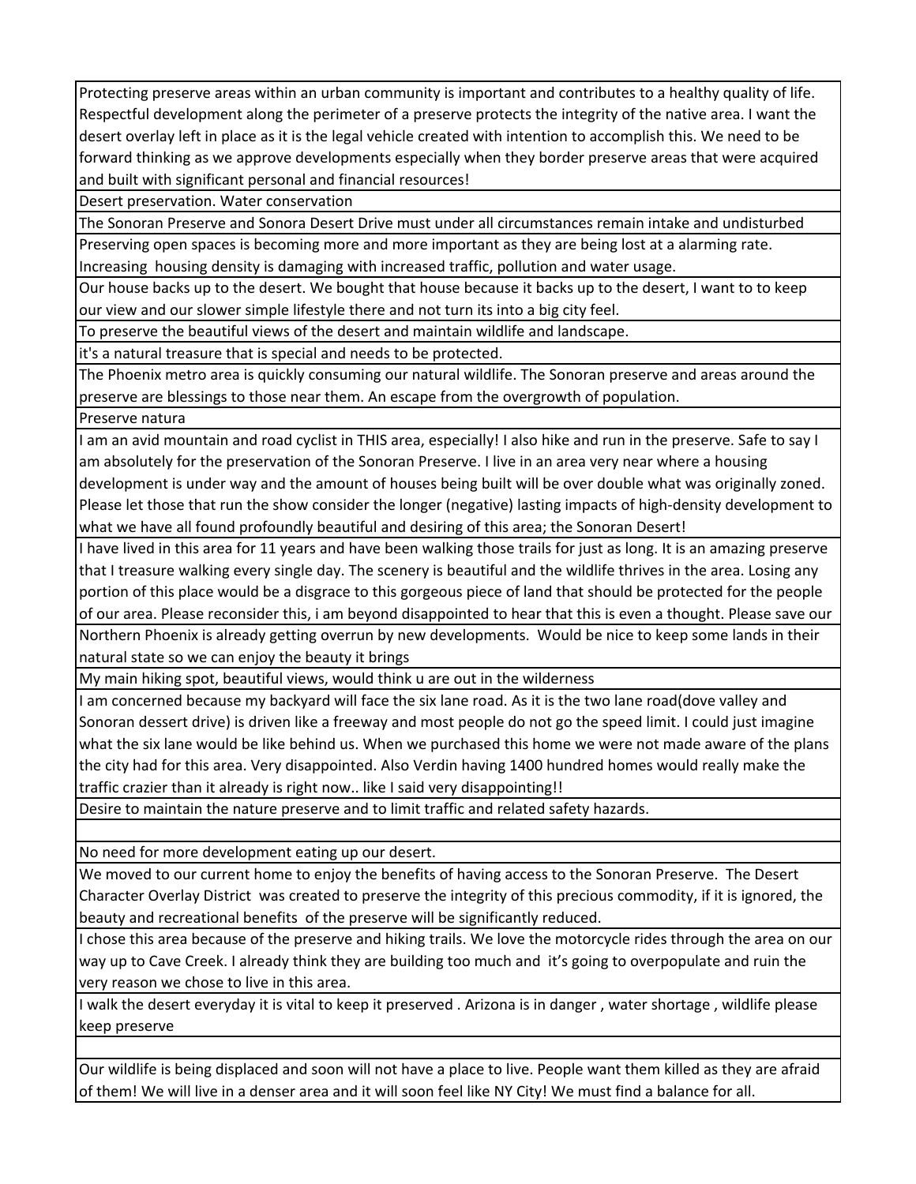| |
|---|
| Protecting preserve areas within an urban community is important and contributes to a healthy quality of life. Respectful development along the perimeter of a preserve protects the integrity of the native area. I want the desert overlay left in place as it is the legal vehicle created with intention to accomplish this. We need to be forward thinking as we approve developments especially when they border preserve areas that were acquired and built with significant personal and financial resources! |
| Desert preservation. Water conservation |
| The Sonoran Preserve and Sonora Desert Drive must under all circumstances remain intake and undisturbed |
| Preserving open spaces is becoming more and more important as they are being lost at a alarming rate. Increasing  housing density is damaging with increased traffic, pollution and water usage. |
| Our house backs up to the desert. We bought that house because it backs up to the desert, I want to to keep our view and our slower simple lifestyle there and not turn its into a big city feel. |
| To preserve the beautiful views of the desert and maintain wildlife and landscape. |
| it's a natural treasure that is special and needs to be protected. |
| The Phoenix metro area is quickly consuming our natural wildlife. The Sonoran preserve and areas around the preserve are blessings to those near them. An escape from the overgrowth of population. |
| Preserve natura |
| I am an avid mountain and road cyclist in THIS area, especially! I also hike and run in the preserve. Safe to say I am absolutely for the preservation of the Sonoran Preserve. I live in an area very near where a housing development is under way and the amount of houses being built will be over double what was originally zoned. Please let those that run the show consider the longer (negative) lasting impacts of high-density development to what we have all found profoundly beautiful and desiring of this area; the Sonoran Desert! |
| I have lived in this area for 11 years and have been walking those trails for just as long. It is an amazing preserve that I treasure walking every single day. The scenery is beautiful and the wildlife thrives in the area. Losing any portion of this place would be a disgrace to this gorgeous piece of land that should be protected for the people of our area. Please reconsider this, i am beyond disappointed to hear that this is even a thought. Please save our |
| Northern Phoenix is already getting overrun by new developments.  Would be nice to keep some lands in their natural state so we can enjoy the beauty it brings |
| My main hiking spot, beautiful views, would think u are out in the wilderness |
| I am concerned because my backyard will face the six lane road. As it is the two lane road(dove valley and Sonoran dessert drive) is driven like a freeway and most people do not go the speed limit. I could just imagine what the six lane would be like behind us. When we purchased this home we were not made aware of the plans the city had for this area. Very disappointed. Also Verdin having 1400 hundred homes would really make the traffic crazier than it already is right now.. like I said very disappointing!! |
| Desire to maintain the nature preserve and to limit traffic and related safety hazards. |
| |
| No need for more development eating up our desert. |
| We moved to our current home to enjoy the benefits of having access to the Sonoran Preserve.  The Desert Character Overlay District  was created to preserve the integrity of this precious commodity, if it is ignored, the beauty and recreational benefits  of the preserve will be significantly reduced. |
| I chose this area because of the preserve and hiking trails. We love the motorcycle rides through the area on our way up to Cave Creek. I already think they are building too much and  it's going to overpopulate and ruin the very reason we chose to live in this area. |
| I walk the desert everyday it is vital to keep it preserved . Arizona is in danger , water shortage , wildlife please keep preserve |
| |
| Our wildlife is being displaced and soon will not have a place to live. People want them killed as they are afraid of them! We will live in a denser area and it will soon feel like NY City! We must find a balance for all. |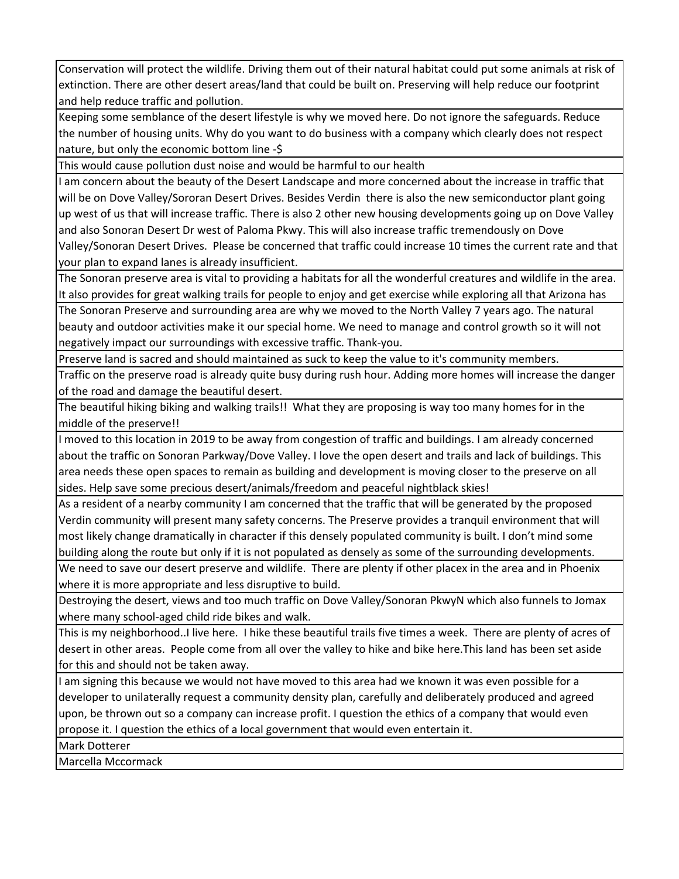| |
|---|
| Conservation will protect the wildlife. Driving them out of their natural habitat could put some animals at risk of extinction. There are other desert areas/land that could be built on. Preserving will help reduce our footprint and help reduce traffic and pollution. |
| Keeping some semblance of the desert lifestyle is why we moved here. Do not ignore the safeguards. Reduce the number of housing units. Why do you want to do business with a company which clearly does not respect nature, but only the economic bottom line -$ |
| This would cause pollution dust noise and would be harmful to our health |
| I am concern about the beauty of the Desert Landscape and more concerned about the increase in traffic that will be on Dove Valley/Sororan Desert Drives. Besides Verdin there is also the new semiconductor plant going up west of us that will increase traffic. There is also 2 other new housing developments going up on Dove Valley and also Sonoran Desert Dr west of Paloma Pkwy. This will also increase traffic tremendously on Dove Valley/Sonoran Desert Drives. Please be concerned that traffic could increase 10 times the current rate and that your plan to expand lanes is already insufficient. |
| The Sonoran preserve area is vital to providing a habitats for all the wonderful creatures and wildlife in the area. It also provides for great walking trails for people to enjoy and get exercise while exploring all that Arizona has |
| The Sonoran Preserve and surrounding area are why we moved to the North Valley 7 years ago. The natural beauty and outdoor activities make it our special home. We need to manage and control growth so it will not negatively impact our surroundings with excessive traffic. Thank-you. |
| Preserve land is sacred and should maintained as suck to keep the value to it's community members. |
| Traffic on the preserve road is already quite busy during rush hour. Adding more homes will increase the danger of the road and damage the beautiful desert. |
| The beautiful hiking biking and walking trails!! What they are proposing is way too many homes for in the middle of the preserve!! |
| I moved to this location in 2019 to be away from congestion of traffic and buildings. I am already concerned about the traffic on Sonoran Parkway/Dove Valley. I love the open desert and trails and lack of buildings. This area needs these open spaces to remain as building and development is moving closer to the preserve on all sides. Help save some precious desert/animals/freedom and peaceful nightblack skies! |
| As a resident of a nearby community I am concerned that the traffic that will be generated by the proposed Verdin community will present many safety concerns. The Preserve provides a tranquil environment that will most likely change dramatically in character if this densely populated community is built. I don't mind some building along the route but only if it is not populated as densely as some of the surrounding developments. |
| We need to save our desert preserve and wildlife. There are plenty if other placex in the area and in Phoenix where it is more appropriate and less disruptive to build. |
| Destroying the desert, views and too much traffic on Dove Valley/Sonoran PkwyN which also funnels to Jomax where many school-aged child ride bikes and walk. |
| This is my neighborhood..I live here. I hike these beautiful trails five times a week. There are plenty of acres of desert in other areas. People come from all over the valley to hike and bike here.This land has been set aside for this and should not be taken away. |
| I am signing this because we would not have moved to this area had we known it was even possible for a developer to unilaterally request a community density plan, carefully and deliberately produced and agreed upon, be thrown out so a company can increase profit. I question the ethics of a company that would even propose it. I question the ethics of a local government that would even entertain it. |
| Mark Dotterer |
| Marcella Mccormack |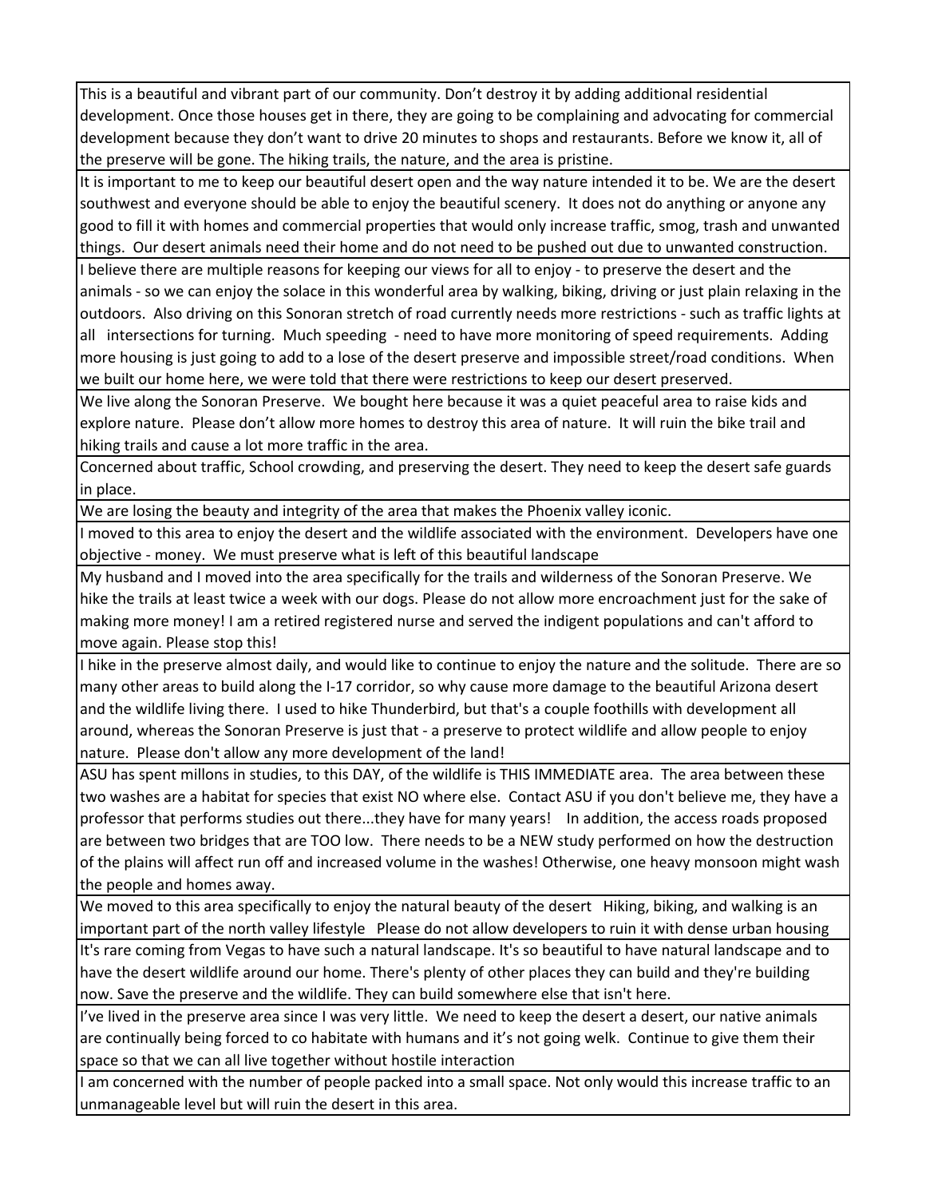| |
|---|
| This is a beautiful and vibrant part of our community. Don't destroy it by adding additional residential development. Once those houses get in there, they are going to be complaining and advocating for commercial development because they don't want to drive 20 minutes to shops and restaurants. Before we know it, all of the preserve will be gone. The hiking trails, the nature, and the area is pristine. |
| It is important to me to keep our beautiful desert open and the way nature intended it to be. We are the desert southwest and everyone should be able to enjoy the beautiful scenery. It does not do anything or anyone any good to fill it with homes and commercial properties that would only increase traffic, smog, trash and unwanted things. Our desert animals need their home and do not need to be pushed out due to unwanted construction. |
| I believe there are multiple reasons for keeping our views for all to enjoy - to preserve the desert and the animals - so we can enjoy the solace in this wonderful area by walking, biking, driving or just plain relaxing in the outdoors. Also driving on this Sonoran stretch of road currently needs more restrictions - such as traffic lights at all intersections for turning. Much speeding - need to have more monitoring of speed requirements. Adding more housing is just going to add to a lose of the desert preserve and impossible street/road conditions. When we built our home here, we were told that there were restrictions to keep our desert preserved. |
| We live along the Sonoran Preserve. We bought here because it was a quiet peaceful area to raise kids and explore nature. Please don't allow more homes to destroy this area of nature. It will ruin the bike trail and hiking trails and cause a lot more traffic in the area. |
| Concerned about traffic, School crowding, and preserving the desert. They need to keep the desert safe guards in place. |
| We are losing the beauty and integrity of the area that makes the Phoenix valley iconic. |
| I moved to this area to enjoy the desert and the wildlife associated with the environment. Developers have one objective - money. We must preserve what is left of this beautiful landscape |
| My husband and I moved into the area specifically for the trails and wilderness of the Sonoran Preserve. We hike the trails at least twice a week with our dogs. Please do not allow more encroachment just for the sake of making more money! I am a retired registered nurse and served the indigent populations and can't afford to move again. Please stop this! |
| I hike in the preserve almost daily, and would like to continue to enjoy the nature and the solitude. There are so many other areas to build along the I-17 corridor, so why cause more damage to the beautiful Arizona desert and the wildlife living there. I used to hike Thunderbird, but that's a couple foothills with development all around, whereas the Sonoran Preserve is just that - a preserve to protect wildlife and allow people to enjoy nature. Please don't allow any more development of the land! |
| ASU has spent millons in studies, to this DAY, of the wildlife is THIS IMMEDIATE area. The area between these two washes are a habitat for species that exist NO where else. Contact ASU if you don't believe me, they have a professor that performs studies out there...they have for many years! In addition, the access roads proposed are between two bridges that are TOO low. There needs to be a NEW study performed on how the destruction of the plains will affect run off and increased volume in the washes! Otherwise, one heavy monsoon might wash the people and homes away. |
| We moved to this area specifically to enjoy the natural beauty of the desert Hiking, biking, and walking is an important part of the north valley lifestyle Please do not allow developers to ruin it with dense urban housing |
| It's rare coming from Vegas to have such a natural landscape. It's so beautiful to have natural landscape and to have the desert wildlife around our home. There's plenty of other places they can build and they're building now. Save the preserve and the wildlife. They can build somewhere else that isn't here. |
| I've lived in the preserve area since I was very little. We need to keep the desert a desert, our native animals are continually being forced to co habitate with humans and it's not going welk. Continue to give them their space so that we can all live together without hostile interaction |
| I am concerned with the number of people packed into a small space. Not only would this increase traffic to an unmanageable level but will ruin the desert in this area. |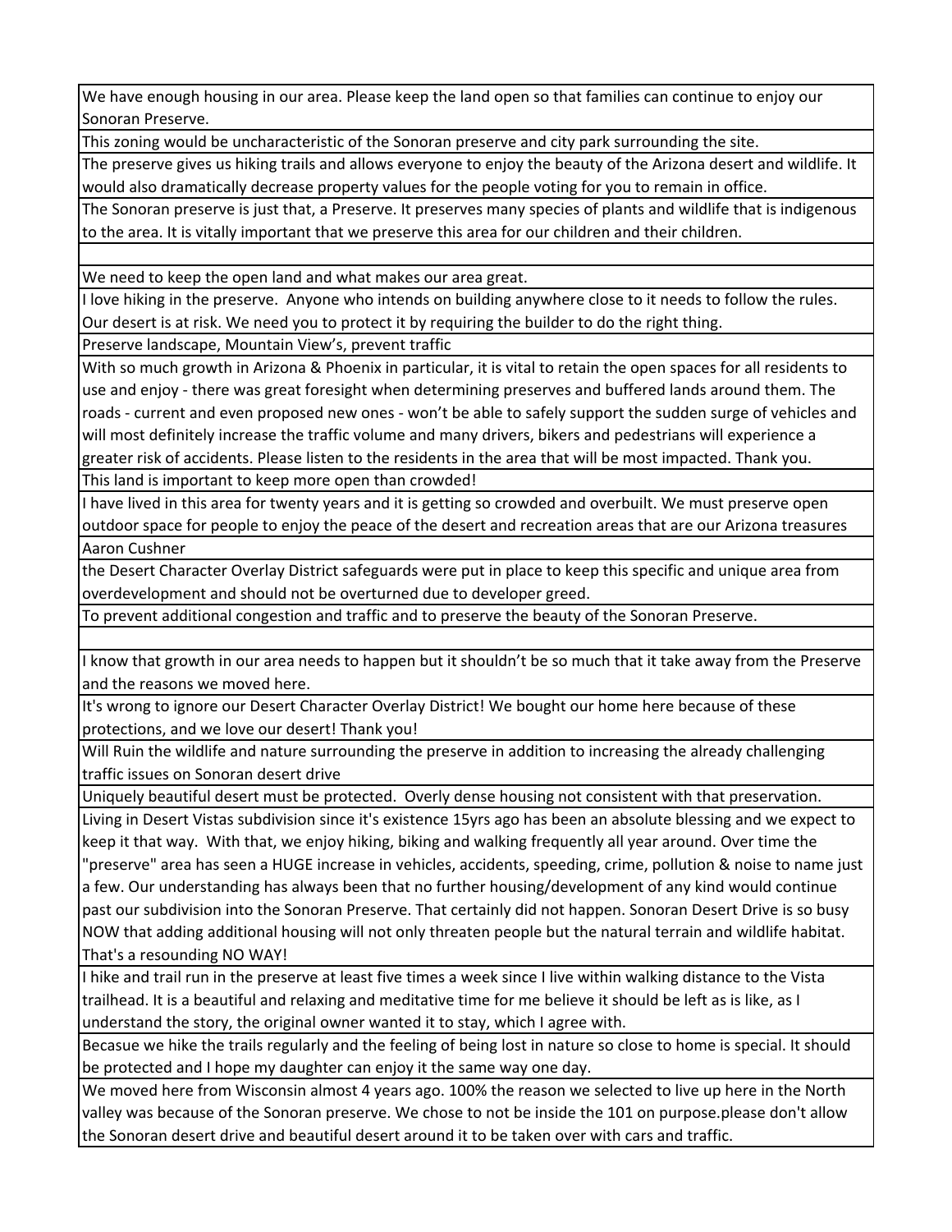| |
|---|
| We have enough housing in our area. Please keep the land open so that families can continue to enjoy our Sonoran Preserve. |
| This zoning would be uncharacteristic of the Sonoran preserve and city park surrounding the site. |
| The preserve gives us hiking trails and allows everyone to enjoy the beauty of the Arizona desert and wildlife. It would also dramatically decrease property values for the people voting for you to remain in office. |
| The Sonoran preserve is just that, a Preserve. It preserves many species of plants and wildlife that is indigenous to the area. It is vitally important that we preserve this area for our children and their children. |
| |
| We need to keep the open land and what makes our area great. |
| I love hiking in the preserve. Anyone who intends on building anywhere close to it needs to follow the rules. Our desert is at risk. We need you to protect it by requiring the builder to do the right thing. |
| Preserve landscape, Mountain View's, prevent traffic |
| With so much growth in Arizona & Phoenix in particular, it is vital to retain the open spaces for all residents to use and enjoy - there was great foresight when determining preserves and buffered lands around them. The roads - current and even proposed new ones - won't be able to safely support the sudden surge of vehicles and will most definitely increase the traffic volume and many drivers, bikers and pedestrians will experience a greater risk of accidents. Please listen to the residents in the area that will be most impacted. Thank you. |
| This land is important to keep more open than crowded! |
| I have lived in this area for twenty years and it is getting so crowded and overbuilt. We must preserve open outdoor space for people to enjoy the peace of the desert and recreation areas that are our Arizona treasures |
| Aaron Cushner |
| the Desert Character Overlay District safeguards were put in place to keep this specific and unique area from overdevelopment and should not be overturned due to developer greed. |
| To prevent additional congestion and traffic and to preserve the beauty of the Sonoran Preserve. |
| |
| I know that growth in our area needs to happen but it shouldn't be so much that it take away from the Preserve and the reasons we moved here. |
| It's wrong to ignore our Desert Character Overlay District! We bought our home here because of these protections, and we love our desert! Thank you! |
| Will Ruin the wildlife and nature surrounding the preserve in addition to increasing the already challenging traffic issues on Sonoran desert drive |
| Uniquely beautiful desert must be protected. Overly dense housing not consistent with that preservation. |
| Living in Desert Vistas subdivision since it's existence 15yrs ago has been an absolute blessing and we expect to keep it that way. With that, we enjoy hiking, biking and walking frequently all year around. Over time the "preserve" area has seen a HUGE increase in vehicles, accidents, speeding, crime, pollution & noise to name just a few. Our understanding has always been that no further housing/development of any kind would continue past our subdivision into the Sonoran Preserve. That certainly did not happen. Sonoran Desert Drive is so busy NOW that adding additional housing will not only threaten people but the natural terrain and wildlife habitat. That's a resounding NO WAY! |
| I hike and trail run in the preserve at least five times a week since I live within walking distance to the Vista trailhead. It is a beautiful and relaxing and meditative time for me believe it should be left as is like, as I understand the story, the original owner wanted it to stay, which I agree with. |
| Becasue we hike the trails regularly and the feeling of being lost in nature so close to home is special. It should be protected and I hope my daughter can enjoy it the same way one day. |
| We moved here from Wisconsin almost 4 years ago. 100% the reason we selected to live up here in the North valley was because of the Sonoran preserve. We chose to not be inside the 101 on purpose.please don't allow the Sonoran desert drive and beautiful desert around it to be taken over with cars and traffic. |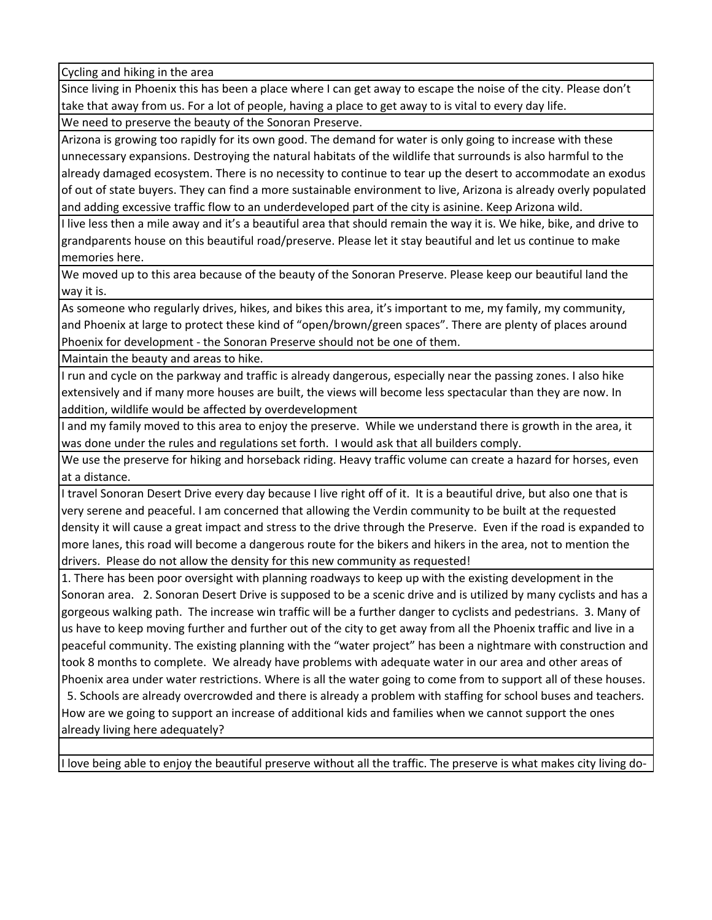| Cycling and hiking in the area |
|---|
| Since living in Phoenix this has been a place where I can get away to escape the noise of the city. Please don't take that away from us. For a lot of people, having a place to get away to is vital to every day life. |
| We need to preserve the beauty of the Sonoran Preserve. |
| Arizona is growing too rapidly for its own good. The demand for water is only going to increase with these unnecessary expansions. Destroying the natural habitats of the wildlife that surrounds is also harmful to the already damaged ecosystem. There is no necessity to continue to tear up the desert to accommodate an exodus of out of state buyers. They can find a more sustainable environment to live, Arizona is already overly populated and adding excessive traffic flow to an underdeveloped part of the city is asinine. Keep Arizona wild. |
| I live less then a mile away and it's a beautiful area that should remain the way it is. We hike, bike, and drive to grandparents house on this beautiful road/preserve. Please let it stay beautiful and let us continue to make memories here. |
| We moved up to this area because of the beauty of the Sonoran Preserve. Please keep our beautiful land the way it is. |
| As someone who regularly drives, hikes, and bikes this area, it's important to me, my family, my community, and Phoenix at large to protect these kind of "open/brown/green spaces". There are plenty of places around Phoenix for development - the Sonoran Preserve should not be one of them. |
| Maintain the beauty and areas to hike. |
| I run and cycle on the parkway and traffic is already dangerous, especially near the passing zones. I also hike extensively and if many more houses are built, the views will become less spectacular than they are now. In addition, wildlife would be affected by overdevelopment |
| I and my family moved to this area to enjoy the preserve. While we understand there is growth in the area, it was done under the rules and regulations set forth. I would ask that all builders comply. |
| We use the preserve for hiking and horseback riding. Heavy traffic volume can create a hazard for horses, even at a distance. |
| I travel Sonoran Desert Drive every day because I live right off of it. It is a beautiful drive, but also one that is very serene and peaceful. I am concerned that allowing the Verdin community to be built at the requested density it will cause a great impact and stress to the drive through the Preserve. Even if the road is expanded to more lanes, this road will become a dangerous route for the bikers and hikers in the area, not to mention the drivers. Please do not allow the density for this new community as requested! |
| 1. There has been poor oversight with planning roadways to keep up with the existing development in the Sonoran area. 2. Sonoran Desert Drive is supposed to be a scenic drive and is utilized by many cyclists and has a gorgeous walking path. The increase win traffic will be a further danger to cyclists and pedestrians. 3. Many of us have to keep moving further and further out of the city to get away from all the Phoenix traffic and live in a peaceful community. The existing planning with the "water project" has been a nightmare with construction and took 8 months to complete. We already have problems with adequate water in our area and other areas of Phoenix area under water restrictions. Where is all the water going to come from to support all of these houses. 5. Schools are already overcrowded and there is already a problem with staffing for school buses and teachers. How are we going to support an increase of additional kids and families when we cannot support the ones already living here adequately? |
| |
| I love being able to enjoy the beautiful preserve without all the traffic. The preserve is what makes city living do- |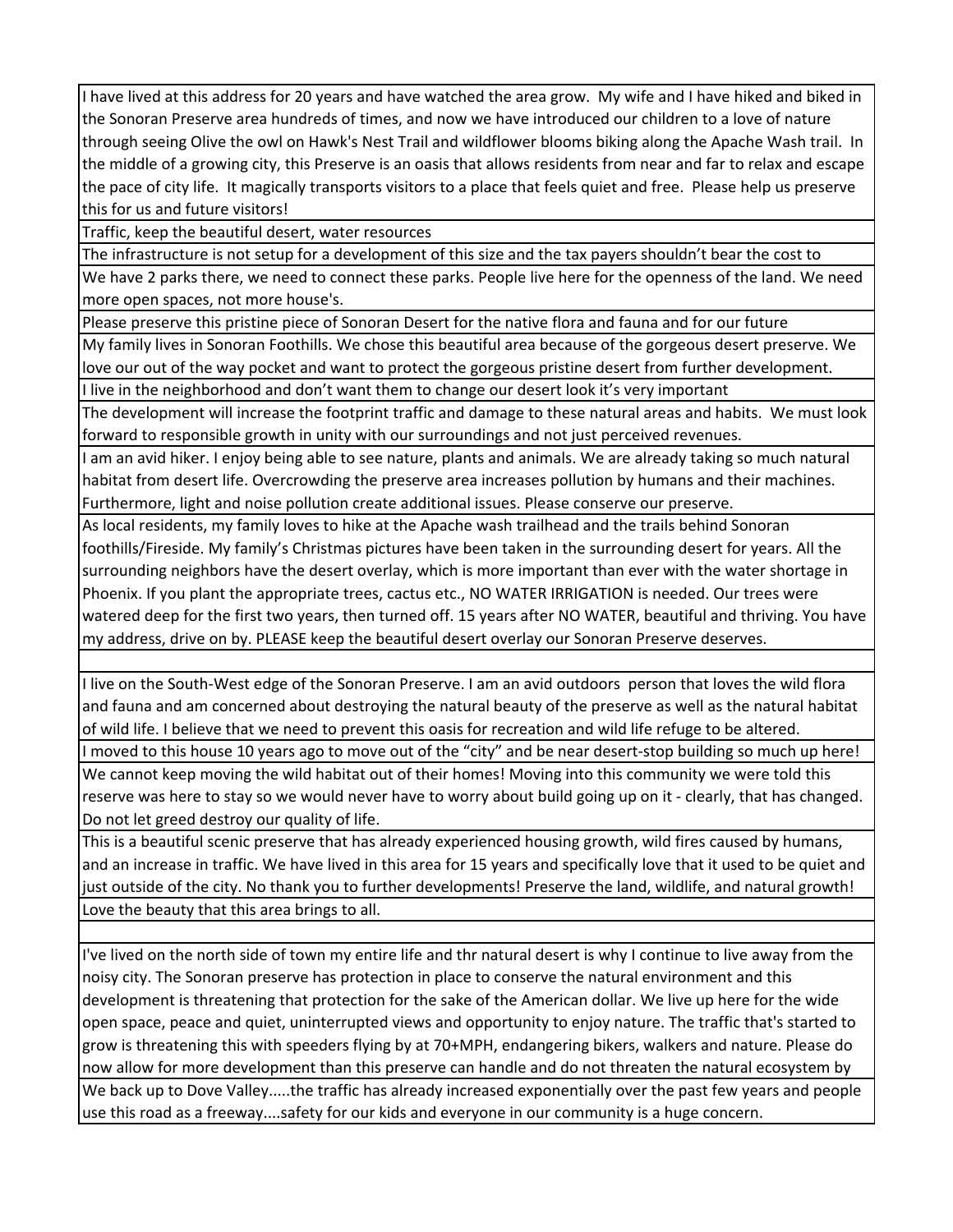| |
|---|
| I have lived at this address for 20 years and have watched the area grow. My wife and I have hiked and biked in the Sonoran Preserve area hundreds of times, and now we have introduced our children to a love of nature through seeing Olive the owl on Hawk's Nest Trail and wildflower blooms biking along the Apache Wash trail. In the middle of a growing city, this Preserve is an oasis that allows residents from near and far to relax and escape the pace of city life. It magically transports visitors to a place that feels quiet and free. Please help us preserve this for us and future visitors! |
| Traffic, keep the beautiful desert, water resources |
| The infrastructure is not setup for a development of this size and the tax payers shouldn't bear the cost to |
| We have 2 parks there, we need to connect these parks. People live here for the openness of the land. We need more open spaces, not more house's. |
| Please preserve this pristine piece of Sonoran Desert for the native flora and fauna and for our future |
| My family lives in Sonoran Foothills. We chose this beautiful area because of the gorgeous desert preserve. We love our out of the way pocket and want to protect the gorgeous pristine desert from further development. |
| I live in the neighborhood and don't want them to change our desert look it's very important |
| The development will increase the footprint traffic and damage to these natural areas and habits. We must look forward to responsible growth in unity with our surroundings and not just perceived revenues. |
| I am an avid hiker. I enjoy being able to see nature, plants and animals. We are already taking so much natural habitat from desert life. Overcrowding the preserve area increases pollution by humans and their machines. Furthermore, light and noise pollution create additional issues. Please conserve our preserve. |
| As local residents, my family loves to hike at the Apache wash trailhead and the trails behind Sonoran foothills/Fireside. My family's Christmas pictures have been taken in the surrounding desert for years. All the surrounding neighbors have the desert overlay, which is more important than ever with the water shortage in Phoenix. If you plant the appropriate trees, cactus etc., NO WATER IRRIGATION is needed. Our trees were watered deep for the first two years, then turned off. 15 years after NO WATER, beautiful and thriving. You have my address, drive on by. PLEASE keep the beautiful desert overlay our Sonoran Preserve deserves. |
| |
| I live on the South-West edge of the Sonoran Preserve. I am an avid outdoors person that loves the wild flora and fauna and am concerned about destroying the natural beauty of the preserve as well as the natural habitat of wild life. I believe that we need to prevent this oasis for recreation and wild life refuge to be altered. |
| I moved to this house 10 years ago to move out of the "city" and be near desert-stop building so much up here! |
| We cannot keep moving the wild habitat out of their homes! Moving into this community we were told this reserve was here to stay so we would never have to worry about build going up on it - clearly, that has changed. Do not let greed destroy our quality of life. |
| This is a beautiful scenic preserve that has already experienced housing growth, wild fires caused by humans, and an increase in traffic. We have lived in this area for 15 years and specifically love that it used to be quiet and just outside of the city. No thank you to further developments! Preserve the land, wildlife, and natural growth! |
| Love the beauty that this area brings to all. |
| |
| I've lived on the north side of town my entire life and thr natural desert is why I continue to live away from the noisy city. The Sonoran preserve has protection in place to conserve the natural environment and this development is threatening that protection for the sake of the American dollar. We live up here for the wide open space, peace and quiet, uninterrupted views and opportunity to enjoy nature. The traffic that's started to grow is threatening this with speeders flying by at 70+MPH, endangering bikers, walkers and nature. Please do now allow for more development than this preserve can handle and do not threaten the natural ecosystem by |
| We back up to Dove Valley.....the traffic has already increased exponentially over the past few years and people use this road as a freeway....safety for our kids and everyone in our community is a huge concern. |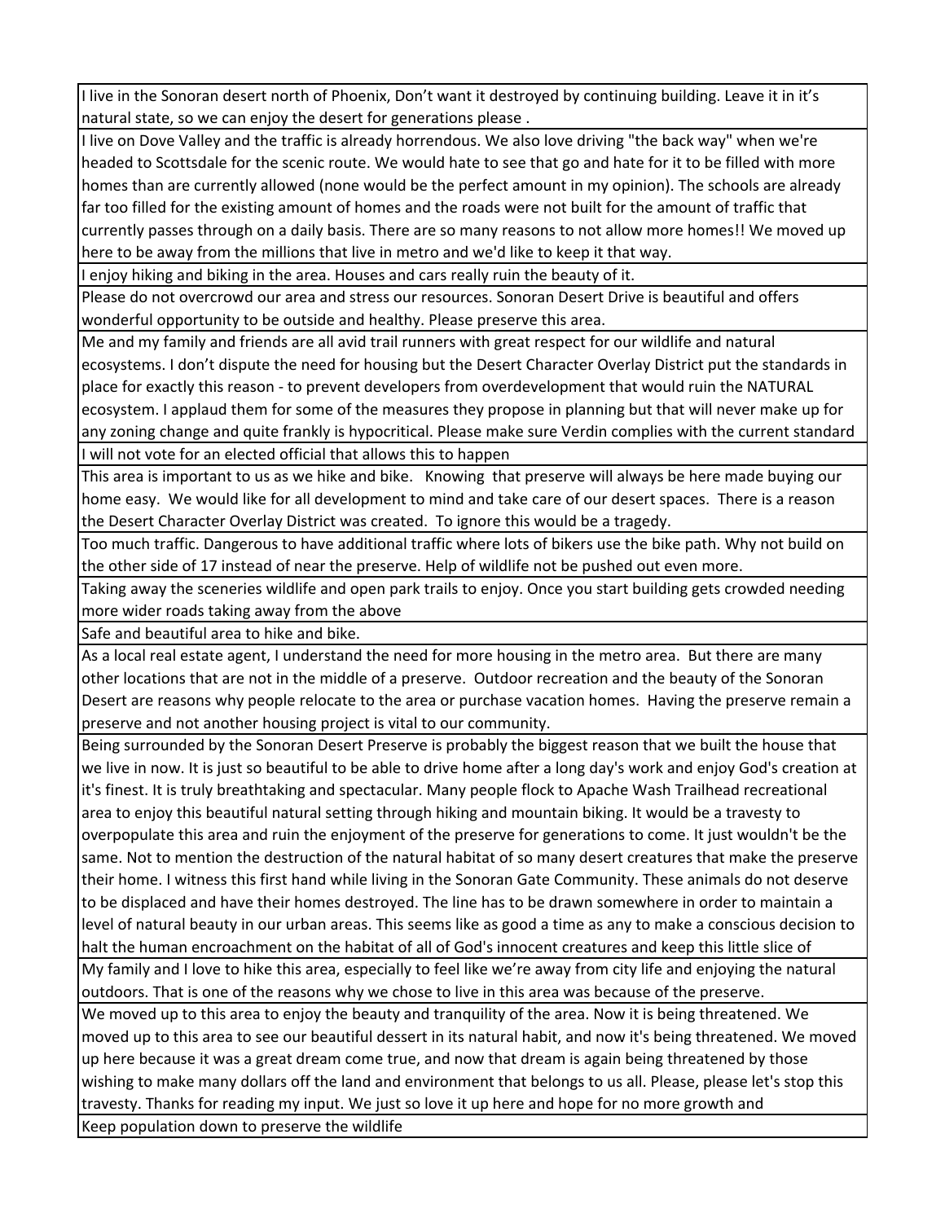| |
|---|
| I live in the Sonoran desert north of Phoenix, Don't want it destroyed by continuing building. Leave it in it's natural state, so we can enjoy the desert for generations please . |
| I live on Dove Valley and the traffic is already horrendous. We also love driving "the back way" when we're headed to Scottsdale for the scenic route. We would hate to see that go and hate for it to be filled with more homes than are currently allowed (none would be the perfect amount in my opinion). The schools are already far too filled for the existing amount of homes and the roads were not built for the amount of traffic that currently passes through on a daily basis. There are so many reasons to not allow more homes!! We moved up here to be away from the millions that live in metro and we'd like to keep it that way. |
| I enjoy hiking and biking in the area. Houses and cars really ruin the beauty of it. |
| Please do not overcrowd our area and stress our resources. Sonoran Desert Drive is beautiful and offers wonderful opportunity to be outside and healthy. Please preserve this area. |
| Me and my family and friends are all avid trail runners with great respect for our wildlife and natural ecosystems. I don't dispute the need for housing but the Desert Character Overlay District put the standards in place for exactly this reason - to prevent developers from overdevelopment that would ruin the NATURAL ecosystem. I applaud them for some of the measures they propose in planning but that will never make up for any zoning change and quite frankly is hypocritical. Please make sure Verdin complies with the current standard |
| I will not vote for an elected official that allows this to happen |
| This area is important to us as we hike and bike. Knowing that preserve will always be here made buying our home easy. We would like for all development to mind and take care of our desert spaces. There is a reason the Desert Character Overlay District was created. To ignore this would be a tragedy. |
| Too much traffic. Dangerous to have additional traffic where lots of bikers use the bike path. Why not build on the other side of 17 instead of near the preserve. Help of wildlife not be pushed out even more. |
| Taking away the sceneries wildlife and open park trails to enjoy. Once you start building gets crowded needing more wider roads taking away from the above |
| Safe and beautiful area to hike and bike. |
| As a local real estate agent, I understand the need for more housing in the metro area. But there are many other locations that are not in the middle of a preserve. Outdoor recreation and the beauty of the Sonoran Desert are reasons why people relocate to the area or purchase vacation homes. Having the preserve remain a preserve and not another housing project is vital to our community. |
| Being surrounded by the Sonoran Desert Preserve is probably the biggest reason that we built the house that we live in now. It is just so beautiful to be able to drive home after a long day's work and enjoy God's creation at it's finest. It is truly breathtaking and spectacular. Many people flock to Apache Wash Trailhead recreational area to enjoy this beautiful natural setting through hiking and mountain biking. It would be a travesty to overpopulate this area and ruin the enjoyment of the preserve for generations to come. It just wouldn't be the same. Not to mention the destruction of the natural habitat of so many desert creatures that make the preserve their home. I witness this first hand while living in the Sonoran Gate Community. These animals do not deserve to be displaced and have their homes destroyed. The line has to be drawn somewhere in order to maintain a level of natural beauty in our urban areas. This seems like as good a time as any to make a conscious decision to halt the human encroachment on the habitat of all of God's innocent creatures and keep this little slice of |
| My family and I love to hike this area, especially to feel like we're away from city life and enjoying the natural outdoors. That is one of the reasons why we chose to live in this area was because of the preserve. |
| We moved up to this area to enjoy the beauty and tranquility of the area. Now it is being threatened. We moved up to this area to see our beautiful dessert in its natural habit, and now it's being threatened. We moved up here because it was a great dream come true, and now that dream is again being threatened by those wishing to make many dollars off the land and environment that belongs to us all. Please, please let's stop this travesty. Thanks for reading my input. We just so love it up here and hope for no more growth and |
| Keep population down to preserve the wildlife |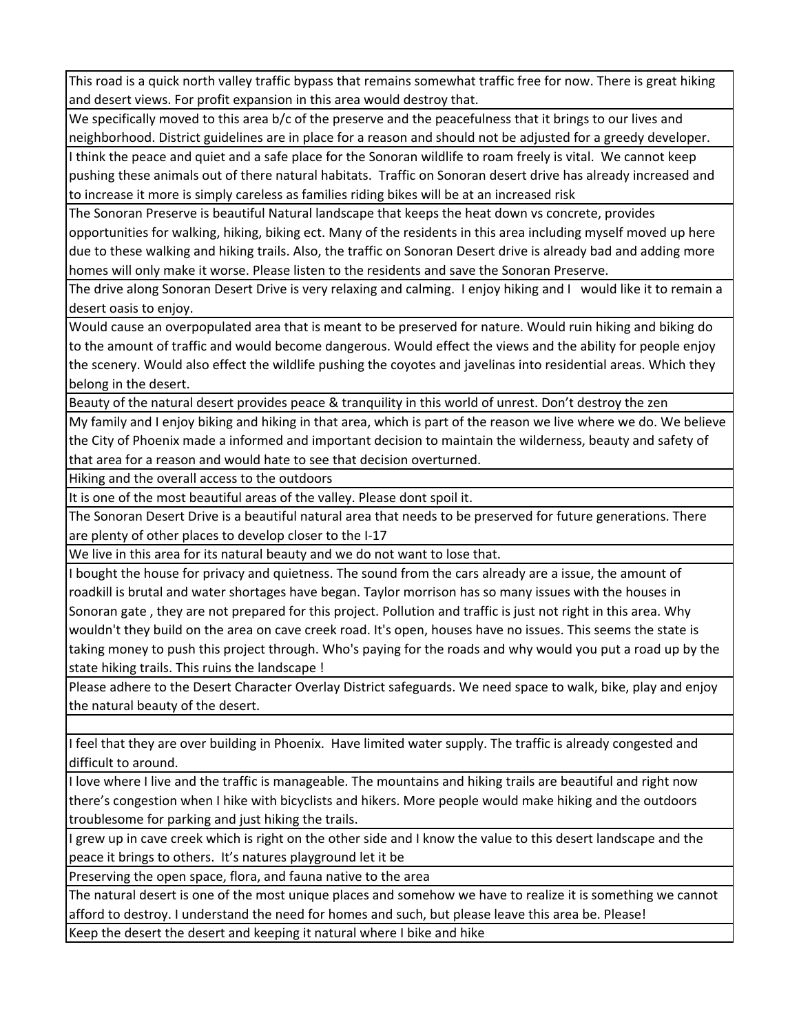| |
|---|
| This road is a quick north valley traffic bypass that remains somewhat traffic free for now. There is great hiking and desert views. For profit expansion in this area would destroy that. |
| We specifically moved to this area b/c of the preserve and the peacefulness that it brings to our lives and neighborhood. District guidelines are in place for a reason and should not be adjusted for a greedy developer. |
| I think the peace and quiet and a safe place for the Sonoran wildlife to roam freely is vital. We cannot keep pushing these animals out of there natural habitats. Traffic on Sonoran desert drive has already increased and to increase it more is simply careless as families riding bikes will be at an increased risk |
| The Sonoran Preserve is beautiful Natural landscape that keeps the heat down vs concrete, provides opportunities for walking, hiking, biking ect. Many of the residents in this area including myself moved up here due to these walking and hiking trails. Also, the traffic on Sonoran Desert drive is already bad and adding more homes will only make it worse. Please listen to the residents and save the Sonoran Preserve. |
| The drive along Sonoran Desert Drive is very relaxing and calming. I enjoy hiking and I would like it to remain a desert oasis to enjoy. |
| Would cause an overpopulated area that is meant to be preserved for nature. Would ruin hiking and biking do to the amount of traffic and would become dangerous. Would effect the views and the ability for people enjoy the scenery. Would also effect the wildlife pushing the coyotes and javelinas into residential areas. Which they belong in the desert. |
| Beauty of the natural desert provides peace & tranquility in this world of unrest. Don't destroy the zen |
| My family and I enjoy biking and hiking in that area, which is part of the reason we live where we do. We believe the City of Phoenix made a informed and important decision to maintain the wilderness, beauty and safety of that area for a reason and would hate to see that decision overturned. |
| Hiking and the overall access to the outdoors |
| It is one of the most beautiful areas of the valley. Please dont spoil it. |
| The Sonoran Desert Drive is a beautiful natural area that needs to be preserved for future generations. There are plenty of other places to develop closer to the I-17 |
| We live in this area for its natural beauty and we do not want to lose that. |
| I bought the house for privacy and quietness. The sound from the cars already are a issue, the amount of roadkill is brutal and water shortages have began. Taylor morrison has so many issues with the houses in Sonoran gate , they are not prepared for this project. Pollution and traffic is just not right in this area. Why wouldn't they build on the area on cave creek road. It's open, houses have no issues. This seems the state is taking money to push this project through. Who's paying for the roads and why would you put a road up by the state hiking trails. This ruins the landscape ! |
| Please adhere to the Desert Character Overlay District safeguards. We need space to walk, bike, play and enjoy the natural beauty of the desert. |
| |
| I feel that they are over building in Phoenix. Have limited water supply. The traffic is already congested and difficult to around. |
| I love where I live and the traffic is manageable. The mountains and hiking trails are beautiful and right now there's congestion when I hike with bicyclists and hikers. More people would make hiking and the outdoors troublesome for parking and just hiking the trails. |
| I grew up in cave creek which is right on the other side and I know the value to this desert landscape and the peace it brings to others. It's natures playground let it be |
| Preserving the open space, flora, and fauna native to the area |
| The natural desert is one of the most unique places and somehow we have to realize it is something we cannot afford to destroy. I understand the need for homes and such, but please leave this area be. Please! |
| Keep the desert the desert and keeping it natural where I bike and hike |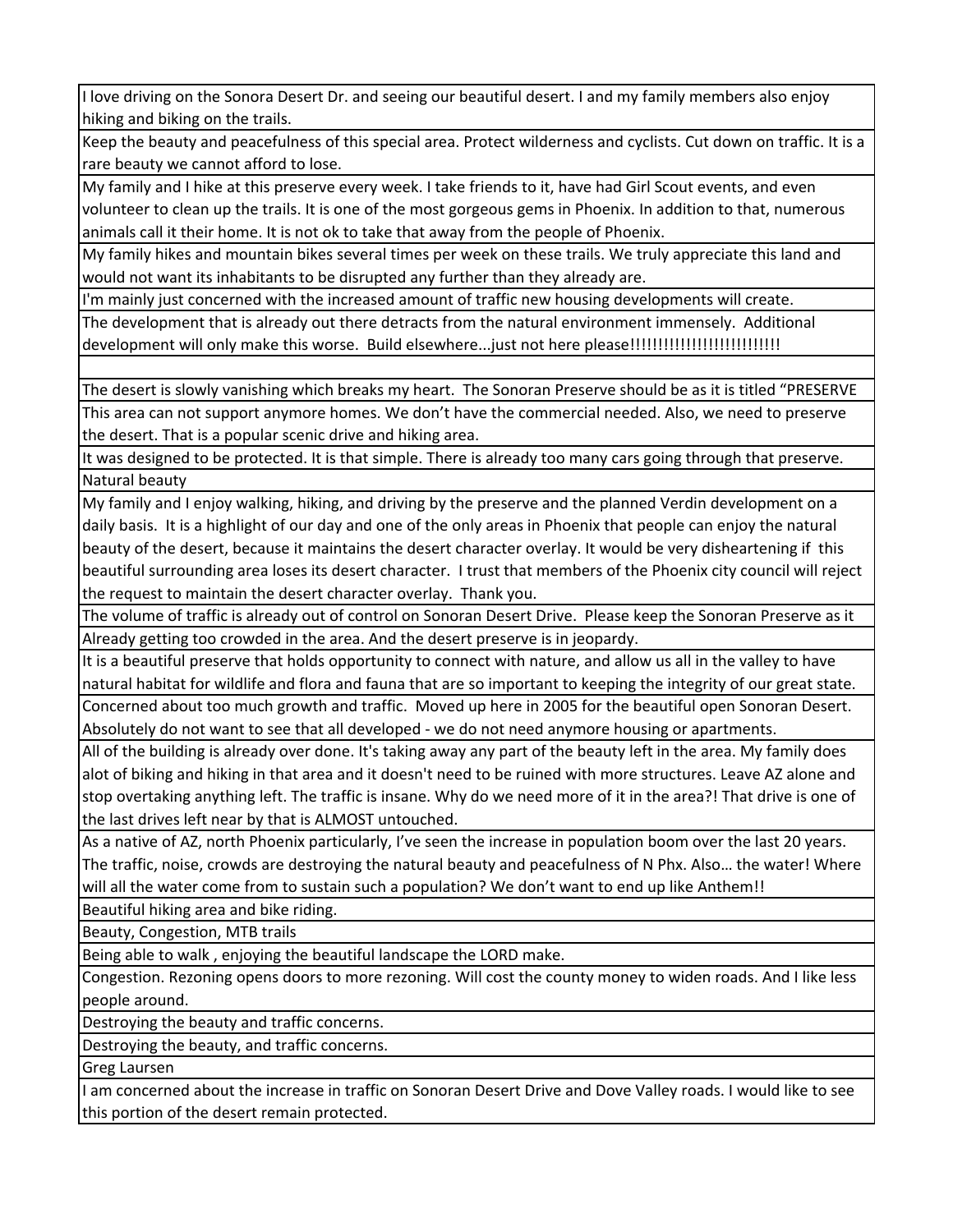| |
|---|
| I love driving on the Sonora Desert Dr. and seeing our beautiful desert. I and my family members also enjoy hiking and biking on the trails. |
| Keep the beauty and peacefulness of this special area. Protect wilderness and cyclists. Cut down on traffic. It is a rare beauty we cannot afford to lose. |
| My family and I hike at this preserve every week. I take friends to it, have had Girl Scout events, and even volunteer to clean up the trails. It is one of the most gorgeous gems in Phoenix. In addition to that, numerous animals call it their home. It is not ok to take that away from the people of Phoenix. |
| My family hikes and mountain bikes several times per week on these trails. We truly appreciate this land and would not want its inhabitants to be disrupted any further than they already are. |
| I'm mainly just concerned with the increased amount of traffic new housing developments will create. |
| The development that is already out there detracts from the natural environment immensely. Additional development will only make this worse. Build elsewhere...just not here please!!!!!!!!!!!!!!!!!!!!!!!!!!! |
| |
| The desert is slowly vanishing which breaks my heart. The Sonoran Preserve should be as it is titled "PRESERVE |
| This area can not support anymore homes. We don't have the commercial needed. Also, we need to preserve the desert. That is a popular scenic drive and hiking area. |
| It was designed to be protected. It is that simple. There is already too many cars going through that preserve. |
| Natural beauty |
| My family and I enjoy walking, hiking, and driving by the preserve and the planned Verdin development on a daily basis. It is a highlight of our day and one of the only areas in Phoenix that people can enjoy the natural beauty of the desert, because it maintains the desert character overlay. It would be very disheartening if this beautiful surrounding area loses its desert character. I trust that members of the Phoenix city council will reject the request to maintain the desert character overlay. Thank you. |
| The volume of traffic is already out of control on Sonoran Desert Drive. Please keep the Sonoran Preserve as it |
| Already getting too crowded in the area. And the desert preserve is in jeopardy. |
| It is a beautiful preserve that holds opportunity to connect with nature, and allow us all in the valley to have natural habitat for wildlife and flora and fauna that are so important to keeping the integrity of our great state. |
| Concerned about too much growth and traffic. Moved up here in 2005 for the beautiful open Sonoran Desert. Absolutely do not want to see that all developed - we do not need anymore housing or apartments. |
| All of the building is already over done. It's taking away any part of the beauty left in the area. My family does alot of biking and hiking in that area and it doesn't need to be ruined with more structures. Leave AZ alone and stop overtaking anything left. The traffic is insane. Why do we need more of it in the area?! That drive is one of the last drives left near by that is ALMOST untouched. |
| As a native of AZ, north Phoenix particularly, I've seen the increase in population boom over the last 20 years. The traffic, noise, crowds are destroying the natural beauty and peacefulness of N Phx. Also… the water! Where will all the water come from to sustain such a population? We don't want to end up like Anthem!! |
| Beautiful hiking area and bike riding. |
| Beauty, Congestion, MTB trails |
| Being able to walk , enjoying the beautiful landscape the LORD make. |
| Congestion. Rezoning opens doors to more rezoning. Will cost the county money to widen roads. And I like less people around. |
| Destroying the beauty and traffic concerns. |
| Destroying the beauty, and traffic concerns. |
| Greg Laursen |
| I am concerned about the increase in traffic on Sonoran Desert Drive and Dove Valley roads. I would like to see this portion of the desert remain protected. |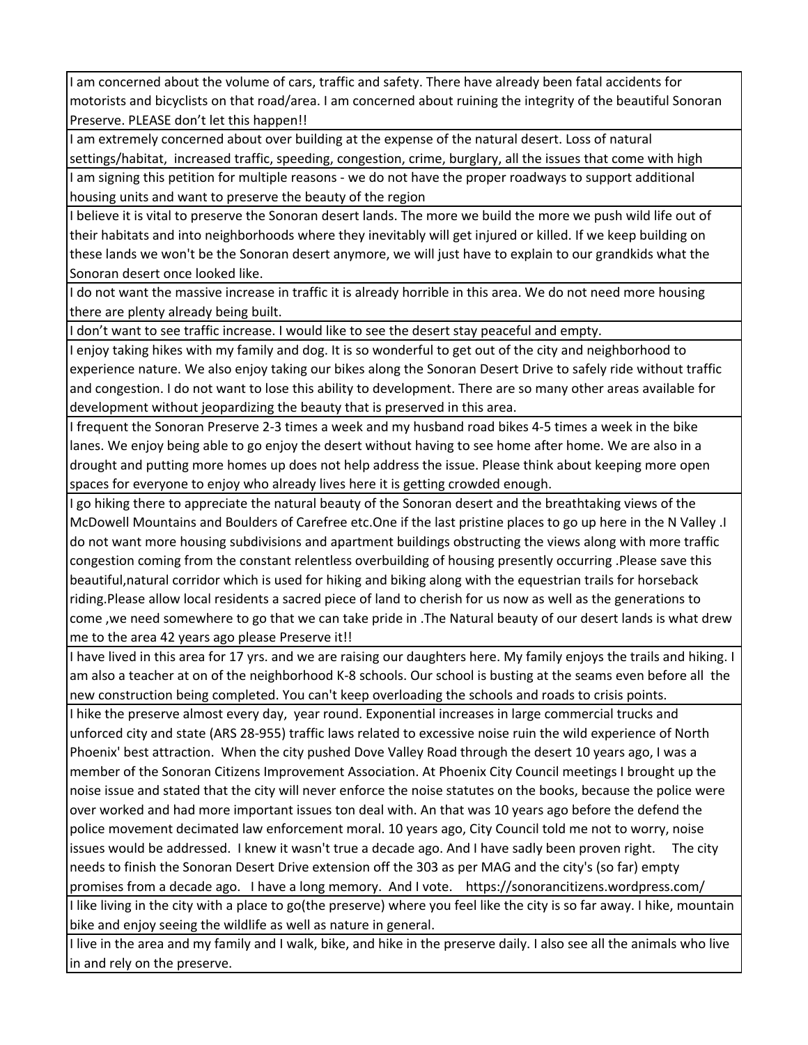| |
|---|
| I am concerned about the volume of cars, traffic and safety. There have already been fatal accidents for motorists and bicyclists on that road/area. I am concerned about ruining the integrity of the beautiful Sonoran Preserve. PLEASE don't let this happen!! |
| I am extremely concerned about over building at the expense of the natural desert. Loss of natural settings/habitat, increased traffic, speeding, congestion, crime, burglary, all the issues that come with high |
| I am signing this petition for multiple reasons - we do not have the proper roadways to support additional housing units and want to preserve the beauty of the region |
| I believe it is vital to preserve the Sonoran desert lands. The more we build the more we push wild life out of their habitats and into neighborhoods where they inevitably will get injured or killed. If we keep building on these lands we won't be the Sonoran desert anymore, we will just have to explain to our grandkids what the Sonoran desert once looked like. |
| I do not want the massive increase in traffic it is already horrible in this area. We do not need more housing there are plenty already being built. |
| I don't want to see traffic increase. I would like to see the desert stay peaceful and empty. |
| I enjoy taking hikes with my family and dog. It is so wonderful to get out of the city and neighborhood to experience nature. We also enjoy taking our bikes along the Sonoran Desert Drive to safely ride without traffic and congestion. I do not want to lose this ability to development. There are so many other areas available for development without jeopardizing the beauty that is preserved in this area. |
| I frequent the Sonoran Preserve 2-3 times a week and my husband road bikes 4-5 times a week in the bike lanes. We enjoy being able to go enjoy the desert without having to see home after home. We are also in a drought and putting more homes up does not help address the issue. Please think about keeping more open spaces for everyone to enjoy who already lives here it is getting crowded enough. |
| I go hiking there to appreciate the natural beauty of the Sonoran desert and the breathtaking views of the McDowell Mountains and Boulders of Carefree etc.One if the last pristine places to go up here in the N Valley .I do not want more housing subdivisions and apartment buildings obstructing the views along with more traffic congestion coming from the constant relentless overbuilding of housing presently occurring .Please save this beautiful,natural corridor which is used for hiking and biking along with the equestrian trails for horseback riding.Please allow local residents a sacred piece of land to cherish for us now as well as the generations to come ,we need somewhere to go that we can take pride in .The Natural beauty of our desert lands is what drew me to the area 42 years ago please Preserve it!! |
| I have lived in this area for 17 yrs. and we are raising our daughters here. My family enjoys the trails and hiking. I am also a teacher at on of the neighborhood K-8 schools. Our school is busting at the seams even before all the new construction being completed. You can't keep overloading the schools and roads to crisis points. |
| I hike the preserve almost every day, year round. Exponential increases in large commercial trucks and unforced city and state (ARS 28-955) traffic laws related to excessive noise ruin the wild experience of North Phoenix' best attraction. When the city pushed Dove Valley Road through the desert 10 years ago, I was a member of the Sonoran Citizens Improvement Association. At Phoenix City Council meetings I brought up the noise issue and stated that the city will never enforce the noise statutes on the books, because the police were over worked and had more important issues ton deal with. An that was 10 years ago before the defend the police movement decimated law enforcement moral. 10 years ago, City Council told me not to worry, noise issues would be addressed. I knew it wasn't true a decade ago. And I have sadly been proven right. The city needs to finish the Sonoran Desert Drive extension off the 303 as per MAG and the city's (so far) empty promises from a decade ago. I have a long memory. And I vote. https://sonorancitizens.wordpress.com/ |
| I like living in the city with a place to go(the preserve) where you feel like the city is so far away. I hike, mountain bike and enjoy seeing the wildlife as well as nature in general. |
| I live in the area and my family and I walk, bike, and hike in the preserve daily. I also see all the animals who live in and rely on the preserve. |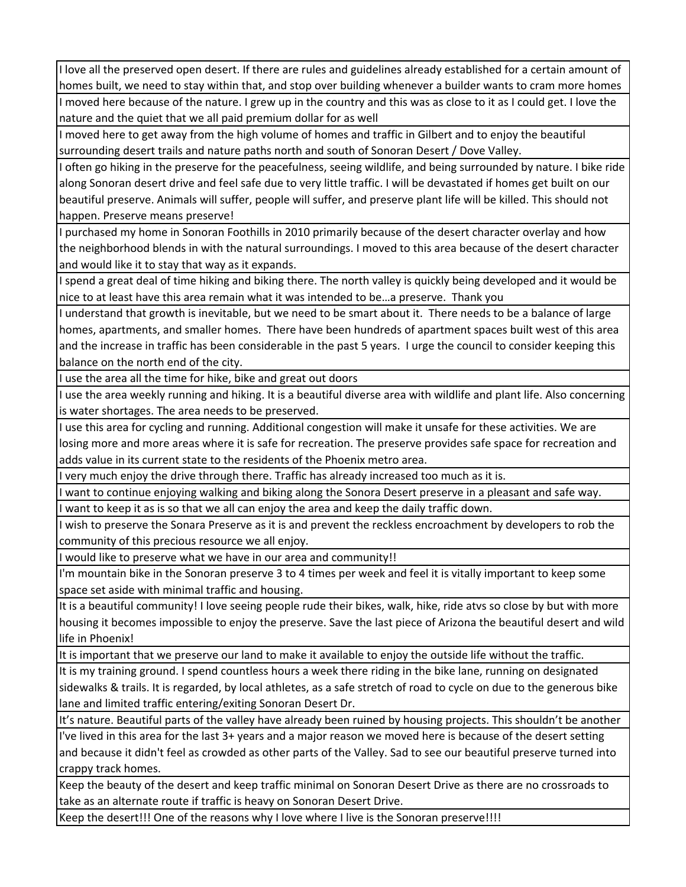| |
|---|
| I love all the preserved open desert. If there are rules and guidelines already established for a certain amount of homes built, we need to stay within that, and stop over building whenever a builder wants to cram more homes |
| I moved here because of the nature. I grew up in the country and this was as close to it as I could get. I love the nature and the quiet that we all paid premium dollar for as well |
| I moved here to get away from the high volume of homes and traffic in Gilbert and to enjoy the beautiful surrounding desert trails and nature paths north and south of Sonoran Desert / Dove Valley. |
| I often go hiking in the preserve for the peacefulness, seeing wildlife, and being surrounded by nature. I bike ride along Sonoran desert drive and feel safe due to very little traffic. I will be devastated if homes get built on our beautiful preserve. Animals will suffer, people will suffer, and preserve plant life will be killed. This should not happen. Preserve means preserve! |
| I purchased my home in Sonoran Foothills in 2010 primarily because of the desert character overlay and how the neighborhood blends in with the natural surroundings. I moved to this area because of the desert character and would like it to stay that way as it expands. |
| I spend a great deal of time hiking and biking there. The north valley is quickly being developed and it would be nice to at least have this area remain what it was intended to be…a preserve. Thank you |
| I understand that growth is inevitable, but we need to be smart about it. There needs to be a balance of large homes, apartments, and smaller homes. There have been hundreds of apartment spaces built west of this area and the increase in traffic has been considerable in the past 5 years. I urge the council to consider keeping this balance on the north end of the city. |
| I use the area all the time for hike, bike and great out doors |
| I use the area weekly running and hiking. It is a beautiful diverse area with wildlife and plant life. Also concerning is water shortages. The area needs to be preserved. |
| I use this area for cycling and running. Additional congestion will make it unsafe for these activities. We are losing more and more areas where it is safe for recreation. The preserve provides safe space for recreation and adds value in its current state to the residents of the Phoenix metro area. |
| I very much enjoy the drive through there. Traffic has already increased too much as it is. |
| I want to continue enjoying walking and biking along the Sonora Desert preserve in a pleasant and safe way. |
| I want to keep it as is so that we all can enjoy the area and keep the daily traffic down. |
| I wish to preserve the Sonara Preserve as it is and prevent the reckless encroachment by developers to rob the community of this precious resource we all enjoy. |
| I would like to preserve what we have in our area and community!! |
| I'm mountain bike in the Sonoran preserve 3 to 4 times per week and feel it is vitally important to keep some space set aside with minimal traffic and housing. |
| It is a beautiful community! I love seeing people rude their bikes, walk, hike, ride atvs so close by but with more housing it becomes impossible to enjoy the preserve. Save the last piece of Arizona the beautiful desert and wild life in Phoenix! |
| It is important that we preserve our land to make it available to enjoy the outside life without the traffic. |
| It is my training ground. I spend countless hours a week there riding in the bike lane, running on designated sidewalks & trails. It is regarded, by local athletes, as a safe stretch of road to cycle on due to the generous bike lane and limited traffic entering/exiting Sonoran Desert Dr. |
| It’s nature. Beautiful parts of the valley have already been ruined by housing projects. This shouldn’t be another |
| I've lived in this area for the last 3+ years and a major reason we moved here is because of the desert setting and because it didn't feel as crowded as other parts of the Valley. Sad to see our beautiful preserve turned into crappy track homes. |
| Keep the beauty of the desert and keep traffic minimal on Sonoran Desert Drive as there are no crossroads to take as an alternate route if traffic is heavy on Sonoran Desert Drive. |
| Keep the desert!!! One of the reasons why I love where I live is the Sonoran preserve!!!! |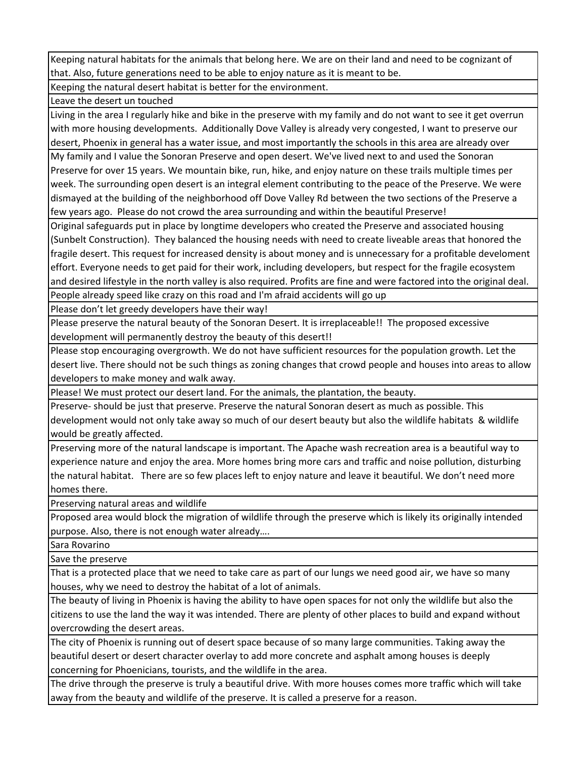| |
|---|
| Keeping natural habitats for the animals that belong here. We are on their land and need to be cognizant of that. Also, future generations need to be able to enjoy nature as it is meant to be. |
| Keeping the natural desert habitat is better for the environment. |
| Leave the desert un touched |
| Living in the area I regularly hike and bike in the preserve with my family and do not want to see it get overrun with more housing developments. Additionally Dove Valley is already very congested, I want to preserve our desert, Phoenix in general has a water issue, and most importantly the schools in this area are already over |
| My family and I value the Sonoran Preserve and open desert. We've lived next to and used the Sonoran Preserve for over 15 years. We mountain bike, run, hike, and enjoy nature on these trails multiple times per week. The surrounding open desert is an integral element contributing to the peace of the Preserve. We were dismayed at the building of the neighborhood off Dove Valley Rd between the two sections of the Preserve a few years ago. Please do not crowd the area surrounding and within the beautiful Preserve! |
| Original safeguards put in place by longtime developers who created the Preserve and associated housing (Sunbelt Construction). They balanced the housing needs with need to create liveable areas that honored the fragile desert. This request for increased density is about money and is unnecessary for a profitable develoment effort. Everyone needs to get paid for their work, including developers, but respect for the fragile ecosystem and desired lifestyle in the north valley is also required. Profits are fine and were factored into the original deal. |
| People already speed like crazy on this road and I'm afraid accidents will go up |
| Please don't let greedy developers have their way! |
| Please preserve the natural beauty of the Sonoran Desert. It is irreplaceable!! The proposed excessive development will permanently destroy the beauty of this desert!! |
| Please stop encouraging overgrowth. We do not have sufficient resources for the population growth. Let the desert live. There should not be such things as zoning changes that crowd people and houses into areas to allow developers to make money and walk away. |
| Please! We must protect our desert land. For the animals, the plantation, the beauty. |
| Preserve- should be just that preserve. Preserve the natural Sonoran desert as much as possible. This development would not only take away so much of our desert beauty but also the wildlife habitats & wildlife would be greatly affected. |
| Preserving more of the natural landscape is important. The Apache wash recreation area is a beautiful way to experience nature and enjoy the area. More homes bring more cars and traffic and noise pollution, disturbing the natural habitat. There are so few places left to enjoy nature and leave it beautiful. We don't need more homes there. |
| Preserving natural areas and wildlife |
| Proposed area would block the migration of wildlife through the preserve which is likely its originally intended purpose. Also, there is not enough water already…. |
| Sara Rovarino |
| Save the preserve |
| That is a protected place that we need to take care as part of our lungs we need good air, we have so many houses, why we need to destroy the habitat of a lot of animals. |
| The beauty of living in Phoenix is having the ability to have open spaces for not only the wildlife but also the citizens to use the land the way it was intended. There are plenty of other places to build and expand without overcrowding the desert areas. |
| The city of Phoenix is running out of desert space because of so many large communities. Taking away the beautiful desert or desert character overlay to add more concrete and asphalt among houses is deeply concerning for Phoenicians, tourists, and the wildlife in the area. |
| The drive through the preserve is truly a beautiful drive. With more houses comes more traffic which will take away from the beauty and wildlife of the preserve. It is called a preserve for a reason. |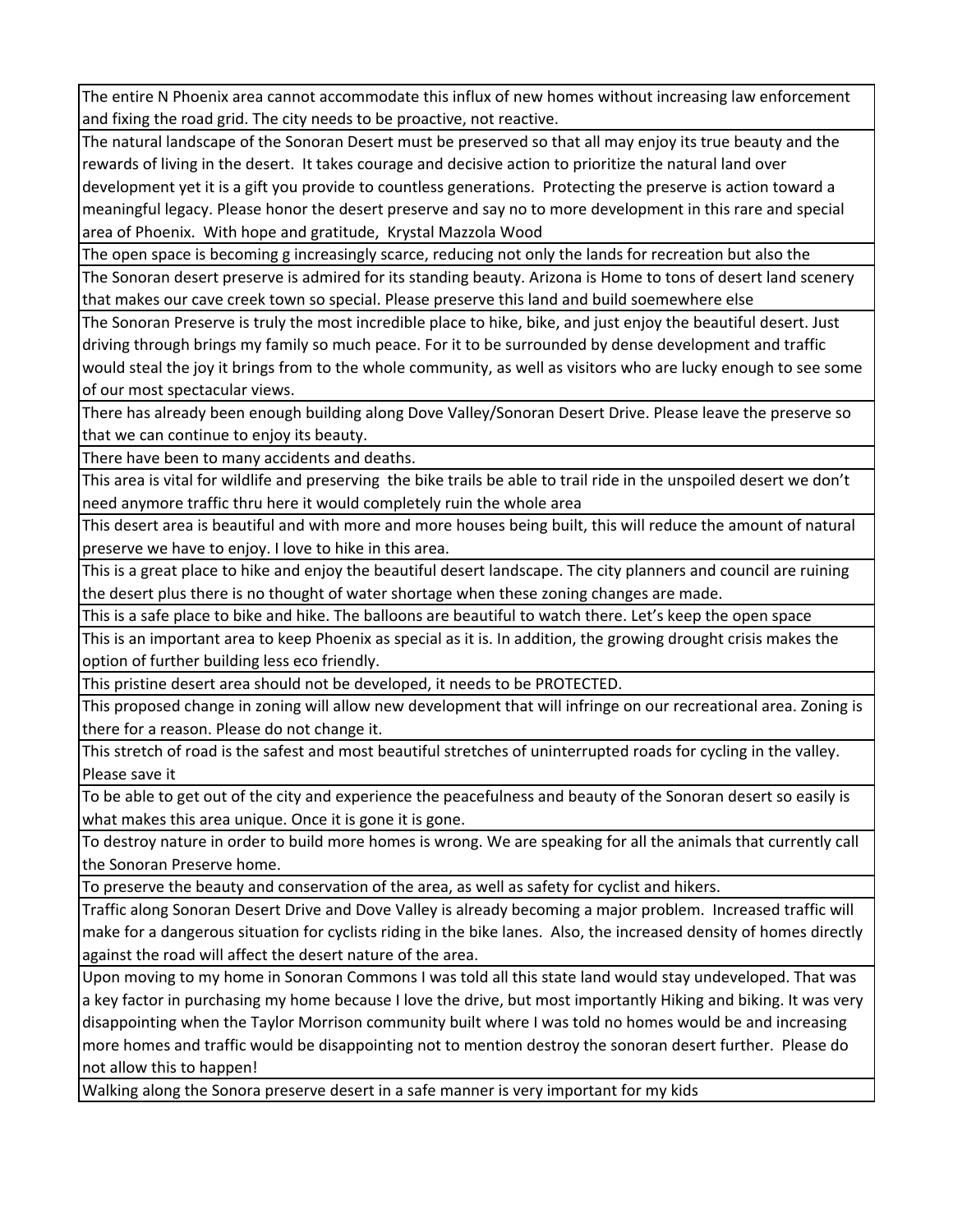| |
|---|
| The entire N Phoenix area cannot accommodate this influx of new homes without increasing law enforcement and fixing the road grid. The city needs to be proactive, not reactive. |
| The natural landscape of the Sonoran Desert must be preserved so that all may enjoy its true beauty and the rewards of living in the desert. It takes courage and decisive action to prioritize the natural land over development yet it is a gift you provide to countless generations. Protecting the preserve is action toward a meaningful legacy. Please honor the desert preserve and say no to more development in this rare and special area of Phoenix. With hope and gratitude, Krystal Mazzola Wood |
| The open space is becoming g increasingly scarce, reducing not only the lands for recreation but also the |
| The Sonoran desert preserve is admired for its standing beauty. Arizona is Home to tons of desert land scenery that makes our cave creek town so special. Please preserve this land and build soemewhere else |
| The Sonoran Preserve is truly the most incredible place to hike, bike, and just enjoy the beautiful desert. Just driving through brings my family so much peace. For it to be surrounded by dense development and traffic would steal the joy it brings from to the whole community, as well as visitors who are lucky enough to see some of our most spectacular views. |
| There has already been enough building along Dove Valley/Sonoran Desert Drive. Please leave the preserve so that we can continue to enjoy its beauty. |
| There have been to many accidents and deaths. |
| This area is vital for wildlife and preserving the bike trails be able to trail ride in the unspoiled desert we don't need anymore traffic thru here it would completely ruin the whole area |
| This desert area is beautiful and with more and more houses being built, this will reduce the amount of natural preserve we have to enjoy. I love to hike in this area. |
| This is a great place to hike and enjoy the beautiful desert landscape. The city planners and council are ruining the desert plus there is no thought of water shortage when these zoning changes are made. |
| This is a safe place to bike and hike. The balloons are beautiful to watch there. Let's keep the open space |
| This is an important area to keep Phoenix as special as it is. In addition, the growing drought crisis makes the option of further building less eco friendly. |
| This pristine desert area should not be developed, it needs to be PROTECTED. |
| This proposed change in zoning will allow new development that will infringe on our recreational area. Zoning is there for a reason. Please do not change it. |
| This stretch of road is the safest and most beautiful stretches of uninterrupted roads for cycling in the valley. Please save it |
| To be able to get out of the city and experience the peacefulness and beauty of the Sonoran desert so easily is what makes this area unique. Once it is gone it is gone. |
| To destroy nature in order to build more homes is wrong. We are speaking for all the animals that currently call the Sonoran Preserve home. |
| To preserve the beauty and conservation of the area, as well as safety for cyclist and hikers. |
| Traffic along Sonoran Desert Drive and Dove Valley is already becoming a major problem. Increased traffic will make for a dangerous situation for cyclists riding in the bike lanes. Also, the increased density of homes directly against the road will affect the desert nature of the area. |
| Upon moving to my home in Sonoran Commons I was told all this state land would stay undeveloped. That was a key factor in purchasing my home because I love the drive, but most importantly Hiking and biking. It was very disappointing when the Taylor Morrison community built where I was told no homes would be and increasing more homes and traffic would be disappointing not to mention destroy the sonoran desert further. Please do not allow this to happen! |
| Walking along the Sonora preserve desert in a safe manner is very important for my kids |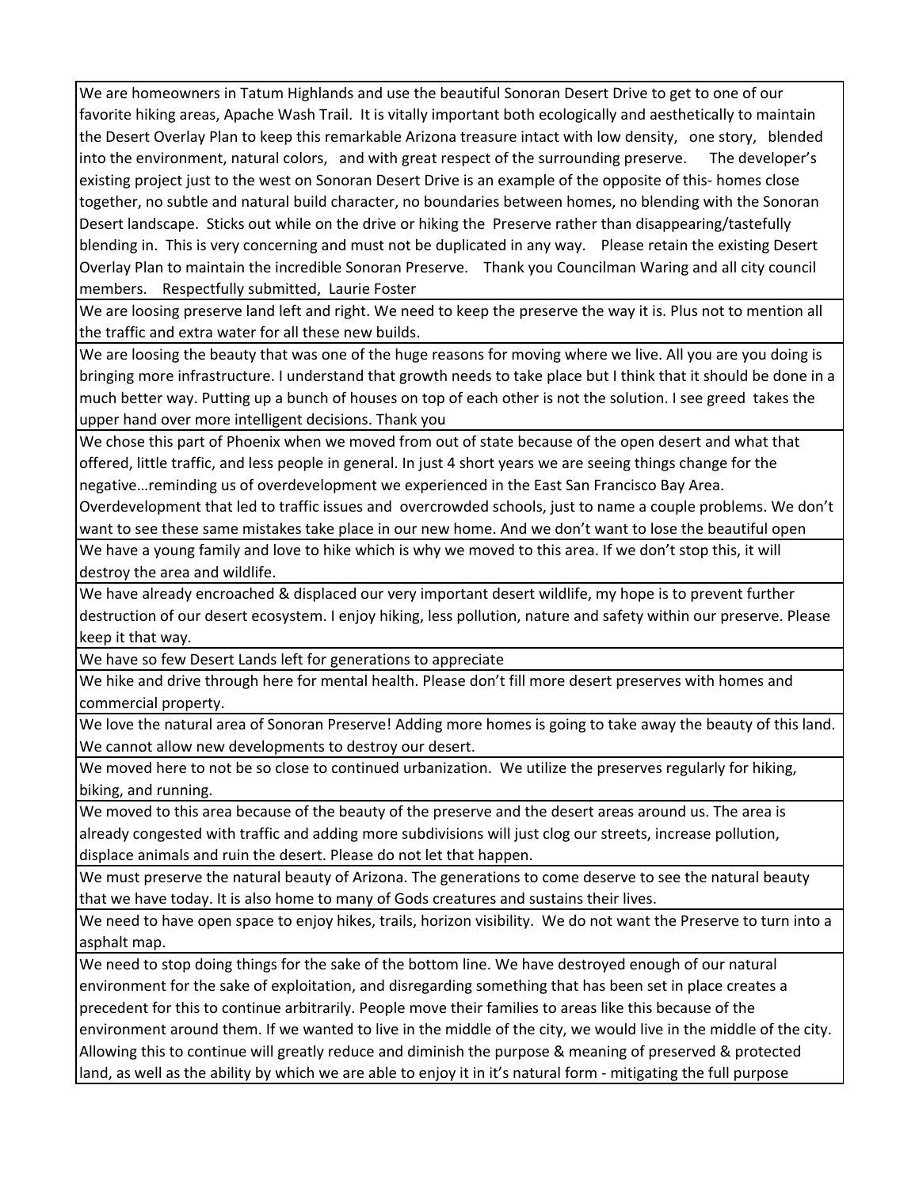| |
|---|
| We are homeowners in Tatum Highlands and use the beautiful Sonoran Desert Drive to get to one of our favorite hiking areas, Apache Wash Trail. It is vitally important both ecologically and aesthetically to maintain the Desert Overlay Plan to keep this remarkable Arizona treasure intact with low density, one story, blended into the environment, natural colors, and with great respect of the surrounding preserve. The developer's existing project just to the west on Sonoran Desert Drive is an example of the opposite of this- homes close together, no subtle and natural build character, no boundaries between homes, no blending with the Sonoran Desert landscape. Sticks out while on the drive or hiking the Preserve rather than disappearing/tastefully blending in. This is very concerning and must not be duplicated in any way. Please retain the existing Desert Overlay Plan to maintain the incredible Sonoran Preserve. Thank you Councilman Waring and all city council members. Respectfully submitted, Laurie Foster |
| We are loosing preserve land left and right. We need to keep the preserve the way it is. Plus not to mention all the traffic and extra water for all these new builds. |
| We are loosing the beauty that was one of the huge reasons for moving where we live. All you are you doing is bringing more infrastructure. I understand that growth needs to take place but I think that it should be done in a much better way. Putting up a bunch of houses on top of each other is not the solution. I see greed takes the upper hand over more intelligent decisions. Thank you |
| We chose this part of Phoenix when we moved from out of state because of the open desert and what that offered, little traffic, and less people in general. In just 4 short years we are seeing things change for the negative…reminding us of overdevelopment we experienced in the East San Francisco Bay Area. Overdevelopment that led to traffic issues and overcrowded schools, just to name a couple problems. We don't want to see these same mistakes take place in our new home. And we don't want to lose the beautiful open |
| We have a young family and love to hike which is why we moved to this area. If we don't stop this, it will destroy the area and wildlife. |
| We have already encroached & displaced our very important desert wildlife, my hope is to prevent further destruction of our desert ecosystem. I enjoy hiking, less pollution, nature and safety within our preserve. Please keep it that way. |
| We have so few Desert Lands left for generations to appreciate |
| We hike and drive through here for mental health. Please don't fill more desert preserves with homes and commercial property. |
| We love the natural area of Sonoran Preserve! Adding more homes is going to take away the beauty of this land. We cannot allow new developments to destroy our desert. |
| We moved here to not be so close to continued urbanization. We utilize the preserves regularly for hiking, biking, and running. |
| We moved to this area because of the beauty of the preserve and the desert areas around us. The area is already congested with traffic and adding more subdivisions will just clog our streets, increase pollution, displace animals and ruin the desert. Please do not let that happen. |
| We must preserve the natural beauty of Arizona. The generations to come deserve to see the natural beauty that we have today. It is also home to many of Gods creatures and sustains their lives. |
| We need to have open space to enjoy hikes, trails, horizon visibility. We do not want the Preserve to turn into a asphalt map. |
| We need to stop doing things for the sake of the bottom line. We have destroyed enough of our natural environment for the sake of exploitation, and disregarding something that has been set in place creates a precedent for this to continue arbitrarily. People move their families to areas like this because of the environment around them. If we wanted to live in the middle of the city, we would live in the middle of the city. Allowing this to continue will greatly reduce and diminish the purpose & meaning of preserved & protected land, as well as the ability by which we are able to enjoy it in it's natural form - mitigating the full purpose |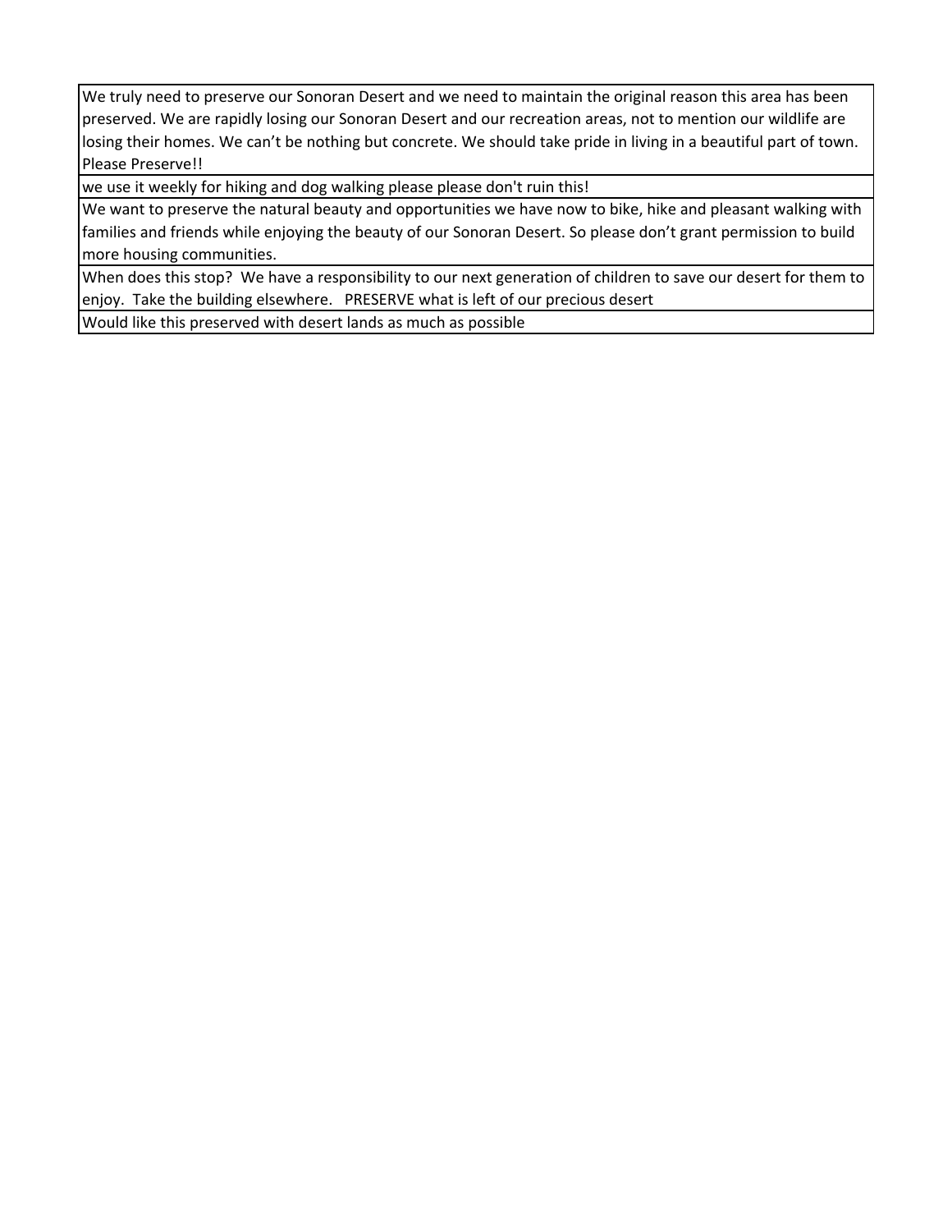| |
|---|
| We truly need to preserve our Sonoran Desert and we need to maintain the original reason this area has been preserved. We are rapidly losing our Sonoran Desert and our recreation areas, not to mention our wildlife are losing their homes. We can't be nothing but concrete. We should take pride in living in a beautiful part of town. Please Preserve!! |
| we use it weekly for hiking and dog walking please please don't ruin this! |
| We want to preserve the natural beauty and opportunities we have now to bike, hike and pleasant walking with families and friends while enjoying the beauty of our Sonoran Desert. So please don't grant permission to build more housing communities. |
| When does this stop? We have a responsibility to our next generation of children to save our desert for them to enjoy. Take the building elsewhere. PRESERVE what is left of our precious desert |
| Would like this preserved with desert lands as much as possible |